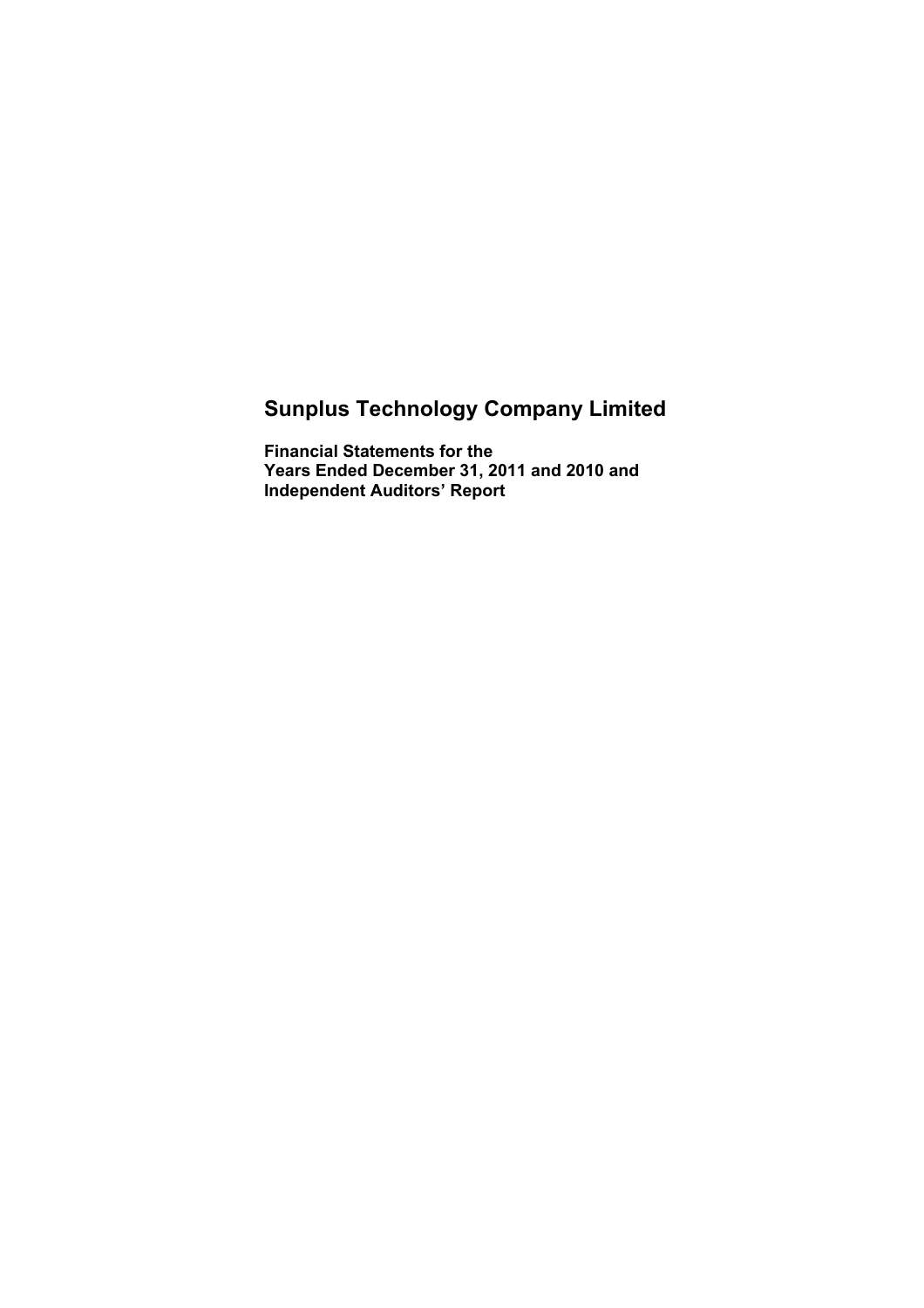# Sunplus Technology Company Limited

**Financial Statements for the Years Ended December 31, 2011 and 2010 and Independent Auditors' Report**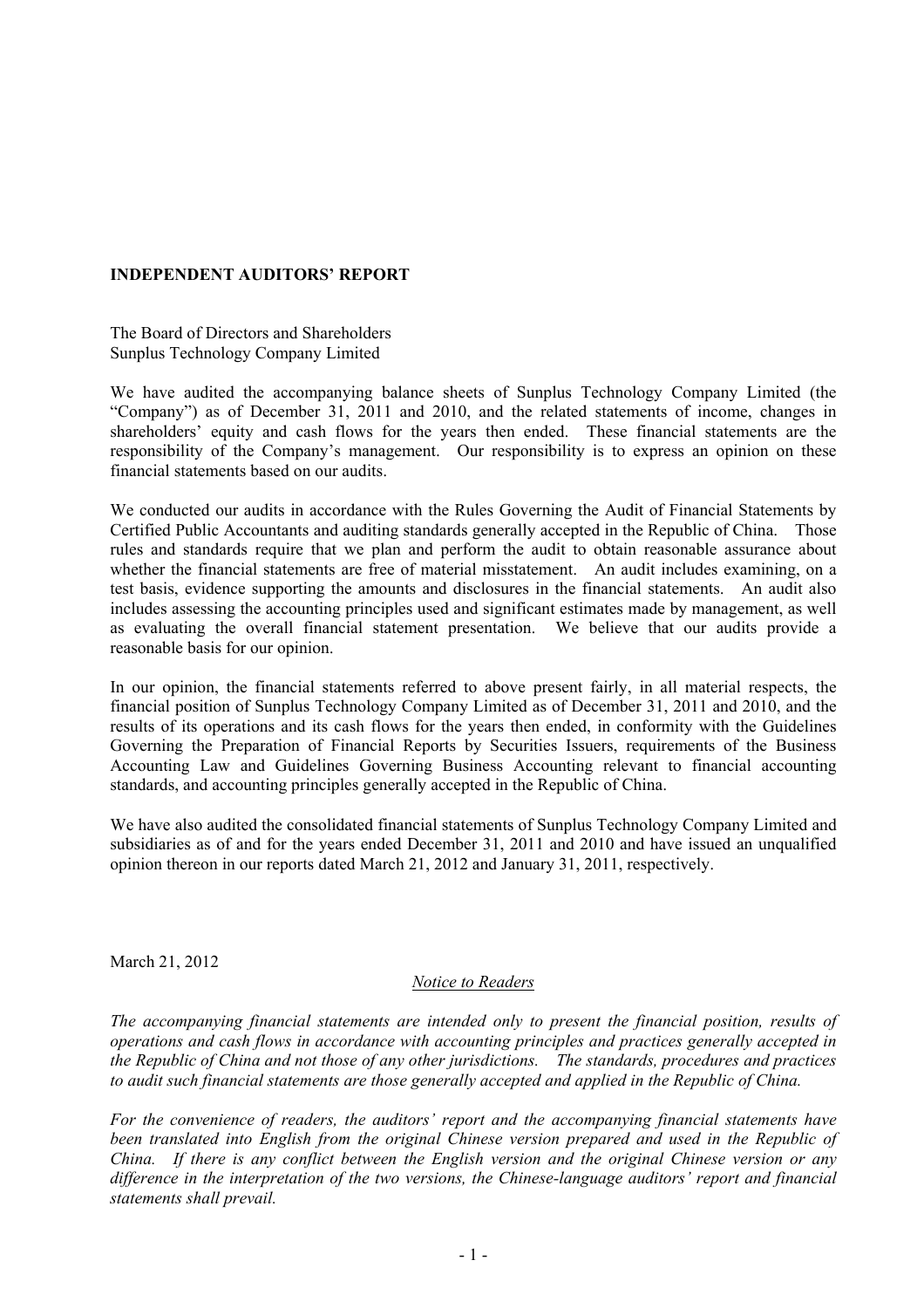**INDEPENDENT AUDITORS' REPORT**

The Board of Directors and Shareholders
Sunplus Technology Company Limited

We have audited the accompanying balance sheets of Sunplus Technology Company Limited (the "Company") as of December 31, 2011 and 2010, and the related statements of income, changes in shareholders' equity and cash flows for the years then ended. These financial statements are the responsibility of the Company's management. Our responsibility is to express an opinion on these financial statements based on our audits.

We conducted our audits in accordance with the Rules Governing the Audit of Financial Statements by Certified Public Accountants and auditing standards generally accepted in the Republic of China. Those rules and standards require that we plan and perform the audit to obtain reasonable assurance about whether the financial statements are free of material misstatement. An audit includes examining, on a test basis, evidence supporting the amounts and disclosures in the financial statements. An audit also includes assessing the accounting principles used and significant estimates made by management, as well as evaluating the overall financial statement presentation. We believe that our audits provide a reasonable basis for our opinion.

In our opinion, the financial statements referred to above present fairly, in all material respects, the financial position of Sunplus Technology Company Limited as of December 31, 2011 and 2010, and the results of its operations and its cash flows for the years then ended, in conformity with the Guidelines Governing the Preparation of Financial Reports by Securities Issuers, requirements of the Business Accounting Law and Guidelines Governing Business Accounting relevant to financial accounting standards, and accounting principles generally accepted in the Republic of China.

We have also audited the consolidated financial statements of Sunplus Technology Company Limited and subsidiaries as of and for the years ended December 31, 2011 and 2010 and have issued an unqualified opinion thereon in our reports dated March 21, 2012 and January 31, 2011, respectively.

March 21, 2012

Notice to Readers

*The accompanying financial statements are intended only to present the financial position, results of operations and cash flows in accordance with accounting principles and practices generally accepted in the Republic of China and not those of any other jurisdictions. The standards, procedures and practices to audit such financial statements are those generally accepted and applied in the Republic of China.*

*For the convenience of readers, the auditors' report and the accompanying financial statements have been translated into English from the original Chinese version prepared and used in the Republic of China. If there is any conflict between the English version and the original Chinese version or any difference in the interpretation of the two versions, the Chinese-language auditors' report and financial statements shall prevail.*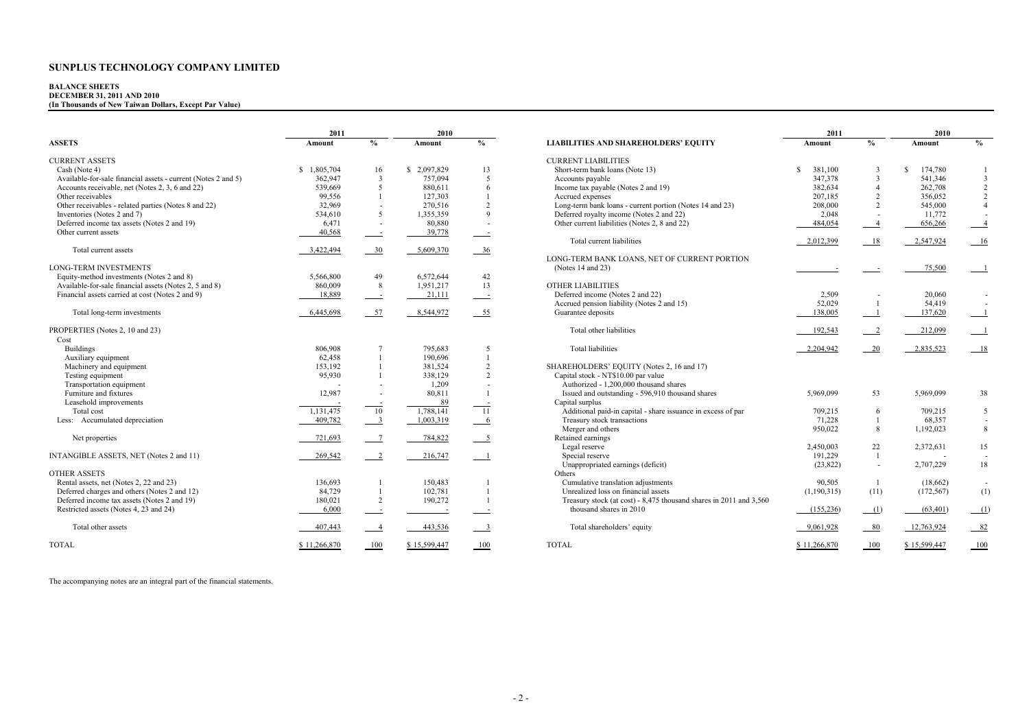# SUNPLUS TECHNOLOGY COMPANY LIMITED

**BALANCE SHEETS**
**DECEMBER 31, 2011 AND 2010**
**(In Thousands of New Taiwan Dollars, Except Par Value)**

| | 2011 | | 2010 | |
|---|---|---|---|---|
| **ASSETS** | **Amount** | **%** | **Amount** | **%** |
| CURRENT ASSETS | | | | |
| Cash (Note 4) | $ 1,805,704 | 16 | $ 2,097,829 | 13 |
| Available-for-sale financial assets - current (Notes 2 and 5) | 362,947 | 3 | 757,094 | 5 |
| Accounts receivable, net (Notes 2, 3, 6 and 22) | 539,669 | 5 | 880,611 | 6 |
| Other receivables | 99,556 | 1 | 127,303 | 1 |
| Other receivables - related parties (Notes 8 and 22) | 32,969 | - | 270,516 | 2 |
| Inventories (Notes 2 and 7) | 534,610 | 5 | 1,355,359 | 9 |
| Deferred income tax assets (Notes 2 and 19) | 6,471 | - | 80,880 | - |
| Other current assets | 40,568 | - | 39,778 | - |
| Total current assets | 3,422,494 | 30 | 5,609,370 | 36 |
| LONG-TERM INVESTMENTS | | | | |
| Equity-method investments (Notes 2 and 8) | 5,566,800 | 49 | 6,572,644 | 42 |
| Available-for-sale financial assets (Notes 2, 5 and 8) | 860,009 | 8 | 1,951,217 | 13 |
| Financial assets carried at cost (Notes 2 and 9) | 18,889 | - | 21,111 | - |
| Total long-term investments | 6,445,698 | 57 | 8,544,972 | 55 |
| PROPERTIES (Notes 2, 10 and 23) | | | | |
| Cost | | | | |
| Buildings | 806,908 | 7 | 795,683 | 5 |
| Auxiliary equipment | 62,458 | 1 | 190,696 | 1 |
| Machinery and equipment | 153,192 | 1 | 381,524 | 2 |
| Testing equipment | 95,930 | 1 | 338,129 | 2 |
| Transportation equipment | - | - | 1,209 | - |
| Furniture and fixtures | 12,987 | - | 80,811 | 1 |
| Leasehold improvements | - | - | 89 | - |
| Total cost | 1,131,475 | 10 | 1,788,141 | 11 |
| Less: Accumulated depreciation | 409,782 | 3 | 1,003,319 | 6 |
| Net properties | 721,693 | 7 | 784,822 | 5 |
| INTANGIBLE ASSETS, NET (Notes 2 and 11) | 269,542 | 2 | 216,747 | 1 |
| OTHER ASSETS | | | | |
| Rental assets, net (Notes 2, 22 and 23) | 136,693 | 1 | 150,483 | 1 |
| Deferred charges and others (Notes 2 and 12) | 84,729 | 1 | 102,781 | 1 |
| Deferred income tax assets (Notes 2 and 19) | 180,021 | 2 | 190,272 | 1 |
| Restricted assets (Notes 4, 23 and 24) | 6,000 | - | - | - |
| Total other assets | 407,443 | 4 | 443,536 | 3 |
| TOTAL | $ 11,266,870 | 100 | $ 15,599,447 | 100 |

| | 2011 | | 2010 | |
|---|---|---|---|---|
| **LIABILITIES AND SHAREHOLDERS' EQUITY** | **Amount** | **%** | **Amount** | **%** |
| CURRENT LIABILITIES | | | | |
| Short-term bank loans (Note 13) | $ 381,100 | 3 | $ 174,780 | 1 |
| Accounts payable | 347,378 | 3 | 541,346 | 3 |
| Income tax payable (Notes 2 and 19) | 382,634 | 4 | 262,708 | 2 |
| Accrued expenses | 207,185 | 2 | 356,052 | 2 |
| Long-term bank loans - current portion (Notes 14 and 23) | 208,000 | 2 | 545,000 | 4 |
| Deferred royalty income (Notes 2 and 22) | 2,048 | - | 11,772 | - |
| Other current liabilities (Notes 2, 8 and 22) | 484,054 | 4 | 656,266 | 4 |
| Total current liabilities | 2,012,399 | 18 | 2,547,924 | 16 |
| LONG-TERM BANK LOANS, NET OF CURRENT PORTION (Notes 14 and 23) | - | - | 75,500 | 1 |
| OTHER LIABILITIES | | | | |
| Deferred income (Notes 2 and 22) | 2,509 | - | 20,060 | - |
| Accrued pension liability (Notes 2 and 15) | 52,029 | 1 | 54,419 | - |
| Guarantee deposits | 138,005 | 1 | 137,620 | 1 |
| Total other liabilities | 192,543 | 2 | 212,099 | 1 |
| Total liabilities | 2,204,942 | 20 | 2,835,523 | 18 |
| SHAREHOLDERS' EQUITY (Notes 2, 16 and 17) | | | | |
| Capital stock - NT$10.00 par value | | | | |
| Authorized - 1,200,000 thousand shares | | | | |
| Issued and outstanding - 596,910 thousand shares | 5,969,099 | 53 | 5,969,099 | 38 |
| Capital surplus | | | | |
| Additional paid-in capital - share issuance in excess of par | 709,215 | 6 | 709,215 | 5 |
| Treasury stock transactions | 71,228 | 1 | 68,357 | - |
| Merger and others | 950,022 | 8 | 1,192,023 | 8 |
| Retained earnings | | | | |
| Legal reserve | 2,450,003 | 22 | 2,372,631 | 15 |
| Special reserve | 191,229 | 1 | - | - |
| Unappropriated earnings (deficit) | (23,822) | - | 2,707,229 | 18 |
| Others | | | | |
| Cumulative translation adjustments | 90,505 | 1 | (18,662) | - |
| Unrealized loss on financial assets | (1,190,315) | (11) | (172,567) | (1) |
| Treasury stock (at cost) - 8,475 thousand shares in 2011 and 3,560 thousand shares in 2010 | (155,236) | (1) | (63,401) | (1) |
| Total shareholders' equity | 9,061,928 | 80 | 12,763,924 | 82 |
| TOTAL | $ 11,266,870 | 100 | $ 15,599,447 | 100 |

The accompanying notes are an integral part of the financial statements.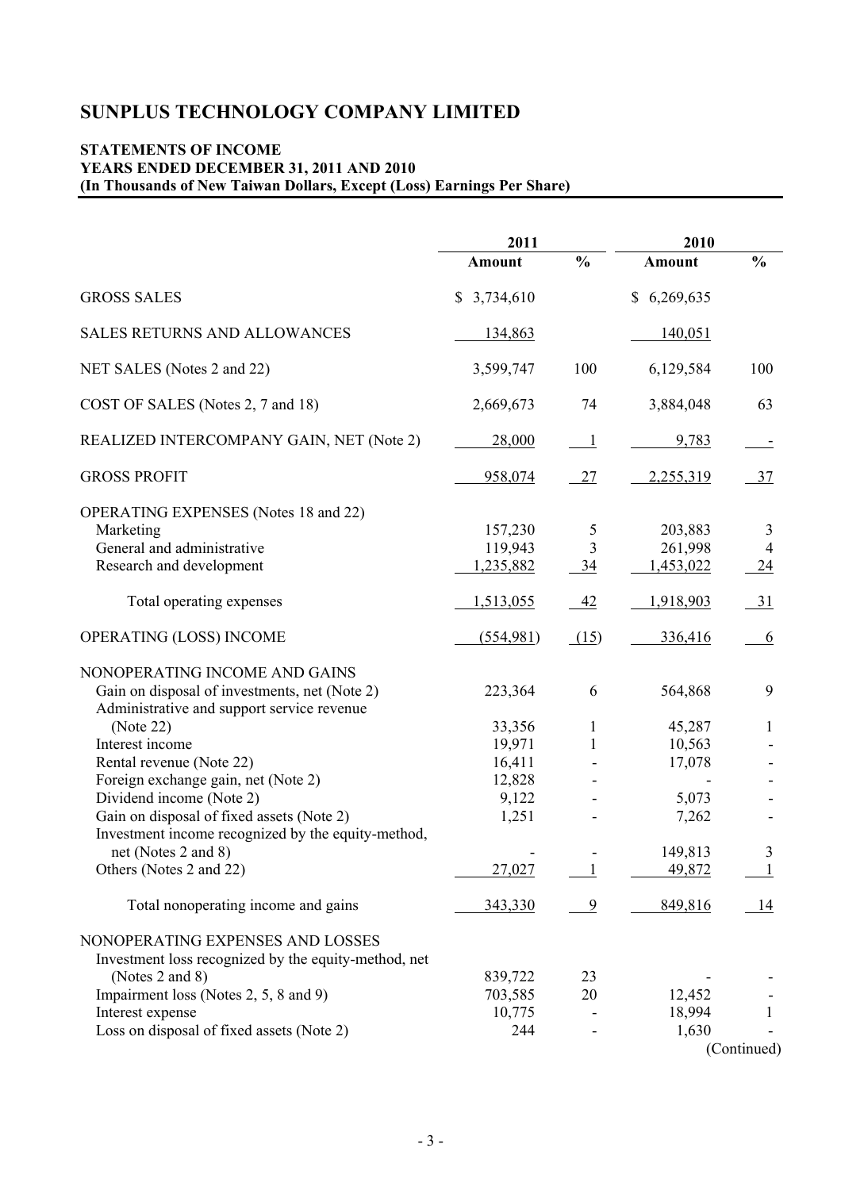# SUNPLUS TECHNOLOGY COMPANY LIMITED

**STATEMENTS OF INCOME**
**YEARS ENDED DECEMBER 31, 2011 AND 2010**
**(In Thousands of New Taiwan Dollars, Except (Loss) Earnings Per Share)**

| | 2011 | | 2010 | |
|---|---|---|---|---|
| | **Amount** | **%** | **Amount** | **%** |
| GROSS SALES | $ 3,734,610 | | $ 6,269,635 | |
| SALES RETURNS AND ALLOWANCES | 134,863 | | 140,051 | |
| NET SALES (Notes 2 and 22) | 3,599,747 | 100 | 6,129,584 | 100 |
| COST OF SALES (Notes 2, 7 and 18) | 2,669,673 | 74 | 3,884,048 | 63 |
| REALIZED INTERCOMPANY GAIN, NET (Note 2) | 28,000 | 1 | 9,783 | - |
| GROSS PROFIT | 958,074 | 27 | 2,255,319 | 37 |
| OPERATING EXPENSES (Notes 18 and 22) | | | | |
| Marketing | 157,230 | 5 | 203,883 | 3 |
| General and administrative | 119,943 | 3 | 261,998 | 4 |
| Research and development | 1,235,882 | 34 | 1,453,022 | 24 |
| Total operating expenses | 1,513,055 | 42 | 1,918,903 | 31 |
| OPERATING (LOSS) INCOME | (554,981) | (15) | 336,416 | 6 |
| NONOPERATING INCOME AND GAINS | | | | |
| Gain on disposal of investments, net (Note 2) | 223,364 | 6 | 564,868 | 9 |
| Administrative and support service revenue (Note 22) | 33,356 | 1 | 45,287 | 1 |
| Interest income | 19,971 | 1 | 10,563 | - |
| Rental revenue (Note 22) | 16,411 | - | 17,078 | - |
| Foreign exchange gain, net (Note 2) | 12,828 | - | - | - |
| Dividend income (Note 2) | 9,122 | - | 5,073 | - |
| Gain on disposal of fixed assets (Note 2) | 1,251 | - | 7,262 | - |
| Investment income recognized by the equity-method, net (Notes 2 and 8) | - | - | 149,813 | 3 |
| Others (Notes 2 and 22) | 27,027 | 1 | 49,872 | 1 |
| Total nonoperating income and gains | 343,330 | 9 | 849,816 | 14 |
| NONOPERATING EXPENSES AND LOSSES | | | | |
| Investment loss recognized by the equity-method, net (Notes 2 and 8) | 839,722 | 23 | - | - |
| Impairment loss (Notes 2, 5, 8 and 9) | 703,585 | 20 | 12,452 | - |
| Interest expense | 10,775 | - | 18,994 | 1 |
| Loss on disposal of fixed assets (Note 2) | 244 | - | 1,630 | - |

(Continued)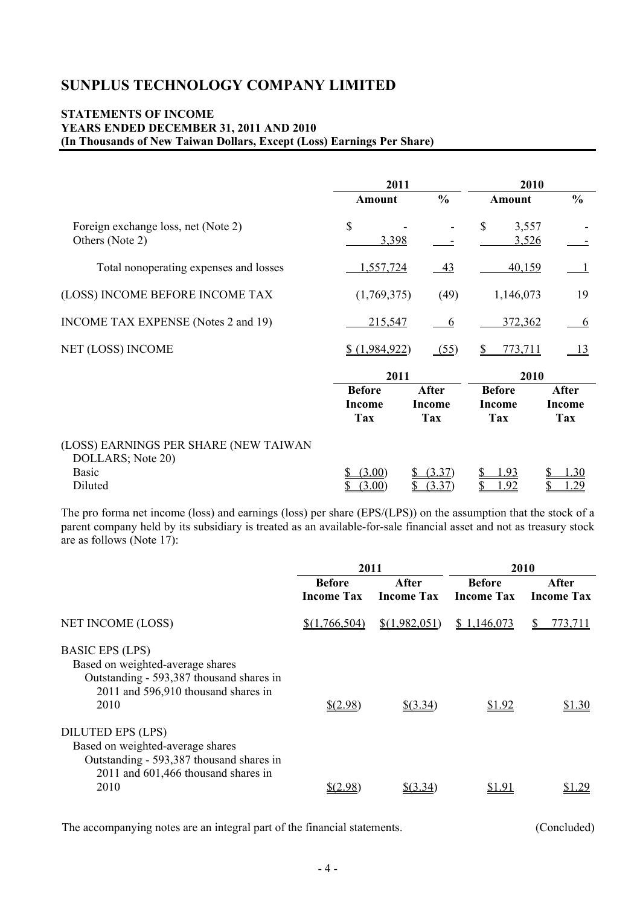# SUNPLUS TECHNOLOGY COMPANY LIMITED

**STATEMENTS OF INCOME**
**YEARS ENDED DECEMBER 31, 2011 AND 2010**
**(In Thousands of New Taiwan Dollars, Except (Loss) Earnings Per Share)**

| | 2011 | | 2010 | |
|---|---|---|---|---|
| | **Amount** | **%** | **Amount** | **%** |
| Foreign exchange loss, net (Note 2) | $ - | - | $ 3,557 | - |
| Others (Note 2) | 3,398 | - | 3,526 | - |
| Total nonoperating expenses and losses | 1,557,724 | 43 | 40,159 | 1 |
| (LOSS) INCOME BEFORE INCOME TAX | (1,769,375) | (49) | 1,146,073 | 19 |
| INCOME TAX EXPENSE (Notes 2 and 19) | 215,547 | 6 | 372,362 | 6 |
| NET (LOSS) INCOME | $ (1,984,922) | (55) | $ 773,711 | 13 |

| | 2011 | | 2010 | |
|---|---|---|---|---|
| | **Before Income Tax** | **After Income Tax** | **Before Income Tax** | **After Income Tax** |
| (LOSS) EARNINGS PER SHARE (NEW TAIWAN DOLLARS; Note 20) | | | | |
| Basic | $ (3.00) | $ (3.37) | $ 1.93 | $ 1.30 |
| Diluted | $ (3.00) | $ (3.37) | $ 1.92 | $ 1.29 |

The pro forma net income (loss) and earnings (loss) per share (EPS/(LPS)) on the assumption that the stock of a parent company held by its subsidiary is treated as an available-for-sale financial asset and not as treasury stock are as follows (Note 17):

| | 2011 | | 2010 | |
|---|---|---|---|---|
| | **Before Income Tax** | **After Income Tax** | **Before Income Tax** | **After Income Tax** |
| NET INCOME (LOSS) | $(1,766,504) | $(1,982,051) | $ 1,146,073 | $ 773,711 |
| BASIC EPS (LPS) Based on weighted-average shares Outstanding - 593,387 thousand shares in 2011 and 596,910 thousand shares in 2010 | $(2.98) | $(3.34) | $1.92 | $1.30 |
| DILUTED EPS (LPS) Based on weighted-average shares Outstanding - 593,387 thousand shares in 2011 and 601,466 thousand shares in 2010 | $(2.98) | $(3.34) | $1.91 | $1.29 |

The accompanying notes are an integral part of the financial statements. (Concluded)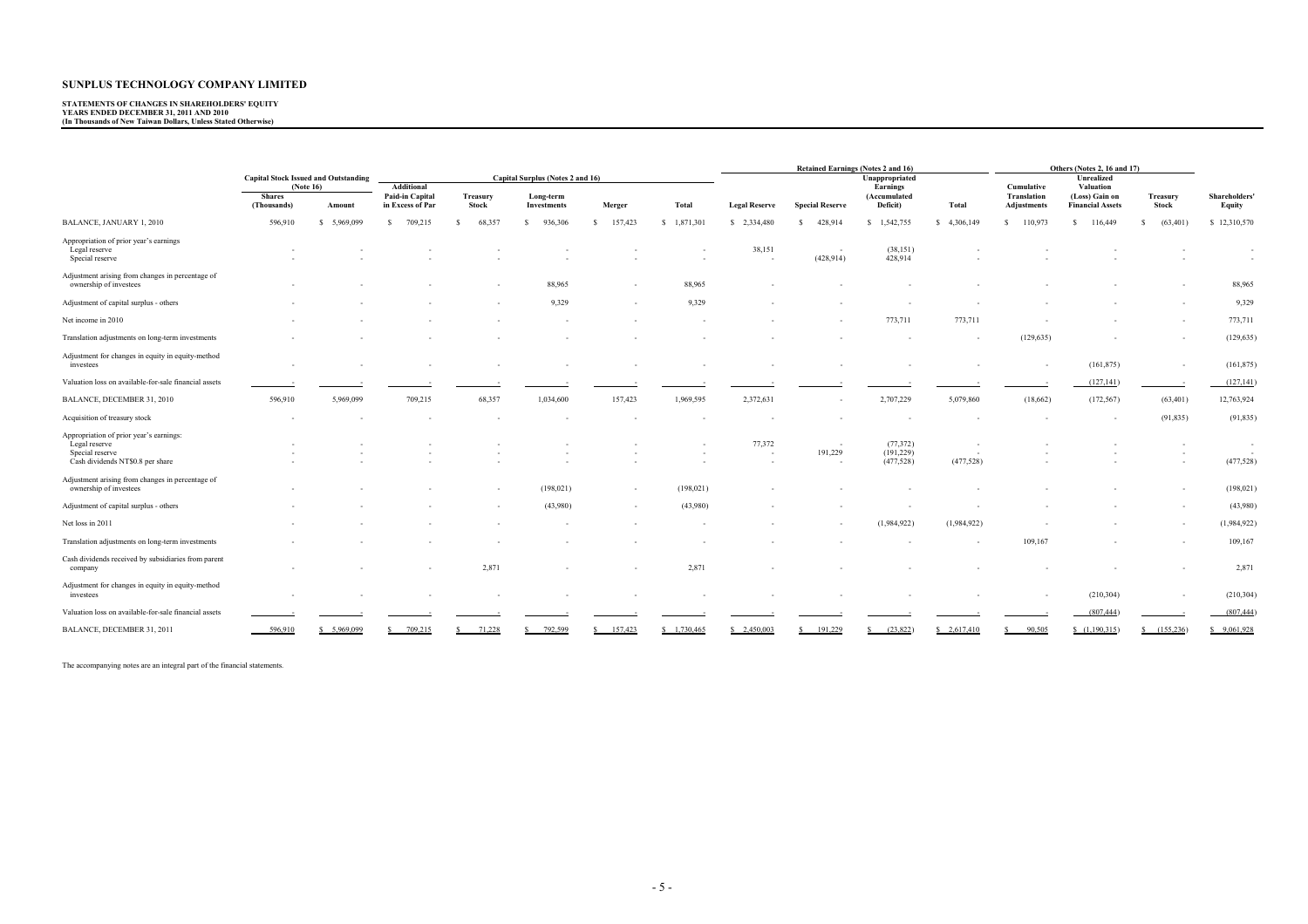# SUNPLUS TECHNOLOGY COMPANY LIMITED

**STATEMENTS OF CHANGES IN SHAREHOLDERS' EQUITY**
**YEARS ENDED DECEMBER 31, 2011 AND 2010**
**(In Thousands of New Taiwan Dollars, Unless Stated Otherwise)**

| | Capital Stock Issued and Outstanding (Note 16) | | Capital Surplus (Notes 2 and 16) | | | | | Retained Earnings (Notes 2 and 16) | | | | Others (Notes 2, 16 and 17) | | | |
|---|---|---|---|---|---|---|---|---|---|---|---|---|---|---|---|
| | Shares (Thousands) | Amount | Additional Paid-in Capital in Excess of Par | Treasury Stock | Long-term Investments | Merger | Total | Legal Reserve | Special Reserve | Unappropriated Earnings (Accumulated Deficit) | Total | Cumulative Translation Adjustments | Unrealized Valuation (Loss) Gain on Financial Assets | Treasury Stock | Shareholders' Equity |
| BALANCE, JANUARY 1, 2010 | 596,910 | $ 5,969,099 | $ 709,215 | $ 68,357 | $ 936,306 | $ 157,423 | $ 1,871,301 | $ 2,334,480 | $ 428,914 | $ 1,542,755 | $ 4,306,149 | $ 110,973 | $ 116,449 | $ (63,401) | $ 12,310,570 |
| Appropriation of prior year's earnings | | | | | | | | | | | | | | | |
| Legal reserve | - | - | - | - | - | - | - | 38,151 | - | (38,151) | - | - | - | - | - |
| Special reserve | - | - | - | - | - | - | - | - | (428,914) | 428,914 | - | - | - | - | - |
| Adjustment arising from changes in percentage of ownership of investees | - | - | - | - | 88,965 | - | 88,965 | - | - | - | - | - | - | - | 88,965 |
| Adjustment of capital surplus - others | - | - | - | - | 9,329 | - | 9,329 | - | - | - | - | - | - | - | 9,329 |
| Net income in 2010 | - | - | - | - | - | - | - | - | - | 773,711 | 773,711 | - | - | - | 773,711 |
| Translation adjustments on long-term investments | - | - | - | - | - | - | - | - | - | - | - | (129,635) | - | - | (129,635) |
| Adjustment for changes in equity in equity-method investees | - | - | - | - | - | - | - | - | - | - | - | - | (161,875) | - | (161,875) |
| Valuation loss on available-for-sale financial assets | - | - | - | - | - | - | - | - | - | - | - | - | (127,141) | - | (127,141) |
| BALANCE, DECEMBER 31, 2010 | 596,910 | 5,969,099 | 709,215 | 68,357 | 1,034,600 | 157,423 | 1,969,595 | 2,372,631 | - | 2,707,229 | 5,079,860 | (18,662) | (172,567) | (63,401) | 12,763,924 |
| Acquisition of treasury stock | - | - | - | - | - | - | - | - | - | - | - | - | - | (91,835) | (91,835) |
| Appropriation of prior year's earnings: | | | | | | | | | | | | | | | |
| Legal reserve | - | - | - | - | - | - | - | 77,372 | - | (77,372) | - | - | - | - | - |
| Special reserve | - | - | - | - | - | - | - | - | 191,229 | (191,229) | - | - | - | - | - |
| Cash dividends NT$0.8 per share | - | - | - | - | - | - | - | - | - | (477,528) | (477,528) | - | - | - | (477,528) |
| Adjustment arising from changes in percentage of ownership of investees | - | - | - | - | (198,021) | - | (198,021) | - | - | - | - | - | - | - | (198,021) |
| Adjustment of capital surplus - others | - | - | - | - | (43,980) | - | (43,980) | - | - | - | - | - | - | - | (43,980) |
| Net loss in 2011 | - | - | - | - | - | - | - | - | - | (1,984,922) | (1,984,922) | - | - | - | (1,984,922) |
| Translation adjustments on long-term investments | - | - | - | - | - | - | - | - | - | - | - | 109,167 | - | - | 109,167 |
| Cash dividends received by subsidiaries from parent company | - | - | - | 2,871 | - | - | 2,871 | - | - | - | - | - | - | - | 2,871 |
| Adjustment for changes in equity in equity-method investees | - | - | - | - | - | - | - | - | - | - | - | - | (210,304) | - | (210,304) |
| Valuation loss on available-for-sale financial assets | - | - | - | - | - | - | - | - | - | - | - | - | (807,444) | - | (807,444) |
| BALANCE, DECEMBER 31, 2011 | 596,910 | $ 5,969,099 | $ 709,215 | $ 71,228 | $ 792,599 | $ 157,423 | $ 1,730,465 | $ 2,450,003 | $ 191,229 | $ (23,822) | $ 2,617,410 | $ 90,505 | $ (1,190,315) | $ (155,236) | $ 9,061,928 |

The accompanying notes are an integral part of the financial statements.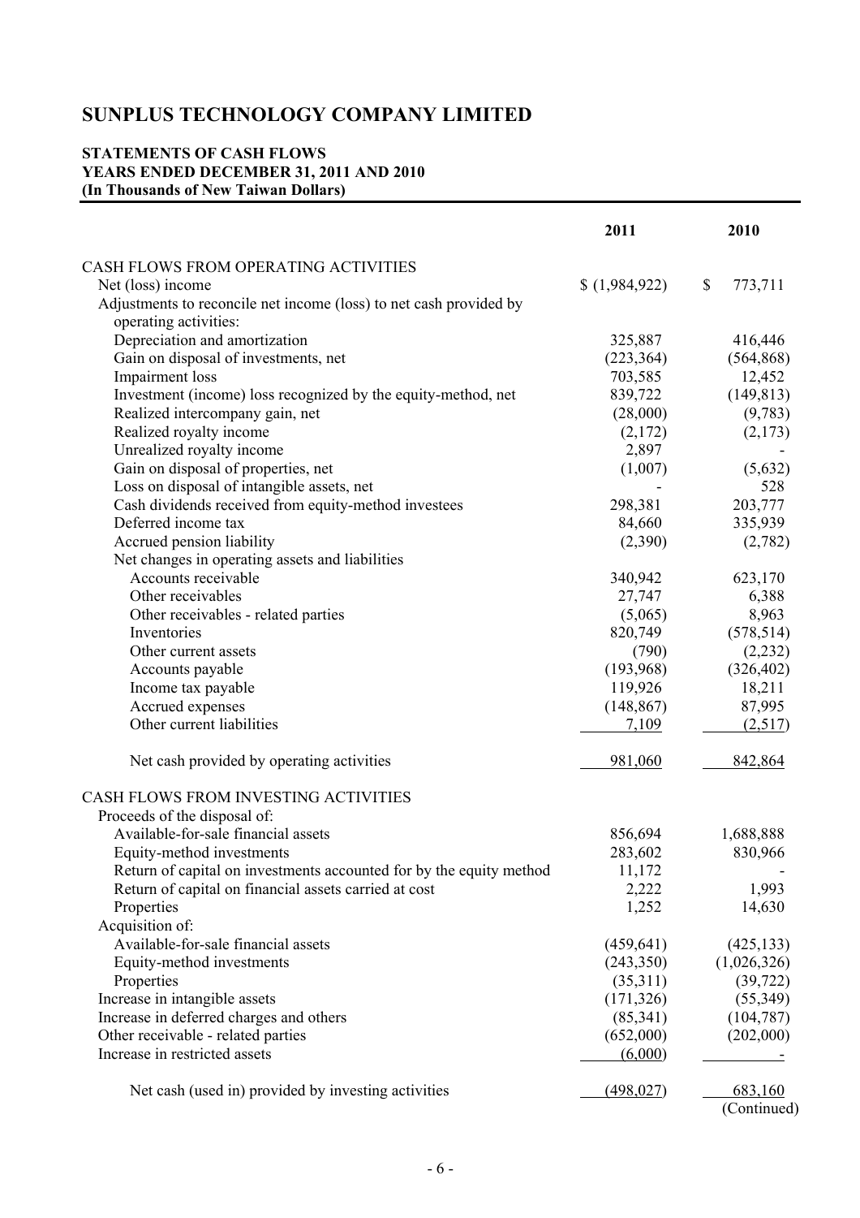# SUNPLUS TECHNOLOGY COMPANY LIMITED

**STATEMENTS OF CASH FLOWS**
**YEARS ENDED DECEMBER 31, 2011 AND 2010**
**(In Thousands of New Taiwan Dollars)**

| | 2011 | 2010 |
|---|---|---|
| CASH FLOWS FROM OPERATING ACTIVITIES | | |
| Net (loss) income | $ (1,984,922) | $ 773,711 |
| Adjustments to reconcile net income (loss) to net cash provided by operating activities: | | |
| Depreciation and amortization | 325,887 | 416,446 |
| Gain on disposal of investments, net | (223,364) | (564,868) |
| Impairment loss | 703,585 | 12,452 |
| Investment (income) loss recognized by the equity-method, net | 839,722 | (149,813) |
| Realized intercompany gain, net | (28,000) | (9,783) |
| Realized royalty income | (2,172) | (2,173) |
| Unrealized royalty income | 2,897 | - |
| Gain on disposal of properties, net | (1,007) | (5,632) |
| Loss on disposal of intangible assets, net | - | 528 |
| Cash dividends received from equity-method investees | 298,381 | 203,777 |
| Deferred income tax | 84,660 | 335,939 |
| Accrued pension liability | (2,390) | (2,782) |
| Net changes in operating assets and liabilities | | |
| Accounts receivable | 340,942 | 623,170 |
| Other receivables | 27,747 | 6,388 |
| Other receivables - related parties | (5,065) | 8,963 |
| Inventories | 820,749 | (578,514) |
| Other current assets | (790) | (2,232) |
| Accounts payable | (193,968) | (326,402) |
| Income tax payable | 119,926 | 18,211 |
| Accrued expenses | (148,867) | 87,995 |
| Other current liabilities | 7,109 | (2,517) |
| Net cash provided by operating activities | 981,060 | 842,864 |
| CASH FLOWS FROM INVESTING ACTIVITIES | | |
| Proceeds of the disposal of: | | |
| Available-for-sale financial assets | 856,694 | 1,688,888 |
| Equity-method investments | 283,602 | 830,966 |
| Return of capital on investments accounted for by the equity method | 11,172 | - |
| Return of capital on financial assets carried at cost | 2,222 | 1,993 |
| Properties | 1,252 | 14,630 |
| Acquisition of: | | |
| Available-for-sale financial assets | (459,641) | (425,133) |
| Equity-method investments | (243,350) | (1,026,326) |
| Properties | (35,311) | (39,722) |
| Increase in intangible assets | (171,326) | (55,349) |
| Increase in deferred charges and others | (85,341) | (104,787) |
| Other receivable - related parties | (652,000) | (202,000) |
| Increase in restricted assets | (6,000) | - |
| Net cash (used in) provided by investing activities | (498,027) | 683,160 |

(Continued)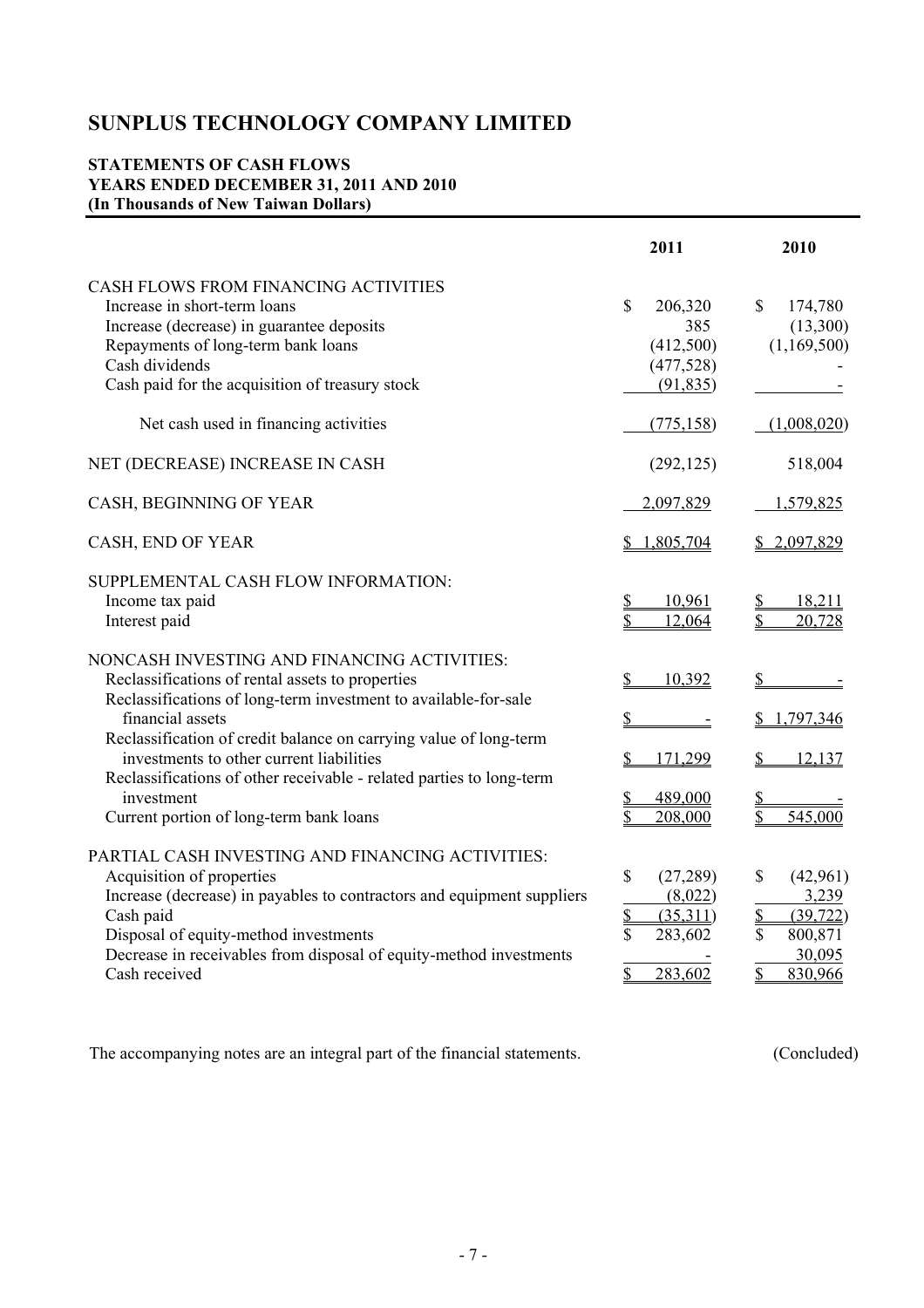# SUNPLUS TECHNOLOGY COMPANY LIMITED

**STATEMENTS OF CASH FLOWS**
**YEARS ENDED DECEMBER 31, 2011 AND 2010**
**(In Thousands of New Taiwan Dollars)**

| | 2011 | 2010 |
|---|---|---|
| CASH FLOWS FROM FINANCING ACTIVITIES | | |
| Increase in short-term loans | $ 206,320 | $ 174,780 |
| Increase (decrease) in guarantee deposits | 385 | (13,300) |
| Repayments of long-term bank loans | (412,500) | (1,169,500) |
| Cash dividends | (477,528) | - |
| Cash paid for the acquisition of treasury stock | (91,835) | - |
| Net cash used in financing activities | (775,158) | (1,008,020) |
| NET (DECREASE) INCREASE IN CASH | (292,125) | 518,004 |
| CASH, BEGINNING OF YEAR | 2,097,829 | 1,579,825 |
| CASH, END OF YEAR | $ 1,805,704 | $ 2,097,829 |
| SUPPLEMENTAL CASH FLOW INFORMATION: | | |
| Income tax paid | $ 10,961 | $ 18,211 |
| Interest paid | $ 12,064 | $ 20,728 |
| NONCASH INVESTING AND FINANCING ACTIVITIES: | | |
| Reclassifications of rental assets to properties | $ 10,392 | $ - |
| Reclassifications of long-term investment to available-for-sale financial assets | $ - | $ 1,797,346 |
| Reclassification of credit balance on carrying value of long-term investments to other current liabilities | $ 171,299 | $ 12,137 |
| Reclassifications of other receivable - related parties to long-term investment | $ 489,000 | $ - |
| Current portion of long-term bank loans | $ 208,000 | $ 545,000 |
| PARTIAL CASH INVESTING AND FINANCING ACTIVITIES: | | |
| Acquisition of properties | $ (27,289) | $ (42,961) |
| Increase (decrease) in payables to contractors and equipment suppliers | (8,022) | 3,239 |
| Cash paid | $ (35,311) | $ (39,722) |
| Disposal of equity-method investments | $ 283,602 | $ 800,871 |
| Decrease in receivables from disposal of equity-method investments | - | 30,095 |
| Cash received | $ 283,602 | $ 830,966 |

The accompanying notes are an integral part of the financial statements. (Concluded)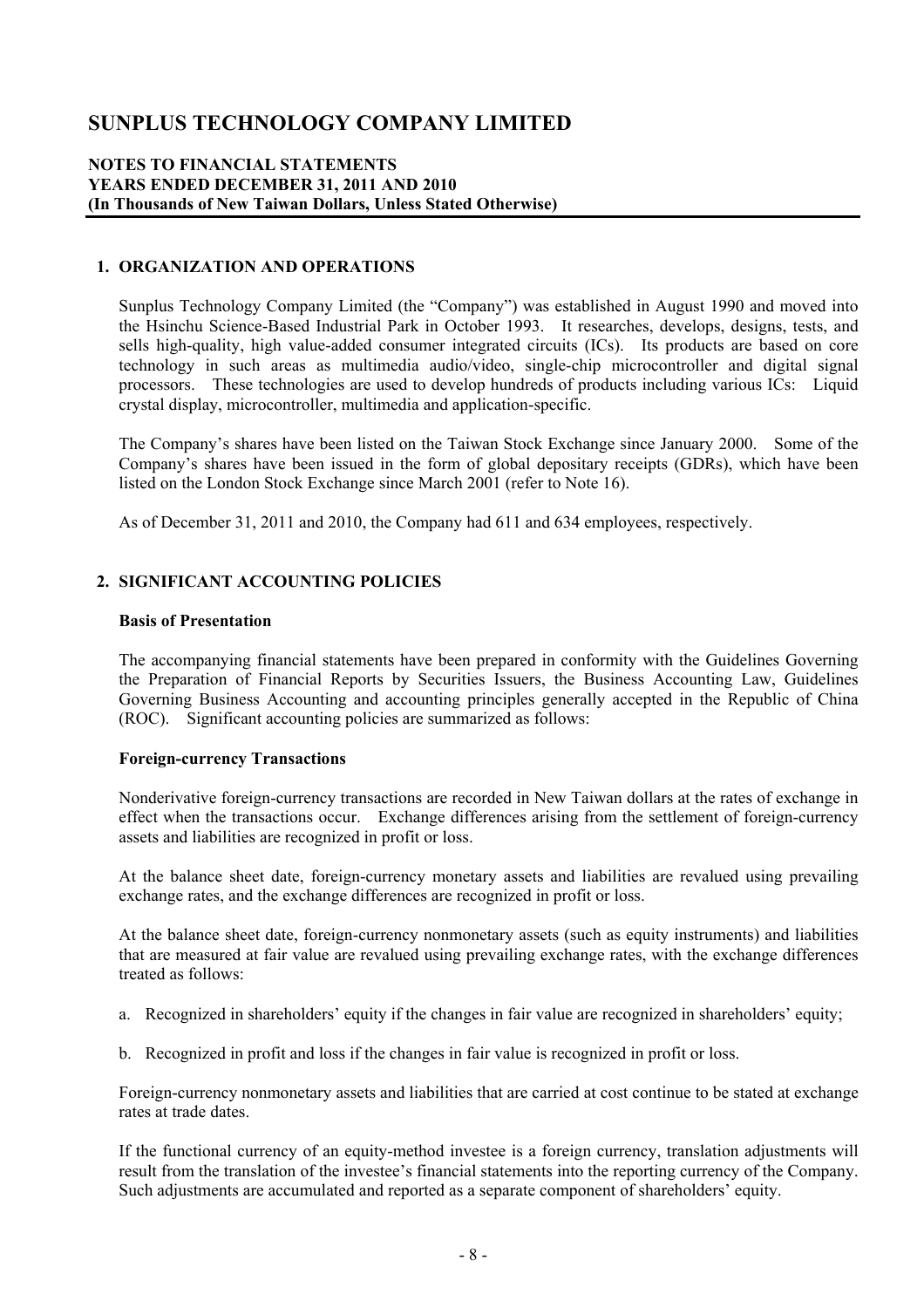# SUNPLUS TECHNOLOGY COMPANY LIMITED

**NOTES TO FINANCIAL STATEMENTS**
**YEARS ENDED DECEMBER 31, 2011 AND 2010**
**(In Thousands of New Taiwan Dollars, Unless Stated Otherwise)**

## 1. ORGANIZATION AND OPERATIONS

Sunplus Technology Company Limited (the "Company") was established in August 1990 and moved into the Hsinchu Science-Based Industrial Park in October 1993. It researches, develops, designs, tests, and sells high-quality, high value-added consumer integrated circuits (ICs). Its products are based on core technology in such areas as multimedia audio/video, single-chip microcontroller and digital signal processors. These technologies are used to develop hundreds of products including various ICs: Liquid crystal display, microcontroller, multimedia and application-specific.

The Company's shares have been listed on the Taiwan Stock Exchange since January 2000. Some of the Company's shares have been issued in the form of global depositary receipts (GDRs), which have been listed on the London Stock Exchange since March 2001 (refer to Note 16).

As of December 31, 2011 and 2010, the Company had 611 and 634 employees, respectively.

## 2. SIGNIFICANT ACCOUNTING POLICIES

**Basis of Presentation**

The accompanying financial statements have been prepared in conformity with the Guidelines Governing the Preparation of Financial Reports by Securities Issuers, the Business Accounting Law, Guidelines Governing Business Accounting and accounting principles generally accepted in the Republic of China (ROC). Significant accounting policies are summarized as follows:

**Foreign-currency Transactions**

Nonderivative foreign-currency transactions are recorded in New Taiwan dollars at the rates of exchange in effect when the transactions occur. Exchange differences arising from the settlement of foreign-currency assets and liabilities are recognized in profit or loss.

At the balance sheet date, foreign-currency monetary assets and liabilities are revalued using prevailing exchange rates, and the exchange differences are recognized in profit or loss.

At the balance sheet date, foreign-currency nonmonetary assets (such as equity instruments) and liabilities that are measured at fair value are revalued using prevailing exchange rates, with the exchange differences treated as follows:

a. Recognized in shareholders' equity if the changes in fair value are recognized in shareholders' equity;

b. Recognized in profit and loss if the changes in fair value is recognized in profit or loss.

Foreign-currency nonmonetary assets and liabilities that are carried at cost continue to be stated at exchange rates at trade dates.

If the functional currency of an equity-method investee is a foreign currency, translation adjustments will result from the translation of the investee's financial statements into the reporting currency of the Company. Such adjustments are accumulated and reported as a separate component of shareholders' equity.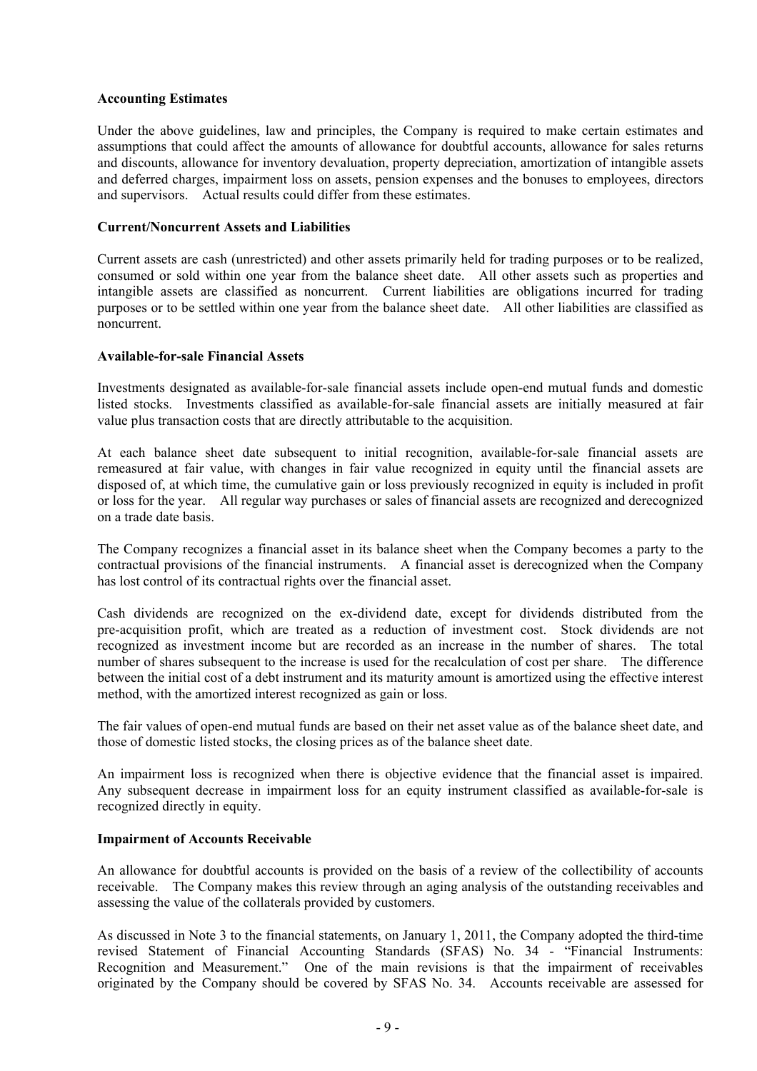**Accounting Estimates**

Under the above guidelines, law and principles, the Company is required to make certain estimates and assumptions that could affect the amounts of allowance for doubtful accounts, allowance for sales returns and discounts, allowance for inventory devaluation, property depreciation, amortization of intangible assets and deferred charges, impairment loss on assets, pension expenses and the bonuses to employees, directors and supervisors. Actual results could differ from these estimates.

**Current/Noncurrent Assets and Liabilities**

Current assets are cash (unrestricted) and other assets primarily held for trading purposes or to be realized, consumed or sold within one year from the balance sheet date. All other assets such as properties and intangible assets are classified as noncurrent. Current liabilities are obligations incurred for trading purposes or to be settled within one year from the balance sheet date. All other liabilities are classified as noncurrent.

**Available-for-sale Financial Assets**

Investments designated as available-for-sale financial assets include open-end mutual funds and domestic listed stocks. Investments classified as available-for-sale financial assets are initially measured at fair value plus transaction costs that are directly attributable to the acquisition.

At each balance sheet date subsequent to initial recognition, available-for-sale financial assets are remeasured at fair value, with changes in fair value recognized in equity until the financial assets are disposed of, at which time, the cumulative gain or loss previously recognized in equity is included in profit or loss for the year. All regular way purchases or sales of financial assets are recognized and derecognized on a trade date basis.

The Company recognizes a financial asset in its balance sheet when the Company becomes a party to the contractual provisions of the financial instruments. A financial asset is derecognized when the Company has lost control of its contractual rights over the financial asset.

Cash dividends are recognized on the ex-dividend date, except for dividends distributed from the pre-acquisition profit, which are treated as a reduction of investment cost. Stock dividends are not recognized as investment income but are recorded as an increase in the number of shares. The total number of shares subsequent to the increase is used for the recalculation of cost per share. The difference between the initial cost of a debt instrument and its maturity amount is amortized using the effective interest method, with the amortized interest recognized as gain or loss.

The fair values of open-end mutual funds are based on their net asset value as of the balance sheet date, and those of domestic listed stocks, the closing prices as of the balance sheet date.

An impairment loss is recognized when there is objective evidence that the financial asset is impaired. Any subsequent decrease in impairment loss for an equity instrument classified as available-for-sale is recognized directly in equity.

**Impairment of Accounts Receivable**

An allowance for doubtful accounts is provided on the basis of a review of the collectibility of accounts receivable. The Company makes this review through an aging analysis of the outstanding receivables and assessing the value of the collaterals provided by customers.

As discussed in Note 3 to the financial statements, on January 1, 2011, the Company adopted the third-time revised Statement of Financial Accounting Standards (SFAS) No. 34 - "Financial Instruments: Recognition and Measurement." One of the main revisions is that the impairment of receivables originated by the Company should be covered by SFAS No. 34. Accounts receivable are assessed for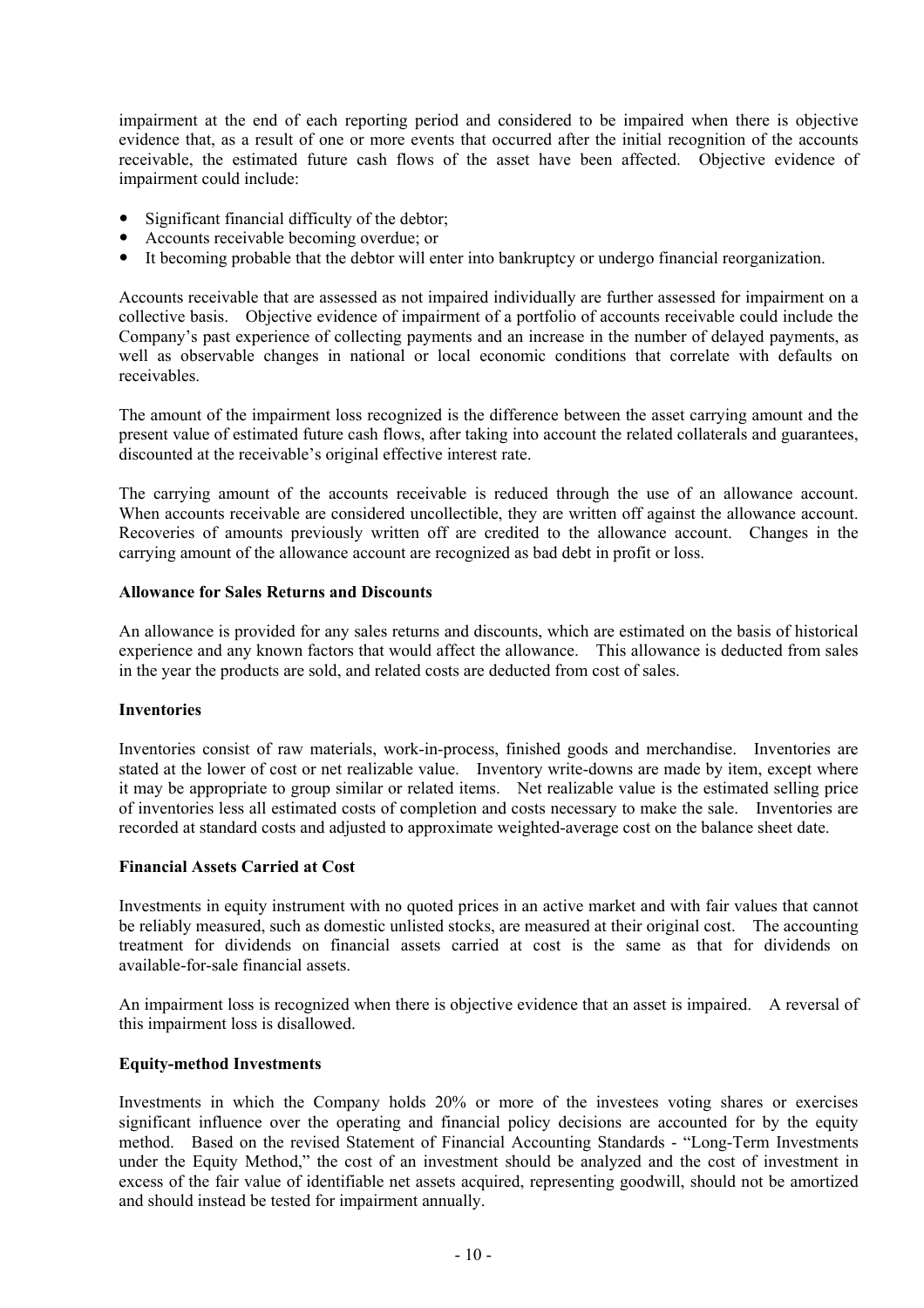impairment at the end of each reporting period and considered to be impaired when there is objective evidence that, as a result of one or more events that occurred after the initial recognition of the accounts receivable, the estimated future cash flows of the asset have been affected. Objective evidence of impairment could include:

- Significant financial difficulty of the debtor;
- Accounts receivable becoming overdue; or
- It becoming probable that the debtor will enter into bankruptcy or undergo financial reorganization.

Accounts receivable that are assessed as not impaired individually are further assessed for impairment on a collective basis. Objective evidence of impairment of a portfolio of accounts receivable could include the Company's past experience of collecting payments and an increase in the number of delayed payments, as well as observable changes in national or local economic conditions that correlate with defaults on receivables.

The amount of the impairment loss recognized is the difference between the asset carrying amount and the present value of estimated future cash flows, after taking into account the related collaterals and guarantees, discounted at the receivable's original effective interest rate.

The carrying amount of the accounts receivable is reduced through the use of an allowance account. When accounts receivable are considered uncollectible, they are written off against the allowance account. Recoveries of amounts previously written off are credited to the allowance account. Changes in the carrying amount of the allowance account are recognized as bad debt in profit or loss.

**Allowance for Sales Returns and Discounts**

An allowance is provided for any sales returns and discounts, which are estimated on the basis of historical experience and any known factors that would affect the allowance. This allowance is deducted from sales in the year the products are sold, and related costs are deducted from cost of sales.

**Inventories**

Inventories consist of raw materials, work-in-process, finished goods and merchandise. Inventories are stated at the lower of cost or net realizable value. Inventory write-downs are made by item, except where it may be appropriate to group similar or related items. Net realizable value is the estimated selling price of inventories less all estimated costs of completion and costs necessary to make the sale. Inventories are recorded at standard costs and adjusted to approximate weighted-average cost on the balance sheet date.

**Financial Assets Carried at Cost**

Investments in equity instrument with no quoted prices in an active market and with fair values that cannot be reliably measured, such as domestic unlisted stocks, are measured at their original cost. The accounting treatment for dividends on financial assets carried at cost is the same as that for dividends on available-for-sale financial assets.

An impairment loss is recognized when there is objective evidence that an asset is impaired. A reversal of this impairment loss is disallowed.

**Equity-method Investments**

Investments in which the Company holds 20% or more of the investees voting shares or exercises significant influence over the operating and financial policy decisions are accounted for by the equity method. Based on the revised Statement of Financial Accounting Standards - "Long-Term Investments under the Equity Method," the cost of an investment should be analyzed and the cost of investment in excess of the fair value of identifiable net assets acquired, representing goodwill, should not be amortized and should instead be tested for impairment annually.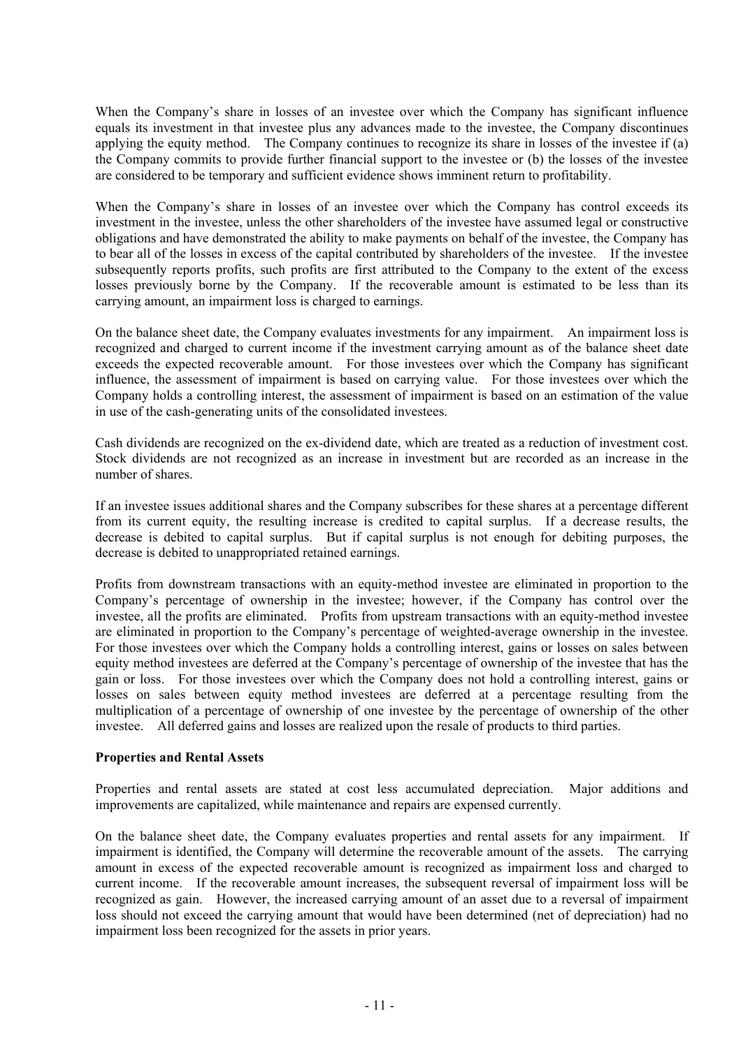When the Company's share in losses of an investee over which the Company has significant influence equals its investment in that investee plus any advances made to the investee, the Company discontinues applying the equity method. The Company continues to recognize its share in losses of the investee if (a) the Company commits to provide further financial support to the investee or (b) the losses of the investee are considered to be temporary and sufficient evidence shows imminent return to profitability.

When the Company's share in losses of an investee over which the Company has control exceeds its investment in the investee, unless the other shareholders of the investee have assumed legal or constructive obligations and have demonstrated the ability to make payments on behalf of the investee, the Company has to bear all of the losses in excess of the capital contributed by shareholders of the investee. If the investee subsequently reports profits, such profits are first attributed to the Company to the extent of the excess losses previously borne by the Company. If the recoverable amount is estimated to be less than its carrying amount, an impairment loss is charged to earnings.

On the balance sheet date, the Company evaluates investments for any impairment. An impairment loss is recognized and charged to current income if the investment carrying amount as of the balance sheet date exceeds the expected recoverable amount. For those investees over which the Company has significant influence, the assessment of impairment is based on carrying value. For those investees over which the Company holds a controlling interest, the assessment of impairment is based on an estimation of the value in use of the cash-generating units of the consolidated investees.

Cash dividends are recognized on the ex-dividend date, which are treated as a reduction of investment cost. Stock dividends are not recognized as an increase in investment but are recorded as an increase in the number of shares.

If an investee issues additional shares and the Company subscribes for these shares at a percentage different from its current equity, the resulting increase is credited to capital surplus. If a decrease results, the decrease is debited to capital surplus. But if capital surplus is not enough for debiting purposes, the decrease is debited to unappropriated retained earnings.

Profits from downstream transactions with an equity-method investee are eliminated in proportion to the Company's percentage of ownership in the investee; however, if the Company has control over the investee, all the profits are eliminated. Profits from upstream transactions with an equity-method investee are eliminated in proportion to the Company's percentage of weighted-average ownership in the investee. For those investees over which the Company holds a controlling interest, gains or losses on sales between equity method investees are deferred at the Company's percentage of ownership of the investee that has the gain or loss. For those investees over which the Company does not hold a controlling interest, gains or losses on sales between equity method investees are deferred at a percentage resulting from the multiplication of a percentage of ownership of one investee by the percentage of ownership of the other investee. All deferred gains and losses are realized upon the resale of products to third parties.

**Properties and Rental Assets**

Properties and rental assets are stated at cost less accumulated depreciation. Major additions and improvements are capitalized, while maintenance and repairs are expensed currently.

On the balance sheet date, the Company evaluates properties and rental assets for any impairment. If impairment is identified, the Company will determine the recoverable amount of the assets. The carrying amount in excess of the expected recoverable amount is recognized as impairment loss and charged to current income. If the recoverable amount increases, the subsequent reversal of impairment loss will be recognized as gain. However, the increased carrying amount of an asset due to a reversal of impairment loss should not exceed the carrying amount that would have been determined (net of depreciation) had no impairment loss been recognized for the assets in prior years.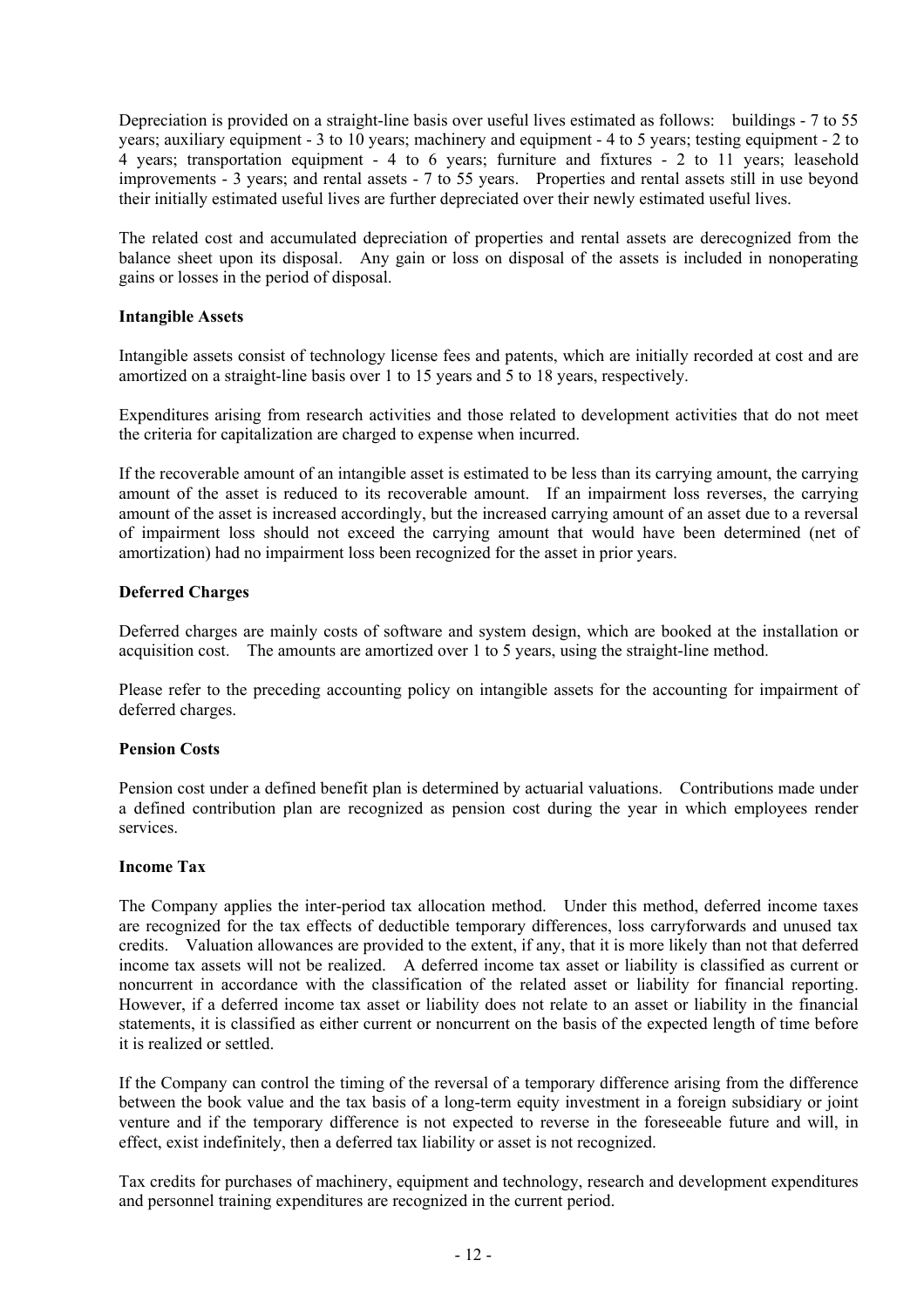Depreciation is provided on a straight-line basis over useful lives estimated as follows: buildings - 7 to 55 years; auxiliary equipment - 3 to 10 years; machinery and equipment - 4 to 5 years; testing equipment - 2 to 4 years; transportation equipment - 4 to 6 years; furniture and fixtures - 2 to 11 years; leasehold improvements - 3 years; and rental assets - 7 to 55 years. Properties and rental assets still in use beyond their initially estimated useful lives are further depreciated over their newly estimated useful lives.

The related cost and accumulated depreciation of properties and rental assets are derecognized from the balance sheet upon its disposal. Any gain or loss on disposal of the assets is included in nonoperating gains or losses in the period of disposal.

**Intangible Assets**

Intangible assets consist of technology license fees and patents, which are initially recorded at cost and are amortized on a straight-line basis over 1 to 15 years and 5 to 18 years, respectively.

Expenditures arising from research activities and those related to development activities that do not meet the criteria for capitalization are charged to expense when incurred.

If the recoverable amount of an intangible asset is estimated to be less than its carrying amount, the carrying amount of the asset is reduced to its recoverable amount. If an impairment loss reverses, the carrying amount of the asset is increased accordingly, but the increased carrying amount of an asset due to a reversal of impairment loss should not exceed the carrying amount that would have been determined (net of amortization) had no impairment loss been recognized for the asset in prior years.

**Deferred Charges**

Deferred charges are mainly costs of software and system design, which are booked at the installation or acquisition cost. The amounts are amortized over 1 to 5 years, using the straight-line method.

Please refer to the preceding accounting policy on intangible assets for the accounting for impairment of deferred charges.

**Pension Costs**

Pension cost under a defined benefit plan is determined by actuarial valuations. Contributions made under a defined contribution plan are recognized as pension cost during the year in which employees render services.

**Income Tax**

The Company applies the inter-period tax allocation method. Under this method, deferred income taxes are recognized for the tax effects of deductible temporary differences, loss carryforwards and unused tax credits. Valuation allowances are provided to the extent, if any, that it is more likely than not that deferred income tax assets will not be realized. A deferred income tax asset or liability is classified as current or noncurrent in accordance with the classification of the related asset or liability for financial reporting. However, if a deferred income tax asset or liability does not relate to an asset or liability in the financial statements, it is classified as either current or noncurrent on the basis of the expected length of time before it is realized or settled.

If the Company can control the timing of the reversal of a temporary difference arising from the difference between the book value and the tax basis of a long-term equity investment in a foreign subsidiary or joint venture and if the temporary difference is not expected to reverse in the foreseeable future and will, in effect, exist indefinitely, then a deferred tax liability or asset is not recognized.

Tax credits for purchases of machinery, equipment and technology, research and development expenditures and personnel training expenditures are recognized in the current period.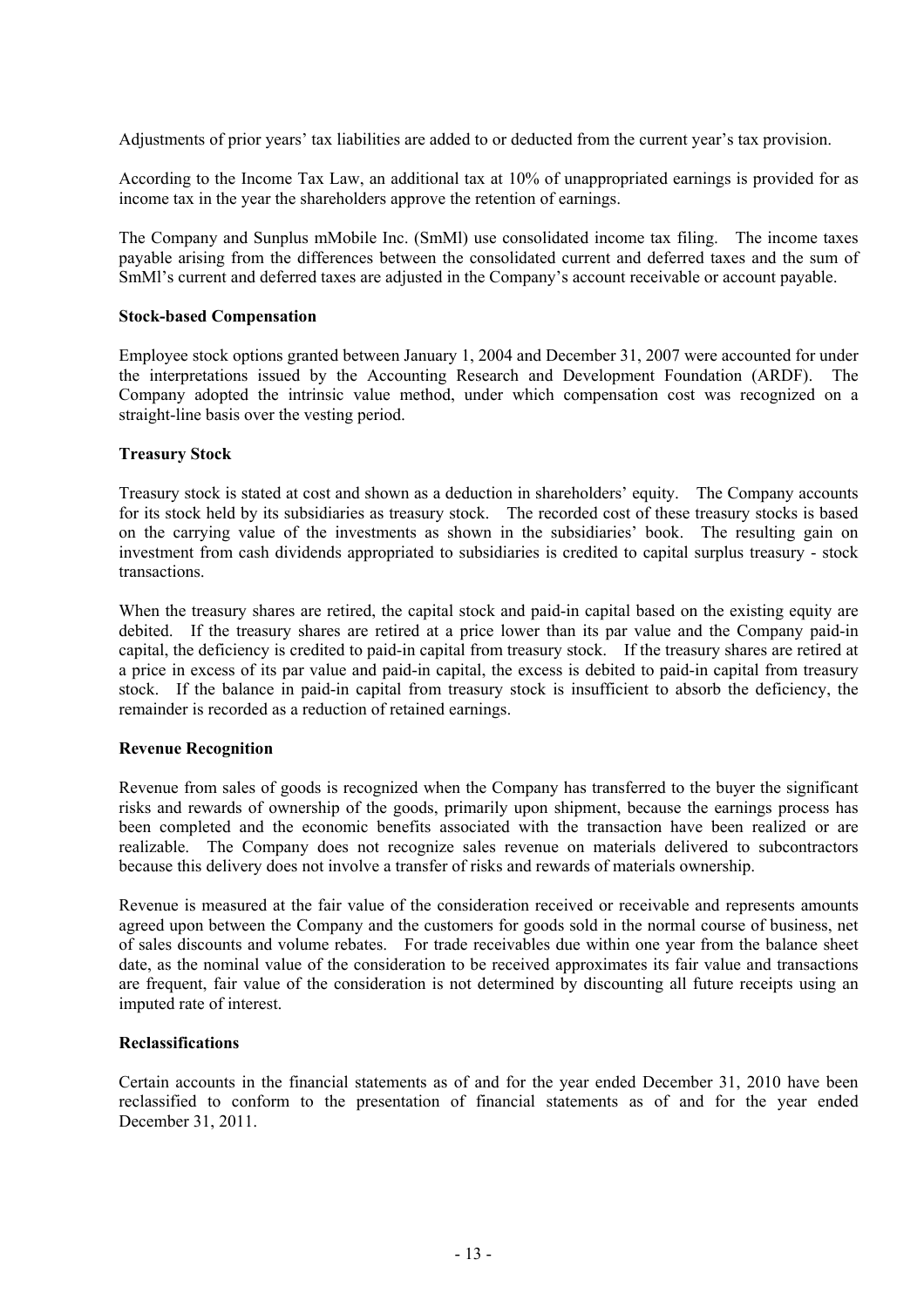Adjustments of prior years' tax liabilities are added to or deducted from the current year's tax provision.

According to the Income Tax Law, an additional tax at 10% of unappropriated earnings is provided for as income tax in the year the shareholders approve the retention of earnings.

The Company and Sunplus mMobile Inc. (SmMl) use consolidated income tax filing. The income taxes payable arising from the differences between the consolidated current and deferred taxes and the sum of SmMl's current and deferred taxes are adjusted in the Company's account receivable or account payable.

**Stock-based Compensation**

Employee stock options granted between January 1, 2004 and December 31, 2007 were accounted for under the interpretations issued by the Accounting Research and Development Foundation (ARDF). The Company adopted the intrinsic value method, under which compensation cost was recognized on a straight-line basis over the vesting period.

**Treasury Stock**

Treasury stock is stated at cost and shown as a deduction in shareholders' equity. The Company accounts for its stock held by its subsidiaries as treasury stock. The recorded cost of these treasury stocks is based on the carrying value of the investments as shown in the subsidiaries' book. The resulting gain on investment from cash dividends appropriated to subsidiaries is credited to capital surplus treasury - stock transactions.

When the treasury shares are retired, the capital stock and paid-in capital based on the existing equity are debited. If the treasury shares are retired at a price lower than its par value and the Company paid-in capital, the deficiency is credited to paid-in capital from treasury stock. If the treasury shares are retired at a price in excess of its par value and paid-in capital, the excess is debited to paid-in capital from treasury stock. If the balance in paid-in capital from treasury stock is insufficient to absorb the deficiency, the remainder is recorded as a reduction of retained earnings.

**Revenue Recognition**

Revenue from sales of goods is recognized when the Company has transferred to the buyer the significant risks and rewards of ownership of the goods, primarily upon shipment, because the earnings process has been completed and the economic benefits associated with the transaction have been realized or are realizable. The Company does not recognize sales revenue on materials delivered to subcontractors because this delivery does not involve a transfer of risks and rewards of materials ownership.

Revenue is measured at the fair value of the consideration received or receivable and represents amounts agreed upon between the Company and the customers for goods sold in the normal course of business, net of sales discounts and volume rebates. For trade receivables due within one year from the balance sheet date, as the nominal value of the consideration to be received approximates its fair value and transactions are frequent, fair value of the consideration is not determined by discounting all future receipts using an imputed rate of interest.

**Reclassifications**

Certain accounts in the financial statements as of and for the year ended December 31, 2010 have been reclassified to conform to the presentation of financial statements as of and for the year ended December 31, 2011.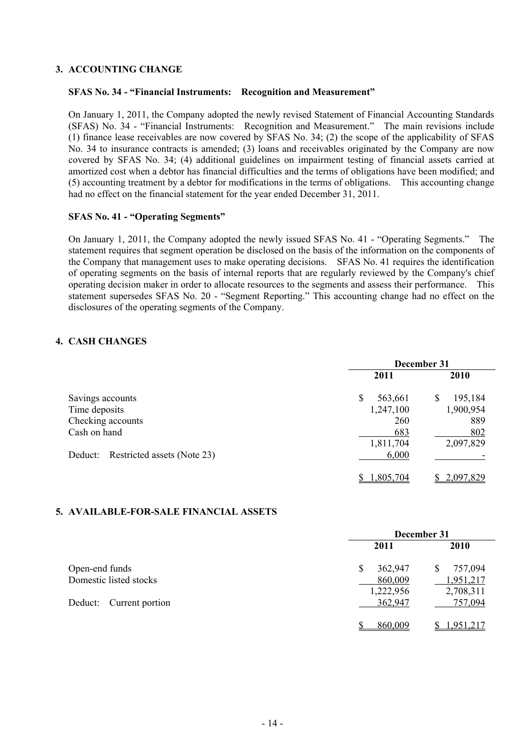## 3. ACCOUNTING CHANGE

### SFAS No. 34 - "Financial Instruments: Recognition and Measurement"

On January 1, 2011, the Company adopted the newly revised Statement of Financial Accounting Standards (SFAS) No. 34 - "Financial Instruments: Recognition and Measurement." The main revisions include (1) finance lease receivables are now covered by SFAS No. 34; (2) the scope of the applicability of SFAS No. 34 to insurance contracts is amended; (3) loans and receivables originated by the Company are now covered by SFAS No. 34; (4) additional guidelines on impairment testing of financial assets carried at amortized cost when a debtor has financial difficulties and the terms of obligations have been modified; and (5) accounting treatment by a debtor for modifications in the terms of obligations. This accounting change had no effect on the financial statement for the year ended December 31, 2011.

### SFAS No. 41 - "Operating Segments"

On January 1, 2011, the Company adopted the newly issued SFAS No. 41 - "Operating Segments." The statement requires that segment operation be disclosed on the basis of the information on the components of the Company that management uses to make operating decisions. SFAS No. 41 requires the identification of operating segments on the basis of internal reports that are regularly reviewed by the Company's chief operating decision maker in order to allocate resources to the segments and assess their performance. This statement supersedes SFAS No. 20 - "Segment Reporting." This accounting change had no effect on the disclosures of the operating segments of the Company.

## 4. CASH CHANGES

| | December 31 | |
|---|---|---|
| | 2011 | 2010 |
| Savings accounts | $ 563,661 | $ 195,184 |
| Time deposits | 1,247,100 | 1,900,954 |
| Checking accounts | 260 | 889 |
| Cash on hand | 683 | 802 |
| | 1,811,704 | 2,097,829 |
| Deduct: Restricted assets (Note 23) | 6,000 | - |
| | $ 1,805,704 | $ 2,097,829 |

## 5. AVAILABLE-FOR-SALE FINANCIAL ASSETS

| | December 31 | |
|---|---|---|
| | 2011 | 2010 |
| Open-end funds | $ 362,947 | $ 757,094 |
| Domestic listed stocks | 860,009 | 1,951,217 |
| | 1,222,956 | 2,708,311 |
| Deduct: Current portion | 362,947 | 757,094 |
| | $ 860,009 | $ 1,951,217 |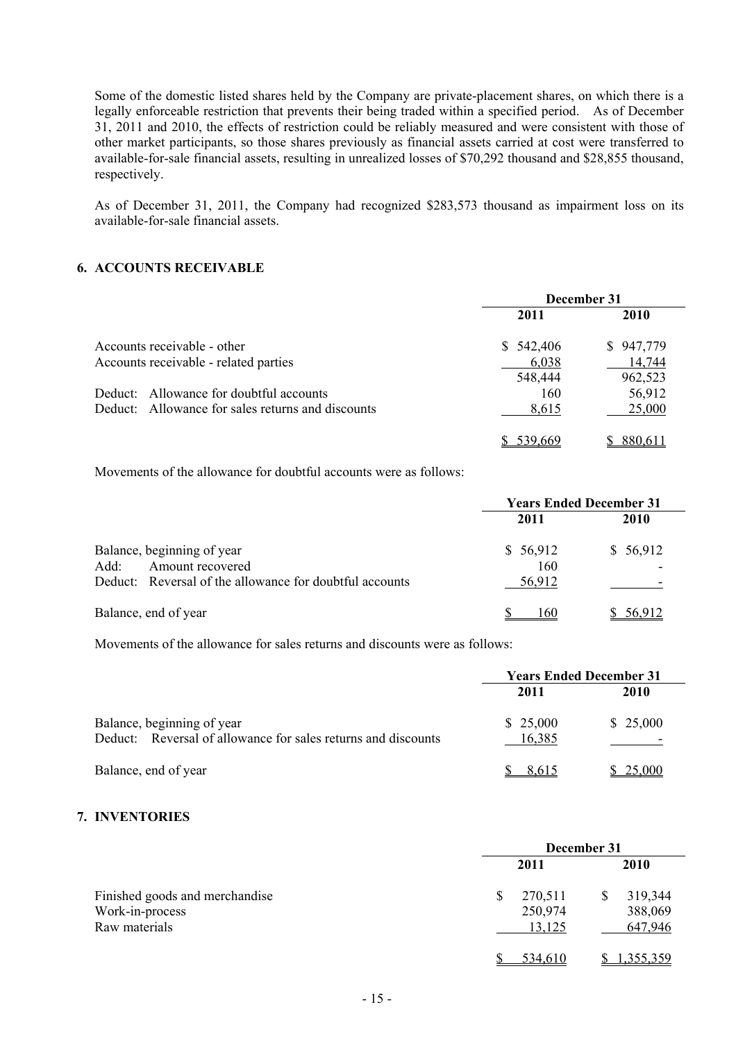Some of the domestic listed shares held by the Company are private-placement shares, on which there is a legally enforceable restriction that prevents their being traded within a specified period. As of December 31, 2011 and 2010, the effects of restriction could be reliably measured and were consistent with those of other market participants, so those shares previously as financial assets carried at cost were transferred to available-for-sale financial assets, resulting in unrealized losses of $70,292 thousand and $28,855 thousand, respectively.

As of December 31, 2011, the Company had recognized $283,573 thousand as impairment loss on its available-for-sale financial assets.

## 6. ACCOUNTS RECEIVABLE

| | December 31 | |
|---|---|---|
| | 2011 | 2010 |
| Accounts receivable - other | $ 542,406 | $ 947,779 |
| Accounts receivable - related parties | 6,038 | 14,744 |
| | 548,444 | 962,523 |
| Deduct: Allowance for doubtful accounts | 160 | 56,912 |
| Deduct: Allowance for sales returns and discounts | 8,615 | 25,000 |
| | $ 539,669 | $ 880,611 |

Movements of the allowance for doubtful accounts were as follows:

| | Years Ended December 31 | |
|---|---|---|
| | 2011 | 2010 |
| Balance, beginning of year | $ 56,912 | $ 56,912 |
| Add: Amount recovered | 160 | - |
| Deduct: Reversal of the allowance for doubtful accounts | 56,912 | - |
| Balance, end of year | $ 160 | $ 56,912 |

Movements of the allowance for sales returns and discounts were as follows:

| | Years Ended December 31 | |
|---|---|---|
| | 2011 | 2010 |
| Balance, beginning of year | $ 25,000 | $ 25,000 |
| Deduct: Reversal of allowance for sales returns and discounts | 16,385 | - |
| Balance, end of year | $ 8,615 | $ 25,000 |

## 7. INVENTORIES

| | December 31 | |
|---|---|---|
| | 2011 | 2010 |
| Finished goods and merchandise | $ 270,511 | $ 319,344 |
| Work-in-process | 250,974 | 388,069 |
| Raw materials | 13,125 | 647,946 |
| | $ 534,610 | $ 1,355,359 |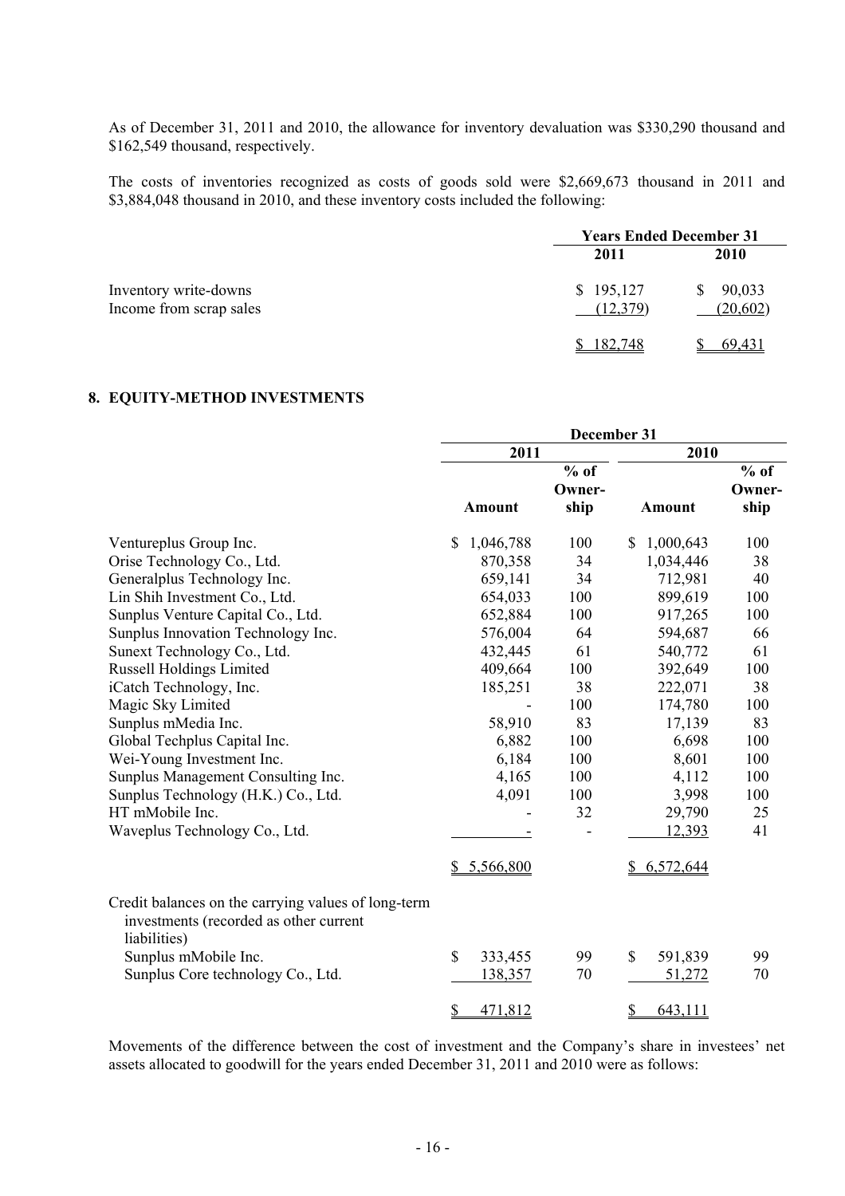As of December 31, 2011 and 2010, the allowance for inventory devaluation was $330,290 thousand and $162,549 thousand, respectively.

The costs of inventories recognized as costs of goods sold were $2,669,673 thousand in 2011 and $3,884,048 thousand in 2010, and these inventory costs included the following:

| | Years Ended December 31 | |
|---|---|---|
| | 2011 | 2010 |
| Inventory write-downs | $ 195,127 | $ 90,033 |
| Income from scrap sales | (12,379) | (20,602) |
| | $ 182,748 | $ 69,431 |

## 8. EQUITY-METHOD INVESTMENTS

| | December 31 | | | |
|---|---|---|---|---|
| | 2011 | | 2010 | |
| | Amount | % of Owner-ship | Amount | % of Owner-ship |
| Ventureplus Group Inc. | $ 1,046,788 | 100 | $ 1,000,643 | 100 |
| Orise Technology Co., Ltd. | 870,358 | 34 | 1,034,446 | 38 |
| Generalplus Technology Inc. | 659,141 | 34 | 712,981 | 40 |
| Lin Shih Investment Co., Ltd. | 654,033 | 100 | 899,619 | 100 |
| Sunplus Venture Capital Co., Ltd. | 652,884 | 100 | 917,265 | 100 |
| Sunplus Innovation Technology Inc. | 576,004 | 64 | 594,687 | 66 |
| Sunext Technology Co., Ltd. | 432,445 | 61 | 540,772 | 61 |
| Russell Holdings Limited | 409,664 | 100 | 392,649 | 100 |
| iCatch Technology, Inc. | 185,251 | 38 | 222,071 | 38 |
| Magic Sky Limited | - | 100 | 174,780 | 100 |
| Sunplus mMedia Inc. | 58,910 | 83 | 17,139 | 83 |
| Global Techplus Capital Inc. | 6,882 | 100 | 6,698 | 100 |
| Wei-Young Investment Inc. | 6,184 | 100 | 8,601 | 100 |
| Sunplus Management Consulting Inc. | 4,165 | 100 | 4,112 | 100 |
| Sunplus Technology (H.K.) Co., Ltd. | 4,091 | 100 | 3,998 | 100 |
| HT mMobile Inc. | - | 32 | 29,790 | 25 |
| Waveplus Technology Co., Ltd. | - | - | 12,393 | 41 |
| | $ 5,566,800 | | $ 6,572,644 | |
| Credit balances on the carrying values of long-term investments (recorded as other current liabilities) | | | | |
| Sunplus mMobile Inc. | $ 333,455 | 99 | $ 591,839 | 99 |
| Sunplus Core technology Co., Ltd. | 138,357 | 70 | 51,272 | 70 |
| | $ 471,812 | | $ 643,111 | |

Movements of the difference between the cost of investment and the Company's share in investees' net assets allocated to goodwill for the years ended December 31, 2011 and 2010 were as follows: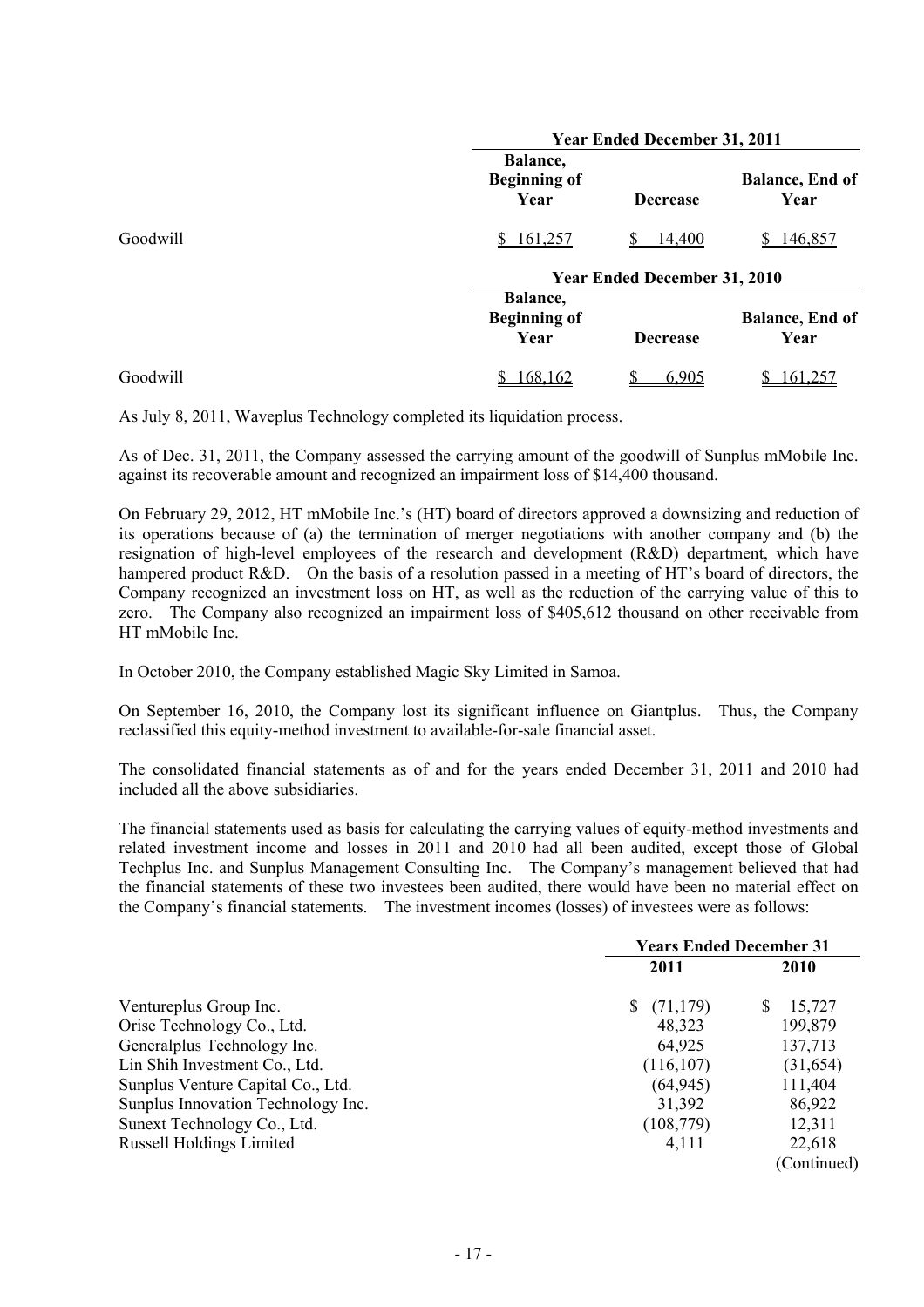| | Year Ended December 31, 2011 | | |
|---|---|---|---|
| | Balance, Beginning of Year | Decrease | Balance, End of Year |
| Goodwill | $ 161,257 | $ 14,400 | $ 146,857 |

| | Year Ended December 31, 2010 | | |
|---|---|---|---|
| | Balance, Beginning of Year | Decrease | Balance, End of Year |
| Goodwill | $ 168,162 | $ 6,905 | $ 161,257 |

As July 8, 2011, Waveplus Technology completed its liquidation process.

As of Dec. 31, 2011, the Company assessed the carrying amount of the goodwill of Sunplus mMobile Inc. against its recoverable amount and recognized an impairment loss of $14,400 thousand.

On February 29, 2012, HT mMobile Inc.'s (HT) board of directors approved a downsizing and reduction of its operations because of (a) the termination of merger negotiations with another company and (b) the resignation of high-level employees of the research and development (R&D) department, which have hampered product R&D. On the basis of a resolution passed in a meeting of HT's board of directors, the Company recognized an investment loss on HT, as well as the reduction of the carrying value of this to zero. The Company also recognized an impairment loss of $405,612 thousand on other receivable from HT mMobile Inc.

In October 2010, the Company established Magic Sky Limited in Samoa.

On September 16, 2010, the Company lost its significant influence on Giantplus. Thus, the Company reclassified this equity-method investment to available-for-sale financial asset.

The consolidated financial statements as of and for the years ended December 31, 2011 and 2010 had included all the above subsidiaries.

The financial statements used as basis for calculating the carrying values of equity-method investments and related investment income and losses in 2011 and 2010 had all been audited, except those of Global Techplus Inc. and Sunplus Management Consulting Inc. The Company's management believed that had the financial statements of these two investees been audited, there would have been no material effect on the Company's financial statements. The investment incomes (losses) of investees were as follows:

| | Years Ended December 31 | |
|---|---|---|
| | 2011 | 2010 |
| Ventureplus Group Inc. | $ (71,179) | $ 15,727 |
| Orise Technology Co., Ltd. | 48,323 | 199,879 |
| Generalplus Technology Inc. | 64,925 | 137,713 |
| Lin Shih Investment Co., Ltd. | (116,107) | (31,654) |
| Sunplus Venture Capital Co., Ltd. | (64,945) | 111,404 |
| Sunplus Innovation Technology Inc. | 31,392 | 86,922 |
| Sunext Technology Co., Ltd. | (108,779) | 12,311 |
| Russell Holdings Limited | 4,111 | 22,618 |

(Continued)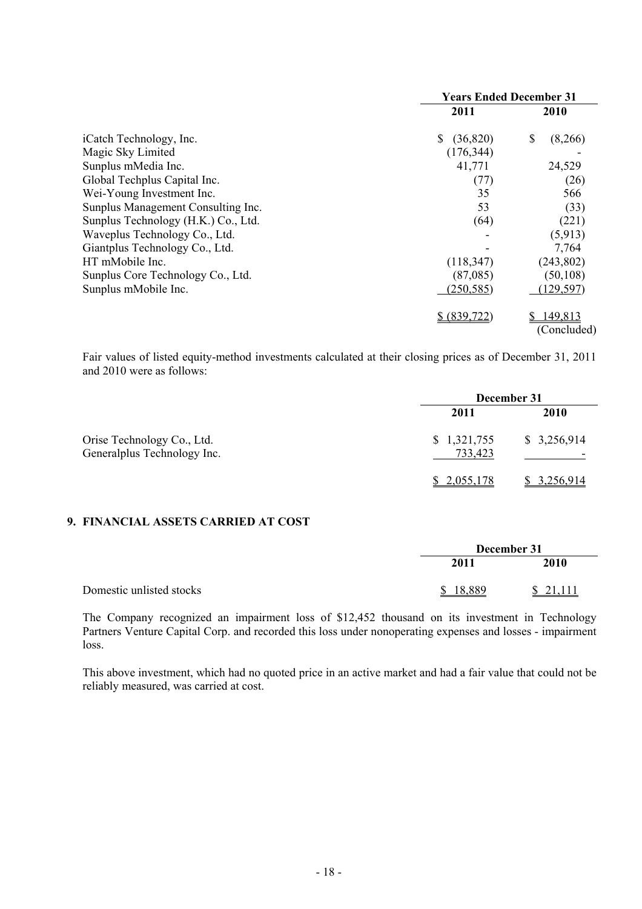| | Years Ended December 31 | |
|---|---|---|
| | 2011 | 2010 |
| iCatch Technology, Inc. | $ (36,820) | $ (8,266) |
| Magic Sky Limited | (176,344) | - |
| Sunplus mMedia Inc. | 41,771 | 24,529 |
| Global Techplus Capital Inc. | (77) | (26) |
| Wei-Young Investment Inc. | 35 | 566 |
| Sunplus Management Consulting Inc. | 53 | (33) |
| Sunplus Technology (H.K.) Co., Ltd. | (64) | (221) |
| Waveplus Technology Co., Ltd. | - | (5,913) |
| Giantplus Technology Co., Ltd. | - | 7,764 |
| HT mMobile Inc. | (118,347) | (243,802) |
| Sunplus Core Technology Co., Ltd. | (87,085) | (50,108) |
| Sunplus mMobile Inc. | (250,585) | (129,597) |
| | $ (839,722) | $ 149,813 |

(Concluded)

Fair values of listed equity-method investments calculated at their closing prices as of December 31, 2011 and 2010 were as follows:

| | December 31 | |
|---|---|---|
| | 2011 | 2010 |
| Orise Technology Co., Ltd. | $ 1,321,755 | $ 3,256,914 |
| Generalplus Technology Inc. | 733,423 | - |
| | $ 2,055,178 | $ 3,256,914 |

## 9. FINANCIAL ASSETS CARRIED AT COST

| | December 31 | |
|---|---|---|
| | 2011 | 2010 |
| Domestic unlisted stocks | $ 18,889 | $ 21,111 |

The Company recognized an impairment loss of $12,452 thousand on its investment in Technology Partners Venture Capital Corp. and recorded this loss under nonoperating expenses and losses - impairment loss.

This above investment, which had no quoted price in an active market and had a fair value that could not be reliably measured, was carried at cost.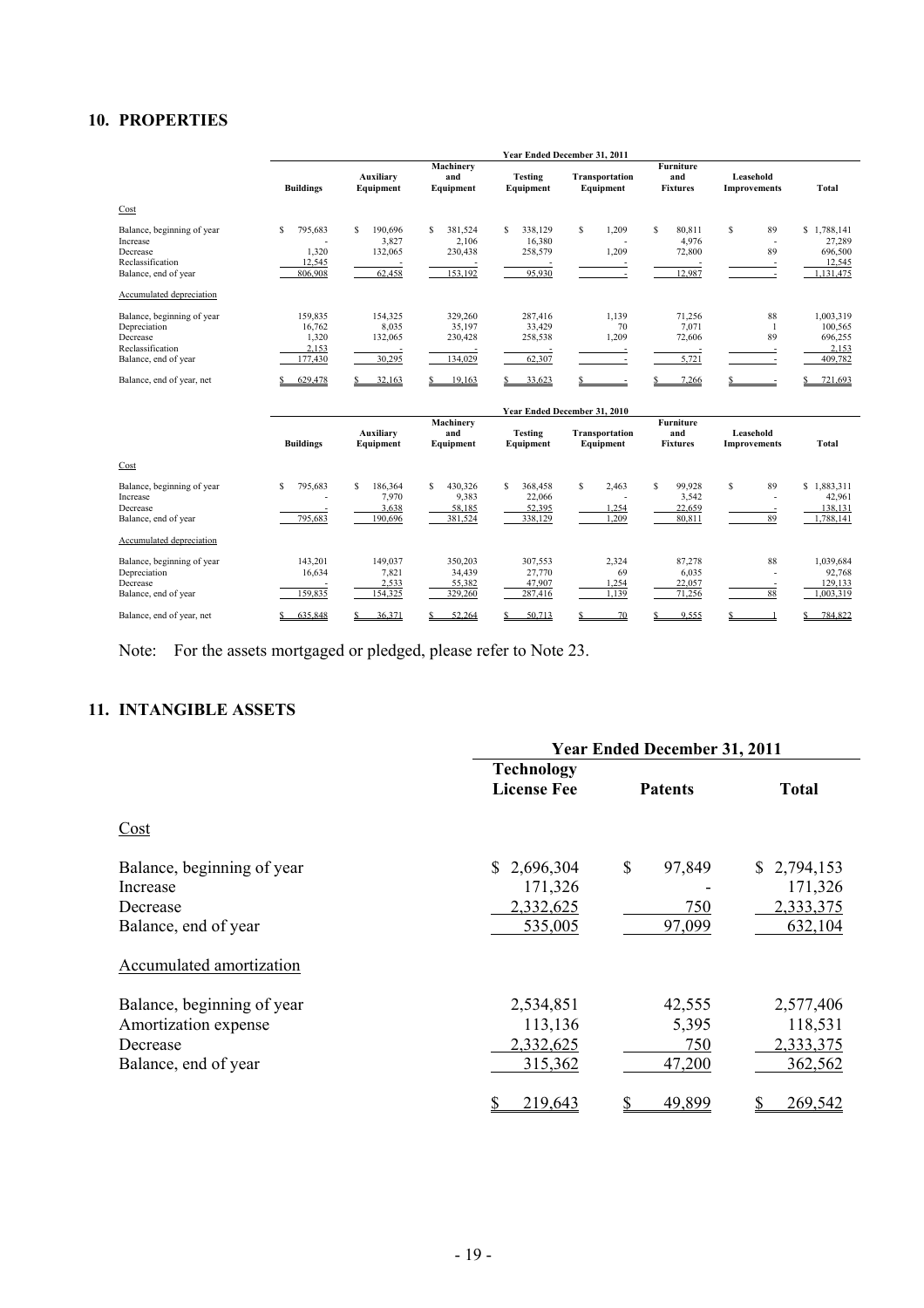## 10. PROPERTIES

| | Year Ended December 31, 2011 | | | | | | | |
|---|---|---|---|---|---|---|---|---|
| | Buildings | Auxiliary Equipment | Machinery and Equipment | Testing Equipment | Transportation Equipment | Furniture and Fixtures | Leasehold Improvements | Total |
| Cost | | | | | | | | |
| Balance, beginning of year | $ 795,683 | $ 190,696 | $ 381,524 | $ 338,129 | $ 1,209 | $ 80,811 | $ 89 | $ 1,788,141 |
| Increase | - | 3,827 | 2,106 | 16,380 | - | 4,976 | - | 27,289 |
| Decrease | 1,320 | 132,065 | 230,438 | 258,579 | 1,209 | 72,800 | 89 | 696,500 |
| Reclassification | 12,545 | - | - | - | - | - | - | 12,545 |
| Balance, end of year | 806,908 | 62,458 | 153,192 | 95,930 | - | 12,987 | - | 1,131,475 |
| Accumulated depreciation | | | | | | | | |
| Balance, beginning of year | 159,835 | 154,325 | 329,260 | 287,416 | 1,139 | 71,256 | 88 | 1,003,319 |
| Depreciation | 16,762 | 8,035 | 35,197 | 33,429 | 70 | 7,071 | 1 | 100,565 |
| Decrease | 1,320 | 132,065 | 230,428 | 258,538 | 1,209 | 72,606 | 89 | 696,255 |
| Reclassification | 2,153 | - | - | - | - | - | - | 2,153 |
| Balance, end of year | 177,430 | 30,295 | 134,029 | 62,307 | - | 5,721 | - | 409,782 |
| Balance, end of year, net | $ 629,478 | $ 32,163 | $ 19,163 | $ 33,623 | $ - | $ 7,266 | $ - | $ 721,693 |

| | Year Ended December 31, 2010 | | | | | | | |
|---|---|---|---|---|---|---|---|---|
| | Buildings | Auxiliary Equipment | Machinery and Equipment | Testing Equipment | Transportation Equipment | Furniture and Fixtures | Leasehold Improvements | Total |
| Cost | | | | | | | | |
| Balance, beginning of year | $ 795,683 | $ 186,364 | $ 430,326 | $ 368,458 | $ 2,463 | $ 99,928 | $ 89 | $ 1,883,311 |
| Increase | - | 7,970 | 9,383 | 22,066 | - | 3,542 | - | 42,961 |
| Decrease | - | 3,638 | 58,185 | 52,395 | 1,254 | 22,659 | - | 138,131 |
| Balance, end of year | 795,683 | 190,696 | 381,524 | 338,129 | 1,209 | 80,811 | 89 | 1,788,141 |
| Accumulated depreciation | | | | | | | | |
| Balance, beginning of year | 143,201 | 149,037 | 350,203 | 307,553 | 2,324 | 87,278 | 88 | 1,039,684 |
| Depreciation | 16,634 | 7,821 | 34,439 | 27,770 | 69 | 6,035 | - | 92,768 |
| Decrease | - | 2,533 | 55,382 | 47,907 | 1,254 | 22,057 | - | 129,133 |
| Balance, end of year | 159,835 | 154,325 | 329,260 | 287,416 | 1,139 | 71,256 | 88 | 1,003,319 |
| Balance, end of year, net | $ 635,848 | $ 36,371 | $ 52,264 | $ 50,713 | $ 70 | $ 9,555 | $ 1 | $ 784,822 |

Note: For the assets mortgaged or pledged, please refer to Note 23.

## 11. INTANGIBLE ASSETS

| | Year Ended December 31, 2011 | | |
|---|---|---|---|
| | Technology License Fee | Patents | Total |
| Cost | | | |
| Balance, beginning of year | $ 2,696,304 | $ 97,849 | $ 2,794,153 |
| Increase | 171,326 | - | 171,326 |
| Decrease | 2,332,625 | 750 | 2,333,375 |
| Balance, end of year | 535,005 | 97,099 | 632,104 |
| Accumulated amortization | | | |
| Balance, beginning of year | 2,534,851 | 42,555 | 2,577,406 |
| Amortization expense | 113,136 | 5,395 | 118,531 |
| Decrease | 2,332,625 | 750 | 2,333,375 |
| Balance, end of year | 315,362 | 47,200 | 362,562 |
| | $ 219,643 | $ 49,899 | $ 269,542 |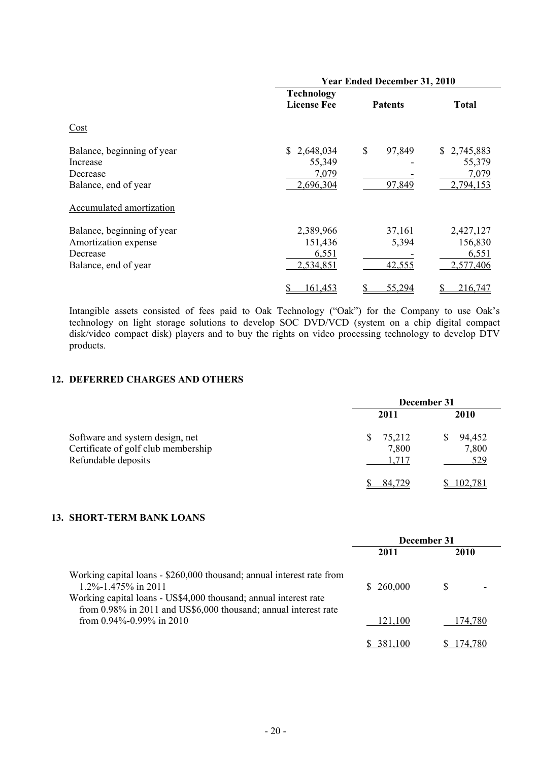| | Year Ended December 31, 2010 | | |
|---|---|---|---|
| | Technology License Fee | Patents | Total |
| Cost | | | |
| Balance, beginning of year | $ 2,648,034 | $ 97,849 | $ 2,745,883 |
| Increase | 55,349 | - | 55,379 |
| Decrease | 7,079 | - | 7,079 |
| Balance, end of year | 2,696,304 | 97,849 | 2,794,153 |
| Accumulated amortization | | | |
| Balance, beginning of year | 2,389,966 | 37,161 | 2,427,127 |
| Amortization expense | 151,436 | 5,394 | 156,830 |
| Decrease | 6,551 | - | 6,551 |
| Balance, end of year | 2,534,851 | 42,555 | 2,577,406 |
| | $ 161,453 | $ 55,294 | $ 216,747 |

Intangible assets consisted of fees paid to Oak Technology ("Oak") for the Company to use Oak's technology on light storage solutions to develop SOC DVD/VCD (system on a chip digital compact disk/video compact disk) players and to buy the rights on video processing technology to develop DTV products.

## 12. DEFERRED CHARGES AND OTHERS

| | December 31 | |
|---|---|---|
| | 2011 | 2010 |
| Software and system design, net | $ 75,212 | $ 94,452 |
| Certificate of golf club membership | 7,800 | 7,800 |
| Refundable deposits | 1,717 | 529 |
| | $ 84,729 | $ 102,781 |

## 13. SHORT-TERM BANK LOANS

| | December 31 | |
|---|---|---|
| | 2011 | 2010 |
| Working capital loans - $260,000 thousand; annual interest rate from 1.2%-1.475% in 2011 | $ 260,000 | $ - |
| Working capital loans - US$4,000 thousand; annual interest rate from 0.98% in 2011 and US$6,000 thousand; annual interest rate from 0.94%-0.99% in 2010 | 121,100 | 174,780 |
| | $ 381,100 | $ 174,780 |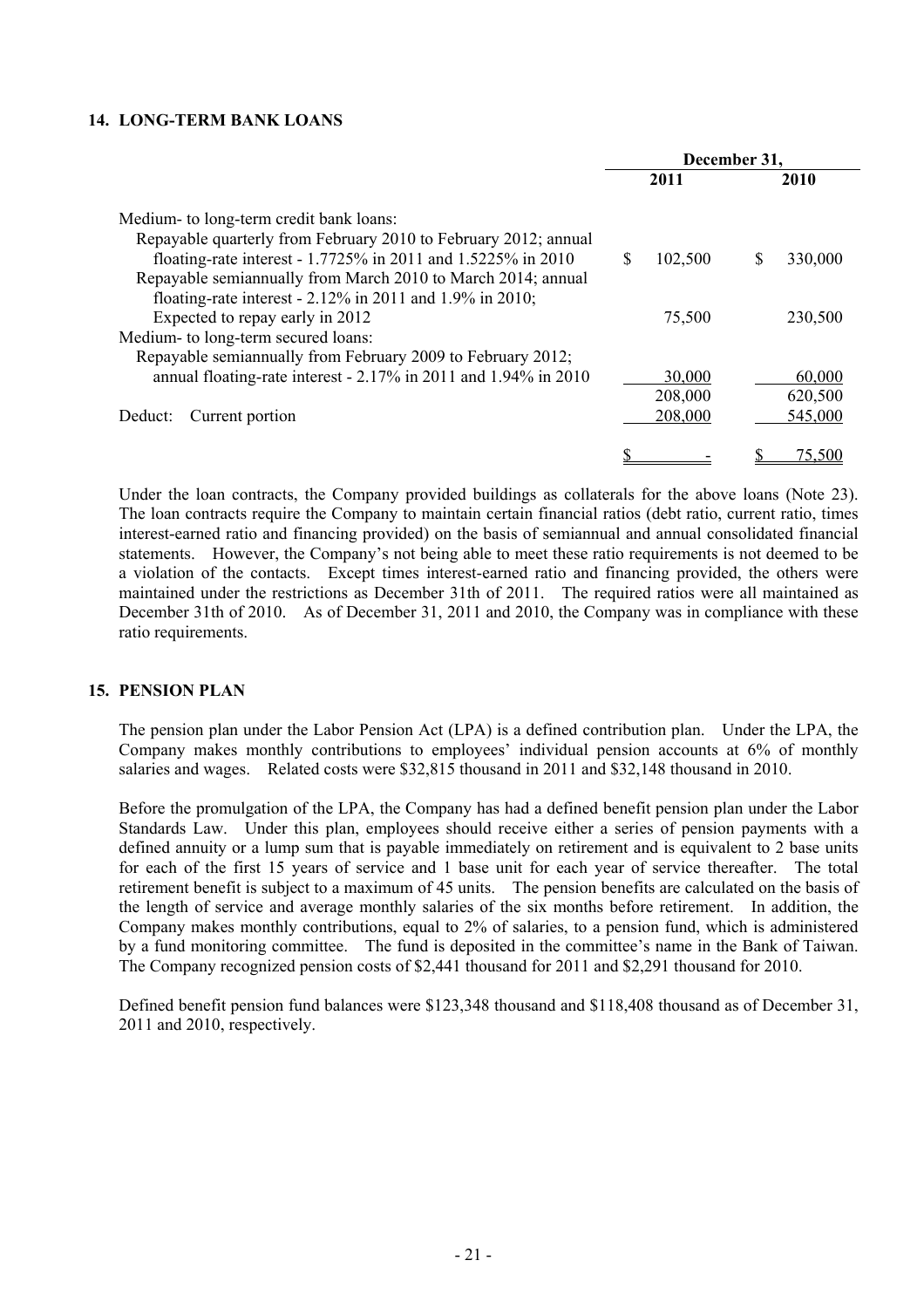## 14. LONG-TERM BANK LOANS

| | December 31, | |
|---|---|---|
| | 2011 | 2010 |
| Medium- to long-term credit bank loans: | | |
| Repayable quarterly from February 2010 to February 2012; annual floating-rate interest - 1.7725% in 2011 and 1.5225% in 2010 | $ 102,500 | $ 330,000 |
| Repayable semiannually from March 2010 to March 2014; annual floating-rate interest - 2.12% in 2011 and 1.9% in 2010; Expected to repay early in 2012 | 75,500 | 230,500 |
| Medium- to long-term secured loans: | | |
| Repayable semiannually from February 2009 to February 2012; annual floating-rate interest - 2.17% in 2011 and 1.94% in 2010 | 30,000 | 60,000 |
| | 208,000 | 620,500 |
| Deduct: Current portion | 208,000 | 545,000 |
| | $ - | $ 75,500 |

Under the loan contracts, the Company provided buildings as collaterals for the above loans (Note 23). The loan contracts require the Company to maintain certain financial ratios (debt ratio, current ratio, times interest-earned ratio and financing provided) on the basis of semiannual and annual consolidated financial statements. However, the Company's not being able to meet these ratio requirements is not deemed to be a violation of the contacts. Except times interest-earned ratio and financing provided, the others were maintained under the restrictions as December 31th of 2011. The required ratios were all maintained as December 31th of 2010. As of December 31, 2011 and 2010, the Company was in compliance with these ratio requirements.

## 15. PENSION PLAN

The pension plan under the Labor Pension Act (LPA) is a defined contribution plan. Under the LPA, the Company makes monthly contributions to employees' individual pension accounts at 6% of monthly salaries and wages. Related costs were $32,815 thousand in 2011 and $32,148 thousand in 2010.

Before the promulgation of the LPA, the Company has had a defined benefit pension plan under the Labor Standards Law. Under this plan, employees should receive either a series of pension payments with a defined annuity or a lump sum that is payable immediately on retirement and is equivalent to 2 base units for each of the first 15 years of service and 1 base unit for each year of service thereafter. The total retirement benefit is subject to a maximum of 45 units. The pension benefits are calculated on the basis of the length of service and average monthly salaries of the six months before retirement. In addition, the Company makes monthly contributions, equal to 2% of salaries, to a pension fund, which is administered by a fund monitoring committee. The fund is deposited in the committee's name in the Bank of Taiwan. The Company recognized pension costs of $2,441 thousand for 2011 and $2,291 thousand for 2010.

Defined benefit pension fund balances were $123,348 thousand and $118,408 thousand as of December 31, 2011 and 2010, respectively.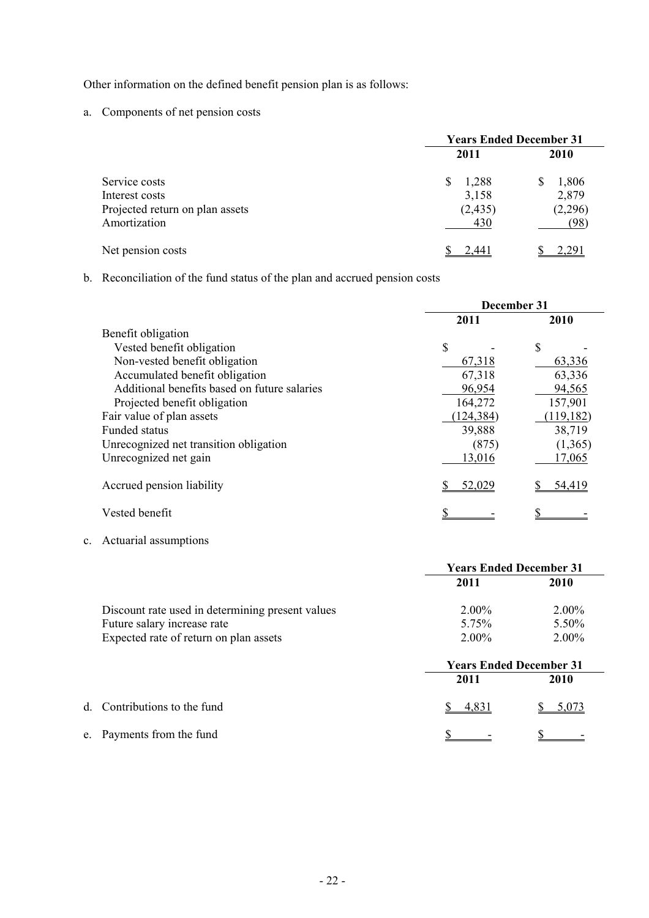Other information on the defined benefit pension plan is as follows:

a. Components of net pension costs

| | Years Ended December 31 | |
|---|---|---|
| | 2011 | 2010 |
| Service costs | $ 1,288 | $ 1,806 |
| Interest costs | 3,158 | 2,879 |
| Projected return on plan assets | (2,435) | (2,296) |
| Amortization | 430 | (98) |
| Net pension costs | $ 2,441 | $ 2,291 |

b. Reconciliation of the fund status of the plan and accrued pension costs

| | December 31 | |
|---|---|---|
| | 2011 | 2010 |
| Benefit obligation | | |
| Vested benefit obligation | $ - | $ - |
| Non-vested benefit obligation | 67,318 | 63,336 |
| Accumulated benefit obligation | 67,318 | 63,336 |
| Additional benefits based on future salaries | 96,954 | 94,565 |
| Projected benefit obligation | 164,272 | 157,901 |
| Fair value of plan assets | (124,384) | (119,182) |
| Funded status | 39,888 | 38,719 |
| Unrecognized net transition obligation | (875) | (1,365) |
| Unrecognized net gain | 13,016 | 17,065 |
| Accrued pension liability | $ 52,029 | $ 54,419 |
| Vested benefit | $ - | $ - |

c. Actuarial assumptions

| | Years Ended December 31 | |
|---|---|---|
| | 2011 | 2010 |
| Discount rate used in determining present values | 2.00% | 2.00% |
| Future salary increase rate | 5.75% | 5.50% |
| Expected rate of return on plan assets | 2.00% | 2.00% |

| | Years Ended December 31 | |
|---|---|---|
| | 2011 | 2010 |
| d. Contributions to the fund | $ 4,831 | $ 5,073 |
| e. Payments from the fund | $ - | $ - |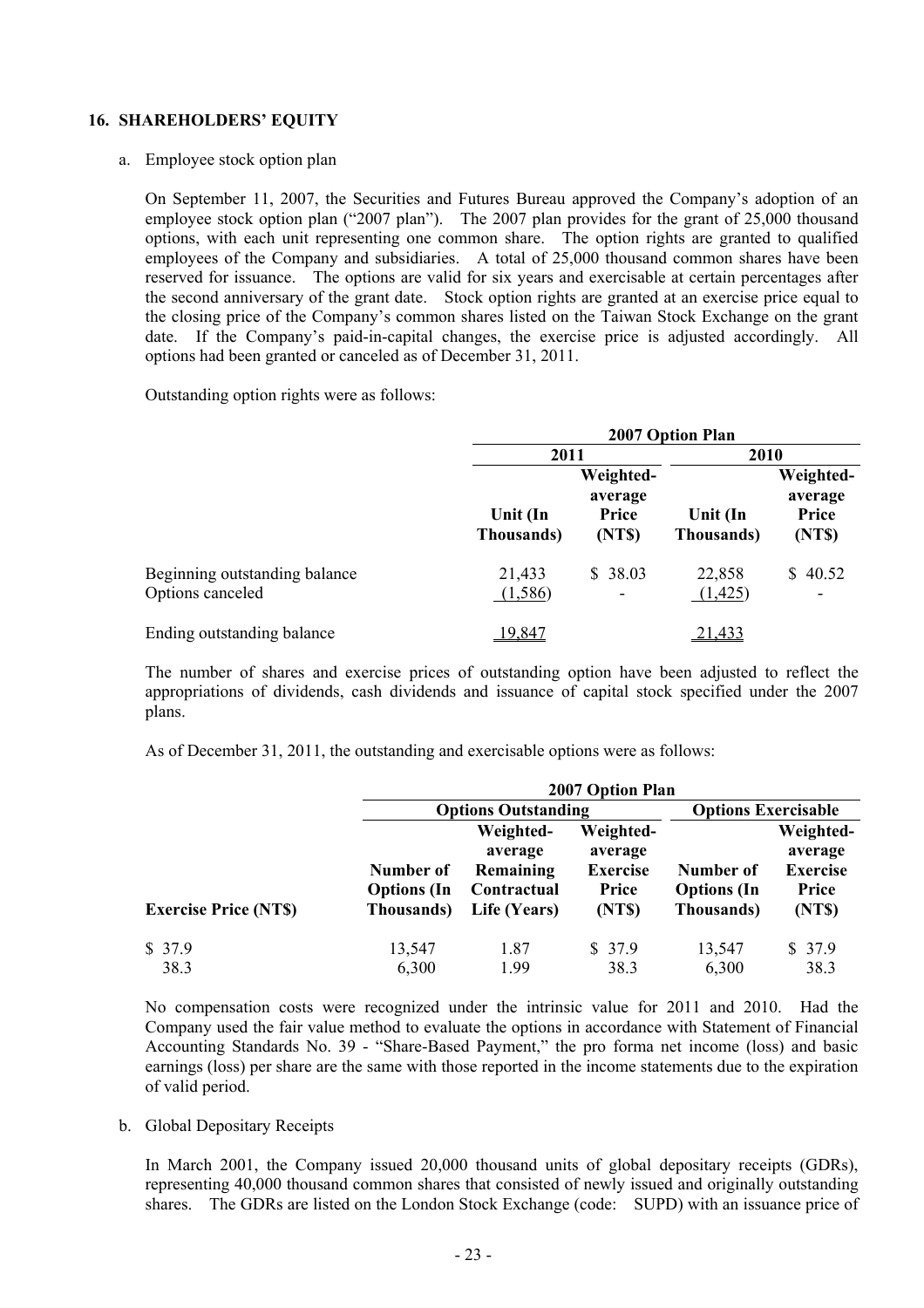## 16. SHAREHOLDERS' EQUITY

a. Employee stock option plan

On September 11, 2007, the Securities and Futures Bureau approved the Company's adoption of an employee stock option plan ("2007 plan"). The 2007 plan provides for the grant of 25,000 thousand options, with each unit representing one common share. The option rights are granted to qualified employees of the Company and subsidiaries. A total of 25,000 thousand common shares have been reserved for issuance. The options are valid for six years and exercisable at certain percentages after the second anniversary of the grant date. Stock option rights are granted at an exercise price equal to the closing price of the Company's common shares listed on the Taiwan Stock Exchange on the grant date. If the Company's paid-in-capital changes, the exercise price is adjusted accordingly. All options had been granted or canceled as of December 31, 2011.

Outstanding option rights were as follows:

| | 2007 Option Plan | | | |
|---|---|---|---|---|
| | 2011 | | 2010 | |
| | Unit (In Thousands) | Weighted-average Price (NT$) | Unit (In Thousands) | Weighted-average Price (NT$) |
| Beginning outstanding balance | 21,433 | $ 38.03 | 22,858 | $ 40.52 |
| Options canceled | (1,586) | - | (1,425) | - |
| Ending outstanding balance | 19,847 | | 21,433 | |

The number of shares and exercise prices of outstanding option have been adjusted to reflect the appropriations of dividends, cash dividends and issuance of capital stock specified under the 2007 plans.

As of December 31, 2011, the outstanding and exercisable options were as follows:

| | 2007 Option Plan | | | | |
|---|---|---|---|---|---|
| | Options Outstanding | | | Options Exercisable | |
| Exercise Price (NT$) | Number of Options (In Thousands) | Weighted-average Remaining Contractual Life (Years) | Weighted-average Exercise Price (NT$) | Number of Options (In Thousands) | Weighted-average Exercise Price (NT$) |
| $ 37.9 | 13,547 | 1.87 | $ 37.9 | 13,547 | $ 37.9 |
| 38.3 | 6,300 | 1.99 | 38.3 | 6,300 | 38.3 |

No compensation costs were recognized under the intrinsic value for 2011 and 2010. Had the Company used the fair value method to evaluate the options in accordance with Statement of Financial Accounting Standards No. 39 - "Share-Based Payment," the pro forma net income (loss) and basic earnings (loss) per share are the same with those reported in the income statements due to the expiration of valid period.

b. Global Depositary Receipts

In March 2001, the Company issued 20,000 thousand units of global depositary receipts (GDRs), representing 40,000 thousand common shares that consisted of newly issued and originally outstanding shares. The GDRs are listed on the London Stock Exchange (code: SUPD) with an issuance price of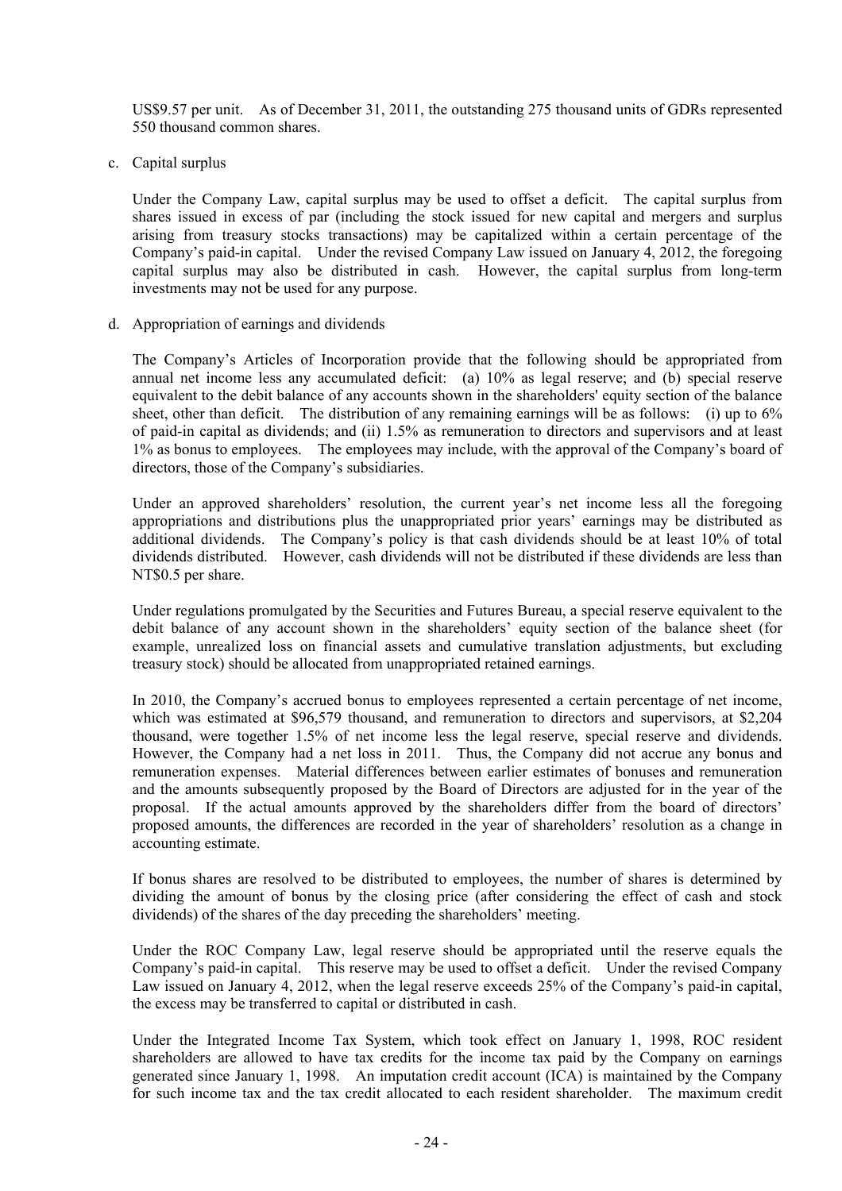US$9.57 per unit. As of December 31, 2011, the outstanding 275 thousand units of GDRs represented 550 thousand common shares.

c. Capital surplus

Under the Company Law, capital surplus may be used to offset a deficit. The capital surplus from shares issued in excess of par (including the stock issued for new capital and mergers and surplus arising from treasury stocks transactions) may be capitalized within a certain percentage of the Company's paid-in capital. Under the revised Company Law issued on January 4, 2012, the foregoing capital surplus may also be distributed in cash. However, the capital surplus from long-term investments may not be used for any purpose.

d. Appropriation of earnings and dividends

The Company's Articles of Incorporation provide that the following should be appropriated from annual net income less any accumulated deficit: (a) 10% as legal reserve; and (b) special reserve equivalent to the debit balance of any accounts shown in the shareholders' equity section of the balance sheet, other than deficit. The distribution of any remaining earnings will be as follows: (i) up to 6% of paid-in capital as dividends; and (ii) 1.5% as remuneration to directors and supervisors and at least 1% as bonus to employees. The employees may include, with the approval of the Company's board of directors, those of the Company's subsidiaries.

Under an approved shareholders' resolution, the current year's net income less all the foregoing appropriations and distributions plus the unappropriated prior years' earnings may be distributed as additional dividends. The Company's policy is that cash dividends should be at least 10% of total dividends distributed. However, cash dividends will not be distributed if these dividends are less than NT$0.5 per share.

Under regulations promulgated by the Securities and Futures Bureau, a special reserve equivalent to the debit balance of any account shown in the shareholders' equity section of the balance sheet (for example, unrealized loss on financial assets and cumulative translation adjustments, but excluding treasury stock) should be allocated from unappropriated retained earnings.

In 2010, the Company's accrued bonus to employees represented a certain percentage of net income, which was estimated at $96,579 thousand, and remuneration to directors and supervisors, at $2,204 thousand, were together 1.5% of net income less the legal reserve, special reserve and dividends. However, the Company had a net loss in 2011. Thus, the Company did not accrue any bonus and remuneration expenses. Material differences between earlier estimates of bonuses and remuneration and the amounts subsequently proposed by the Board of Directors are adjusted for in the year of the proposal. If the actual amounts approved by the shareholders differ from the board of directors' proposed amounts, the differences are recorded in the year of shareholders' resolution as a change in accounting estimate.

If bonus shares are resolved to be distributed to employees, the number of shares is determined by dividing the amount of bonus by the closing price (after considering the effect of cash and stock dividends) of the shares of the day preceding the shareholders' meeting.

Under the ROC Company Law, legal reserve should be appropriated until the reserve equals the Company's paid-in capital. This reserve may be used to offset a deficit. Under the revised Company Law issued on January 4, 2012, when the legal reserve exceeds 25% of the Company's paid-in capital, the excess may be transferred to capital or distributed in cash.

Under the Integrated Income Tax System, which took effect on January 1, 1998, ROC resident shareholders are allowed to have tax credits for the income tax paid by the Company on earnings generated since January 1, 1998. An imputation credit account (ICA) is maintained by the Company for such income tax and the tax credit allocated to each resident shareholder. The maximum credit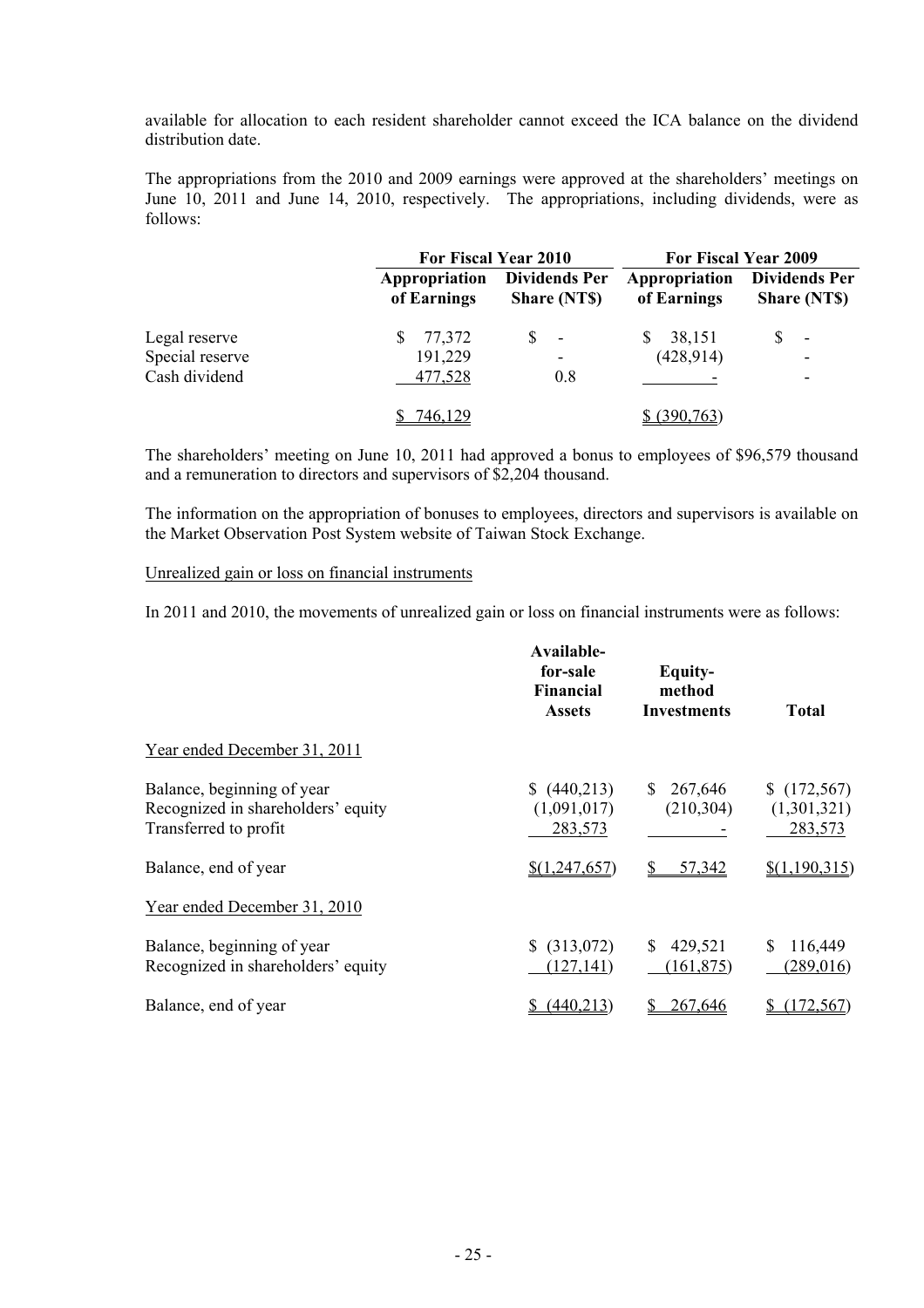available for allocation to each resident shareholder cannot exceed the ICA balance on the dividend distribution date.

The appropriations from the 2010 and 2009 earnings were approved at the shareholders' meetings on June 10, 2011 and June 14, 2010, respectively. The appropriations, including dividends, were as follows:

| | For Fiscal Year 2010 | | For Fiscal Year 2009 | |
|---|---|---|---|---|
| | Appropriation of Earnings | Dividends Per Share (NT$) | Appropriation of Earnings | Dividends Per Share (NT$) |
| Legal reserve | $ 77,372 | $ - | $ 38,151 | $ - |
| Special reserve | 191,229 | - | (428,914) | - |
| Cash dividend | 477,528 | 0.8 | - | - |
| | $ 746,129 | | $ (390,763) | |

The shareholders' meeting on June 10, 2011 had approved a bonus to employees of $96,579 thousand and a remuneration to directors and supervisors of $2,204 thousand.

The information on the appropriation of bonuses to employees, directors and supervisors is available on the Market Observation Post System website of Taiwan Stock Exchange.

Unrealized gain or loss on financial instruments

In 2011 and 2010, the movements of unrealized gain or loss on financial instruments were as follows:

| | Available-for-sale Financial Assets | Equity-method Investments | Total |
|---|---|---|---|
| Year ended December 31, 2011 | | | |
| Balance, beginning of year | $ (440,213) | $ 267,646 | $ (172,567) |
| Recognized in shareholders' equity | (1,091,017) | (210,304) | (1,301,321) |
| Transferred to profit | 283,573 | - | 283,573 |
| Balance, end of year | $(1,247,657) | $ 57,342 | $(1,190,315) |
| Year ended December 31, 2010 | | | |
| Balance, beginning of year | $ (313,072) | $ 429,521 | $ 116,449 |
| Recognized in shareholders' equity | (127,141) | (161,875) | (289,016) |
| Balance, end of year | $ (440,213) | $ 267,646 | $ (172,567) |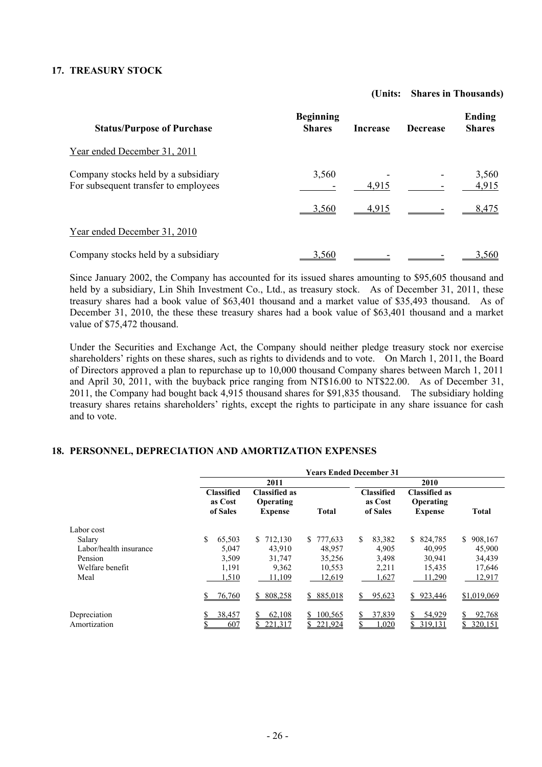## 17. TREASURY STOCK

**(Units: Shares in Thousands)**

| Status/Purpose of Purchase | Beginning Shares | Increase | Decrease | Ending Shares |
|---|---|---|---|---|
| Year ended December 31, 2011 | | | | |
| Company stocks held by a subsidiary | 3,560 | - | - | 3,560 |
| For subsequent transfer to employees | - | 4,915 | - | 4,915 |
| | 3,560 | 4,915 | - | 8,475 |
| Year ended December 31, 2010 | | | | |
| Company stocks held by a subsidiary | 3,560 | - | - | 3,560 |

Since January 2002, the Company has accounted for its issued shares amounting to $95,605 thousand and held by a subsidiary, Lin Shih Investment Co., Ltd., as treasury stock. As of December 31, 2011, these treasury shares had a book value of $63,401 thousand and a market value of $35,493 thousand. As of December 31, 2010, the these these treasury shares had a book value of $63,401 thousand and a market value of $75,472 thousand.

Under the Securities and Exchange Act, the Company should neither pledge treasury stock nor exercise shareholders' rights on these shares, such as rights to dividends and to vote. On March 1, 2011, the Board of Directors approved a plan to repurchase up to 10,000 thousand Company shares between March 1, 2011 and April 30, 2011, with the buyback price ranging from NT$16.00 to NT$22.00. As of December 31, 2011, the Company had bought back 4,915 thousand shares for $91,835 thousand. The subsidiary holding treasury shares retains shareholders' rights, except the rights to participate in any share issuance for cash and to vote.

## 18. PERSONNEL, DEPRECIATION AND AMORTIZATION EXPENSES

| | Years Ended December 31 | | | | | |
|---|---|---|---|---|---|---|
| | 2011 | | | 2010 | | |
| | Classified as Cost of Sales | Classified as Operating Expense | Total | Classified as Cost of Sales | Classified as Operating Expense | Total |
| Labor cost | | | | | | |
| Salary | $ 65,503 | $ 712,130 | $ 777,633 | $ 83,382 | $ 824,785 | $ 908,167 |
| Labor/health insurance | 5,047 | 43,910 | 48,957 | 4,905 | 40,995 | 45,900 |
| Pension | 3,509 | 31,747 | 35,256 | 3,498 | 30,941 | 34,439 |
| Welfare benefit | 1,191 | 9,362 | 10,553 | 2,211 | 15,435 | 17,646 |
| Meal | 1,510 | 11,109 | 12,619 | 1,627 | 11,290 | 12,917 |
| | $ 76,760 | $ 808,258 | $ 885,018 | $ 95,623 | $ 923,446 | $1,019,069 |
| Depreciation | $ 38,457 | $ 62,108 | $ 100,565 | $ 37,839 | $ 54,929 | $ 92,768 |
| Amortization | $ 607 | $ 221,317 | $ 221,924 | $ 1,020 | $ 319,131 | $ 320,151 |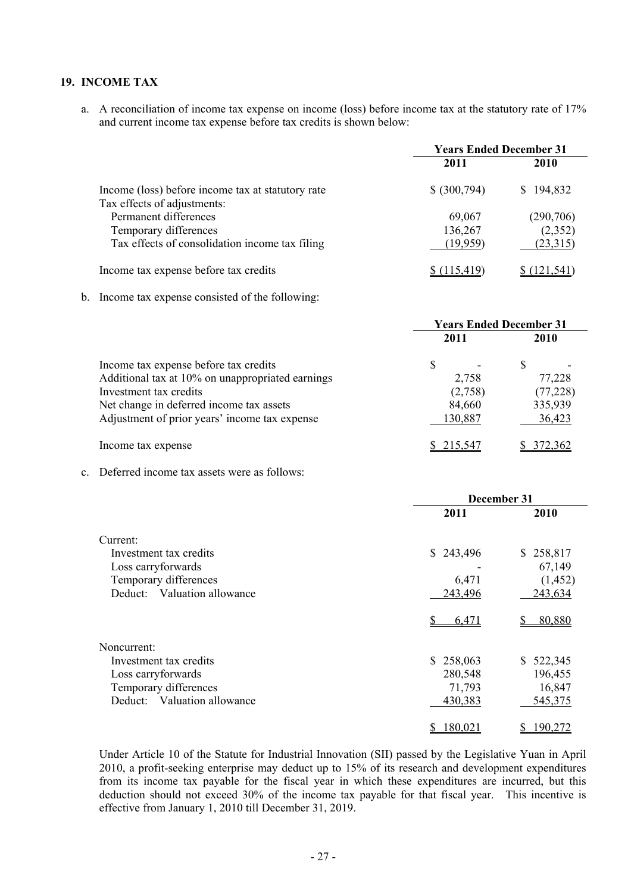## 19. INCOME TAX

a. A reconciliation of income tax expense on income (loss) before income tax at the statutory rate of 17% and current income tax expense before tax credits is shown below:

| | Years Ended December 31 | |
|---|---|---|
| | 2011 | 2010 |
| Income (loss) before income tax at statutory rate | $ (300,794) | $ 194,832 |
| Tax effects of adjustments: | | |
| Permanent differences | 69,067 | (290,706) |
| Temporary differences | 136,267 | (2,352) |
| Tax effects of consolidation income tax filing | (19,959) | (23,315) |
| Income tax expense before tax credits | $ (115,419) | $ (121,541) |

b. Income tax expense consisted of the following:

| | Years Ended December 31 | |
|---|---|---|
| | 2011 | 2010 |
| Income tax expense before tax credits | $ - | $ - |
| Additional tax at 10% on unappropriated earnings | 2,758 | 77,228 |
| Investment tax credits | (2,758) | (77,228) |
| Net change in deferred income tax assets | 84,660 | 335,939 |
| Adjustment of prior years' income tax expense | 130,887 | 36,423 |
| Income tax expense | $ 215,547 | $ 372,362 |

c. Deferred income tax assets were as follows:

| | December 31 | |
|---|---|---|
| | 2011 | 2010 |
| Current: | | |
| Investment tax credits | $ 243,496 | $ 258,817 |
| Loss carryforwards | - | 67,149 |
| Temporary differences | 6,471 | (1,452) |
| Deduct: Valuation allowance | 243,496 | 243,634 |
| | $ 6,471 | $ 80,880 |
| Noncurrent: | | |
| Investment tax credits | $ 258,063 | $ 522,345 |
| Loss carryforwards | 280,548 | 196,455 |
| Temporary differences | 71,793 | 16,847 |
| Deduct: Valuation allowance | 430,383 | 545,375 |
| | $ 180,021 | $ 190,272 |

Under Article 10 of the Statute for Industrial Innovation (SII) passed by the Legislative Yuan in April 2010, a profit-seeking enterprise may deduct up to 15% of its research and development expenditures from its income tax payable for the fiscal year in which these expenditures are incurred, but this deduction should not exceed 30% of the income tax payable for that fiscal year. This incentive is effective from January 1, 2010 till December 31, 2019.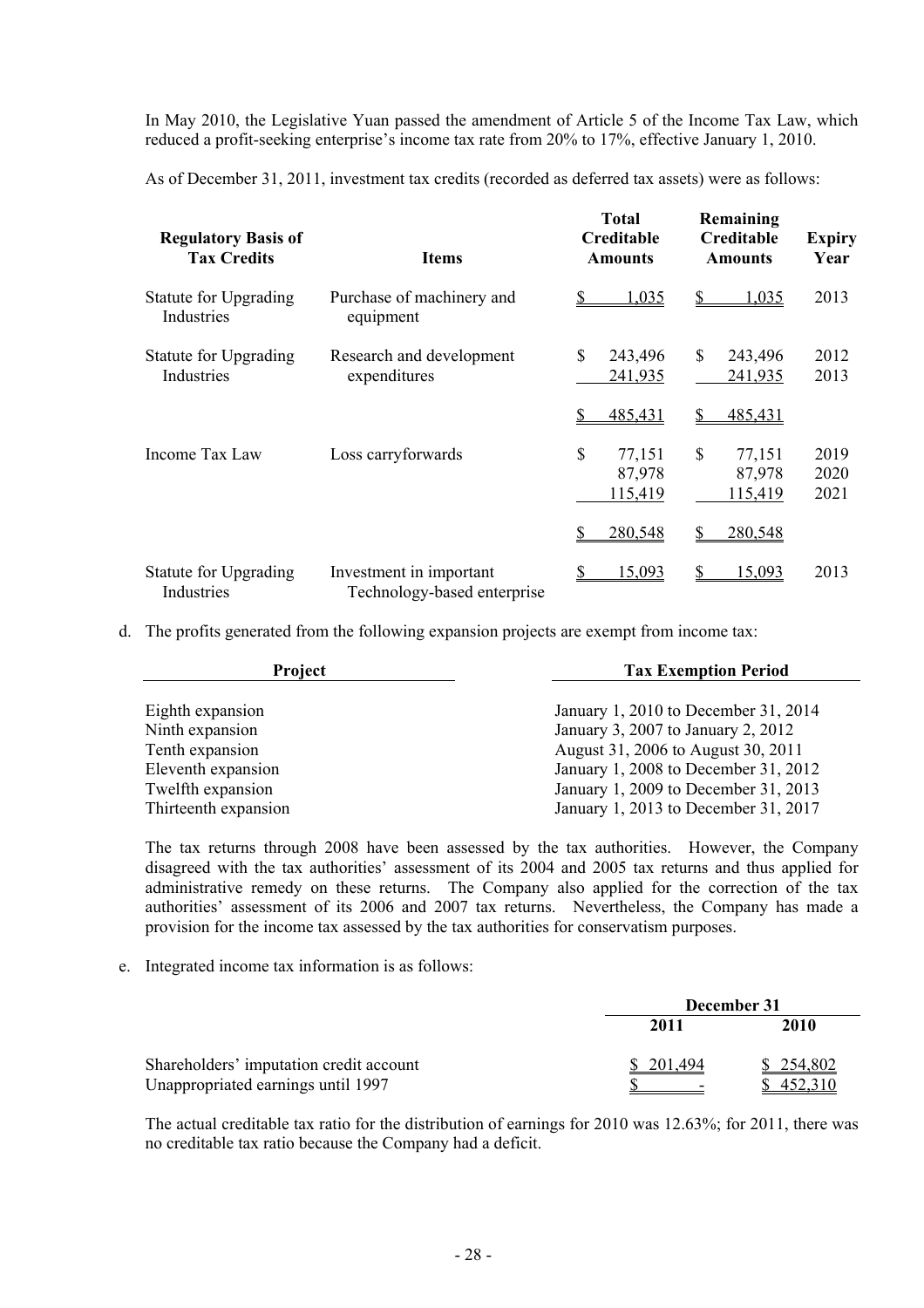In May 2010, the Legislative Yuan passed the amendment of Article 5 of the Income Tax Law, which reduced a profit-seeking enterprise's income tax rate from 20% to 17%, effective January 1, 2010.

As of December 31, 2011, investment tax credits (recorded as deferred tax assets) were as follows:

| Regulatory Basis of Tax Credits | Items | Total Creditable Amounts | Remaining Creditable Amounts | Expiry Year |
|---|---|---|---|---|
| Statute for Upgrading Industries | Purchase of machinery and equipment | $ 1,035 | $ 1,035 | 2013 |
| Statute for Upgrading Industries | Research and development expenditures | $ 243,496 | $ 243,496 | 2012 |
| | | 241,935 | 241,935 | 2013 |
| | | $ 485,431 | $ 485,431 | |
| Income Tax Law | Loss carryforwards | $ 77,151 | $ 77,151 | 2019 |
| | | 87,978 | 87,978 | 2020 |
| | | 115,419 | 115,419 | 2021 |
| | | $ 280,548 | $ 280,548 | |
| Statute for Upgrading Industries | Investment in important Technology-based enterprise | $ 15,093 | $ 15,093 | 2013 |

d. The profits generated from the following expansion projects are exempt from income tax:

| Project | Tax Exemption Period |
|---|---|
| Eighth expansion | January 1, 2010 to December 31, 2014 |
| Ninth expansion | January 3, 2007 to January 2, 2012 |
| Tenth expansion | August 31, 2006 to August 30, 2011 |
| Eleventh expansion | January 1, 2008 to December 31, 2012 |
| Twelfth expansion | January 1, 2009 to December 31, 2013 |
| Thirteenth expansion | January 1, 2013 to December 31, 2017 |

The tax returns through 2008 have been assessed by the tax authorities. However, the Company disagreed with the tax authorities' assessment of its 2004 and 2005 tax returns and thus applied for administrative remedy on these returns. The Company also applied for the correction of the tax authorities' assessment of its 2006 and 2007 tax returns. Nevertheless, the Company has made a provision for the income tax assessed by the tax authorities for conservatism purposes.

e. Integrated income tax information is as follows:

| | December 31 | |
|---|---|---|
| | 2011 | 2010 |
| Shareholders' imputation credit account | $ 201,494 | $ 254,802 |
| Unappropriated earnings until 1997 | $ - | $ 452,310 |

The actual creditable tax ratio for the distribution of earnings for 2010 was 12.63%; for 2011, there was no creditable tax ratio because the Company had a deficit.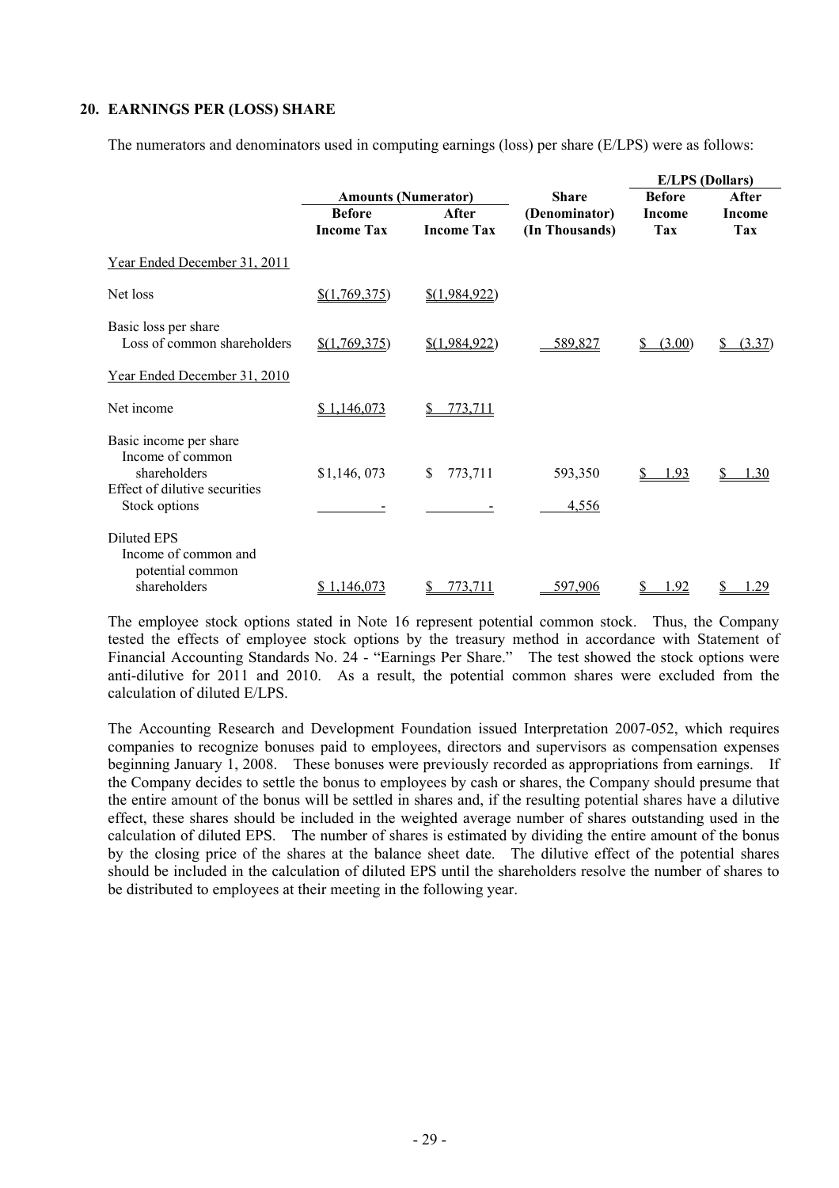## 20. EARNINGS PER (LOSS) SHARE

The numerators and denominators used in computing earnings (loss) per share (E/LPS) were as follows:

| | Amounts (Numerator) | | Share | E/LPS (Dollars) | |
|---|---|---|---|---|---|
| | Before Income Tax | After Income Tax | (Denominator) (In Thousands) | Before Income Tax | After Income Tax |
| Year Ended December 31, 2011 | | | | | |
| Net loss | $(1,769,375) | $(1,984,922) | | | |
| Basic loss per share<br>Loss of common shareholders | $(1,769,375) | $(1,984,922) | 589,827 | $ (3.00) | $ (3.37) |
| Year Ended December 31, 2010 | | | | | |
| Net income | $ 1,146,073 | $ 773,711 | | | |
| Basic income per share<br>Income of common shareholders | $1,146, 073 | $ 773,711 | 593,350 | $ 1.93 | $ 1.30 |
| Effect of dilutive securities<br>Stock options | - | - | 4,556 | | |
| Diluted EPS<br>Income of common and potential common shareholders | $ 1,146,073 | $ 773,711 | 597,906 | $ 1.92 | $ 1.29 |

The employee stock options stated in Note 16 represent potential common stock. Thus, the Company tested the effects of employee stock options by the treasury method in accordance with Statement of Financial Accounting Standards No. 24 - "Earnings Per Share." The test showed the stock options were anti-dilutive for 2011 and 2010. As a result, the potential common shares were excluded from the calculation of diluted E/LPS.

The Accounting Research and Development Foundation issued Interpretation 2007-052, which requires companies to recognize bonuses paid to employees, directors and supervisors as compensation expenses beginning January 1, 2008. These bonuses were previously recorded as appropriations from earnings. If the Company decides to settle the bonus to employees by cash or shares, the Company should presume that the entire amount of the bonus will be settled in shares and, if the resulting potential shares have a dilutive effect, these shares should be included in the weighted average number of shares outstanding used in the calculation of diluted EPS. The number of shares is estimated by dividing the entire amount of the bonus by the closing price of the shares at the balance sheet date. The dilutive effect of the potential shares should be included in the calculation of diluted EPS until the shareholders resolve the number of shares to be distributed to employees at their meeting in the following year.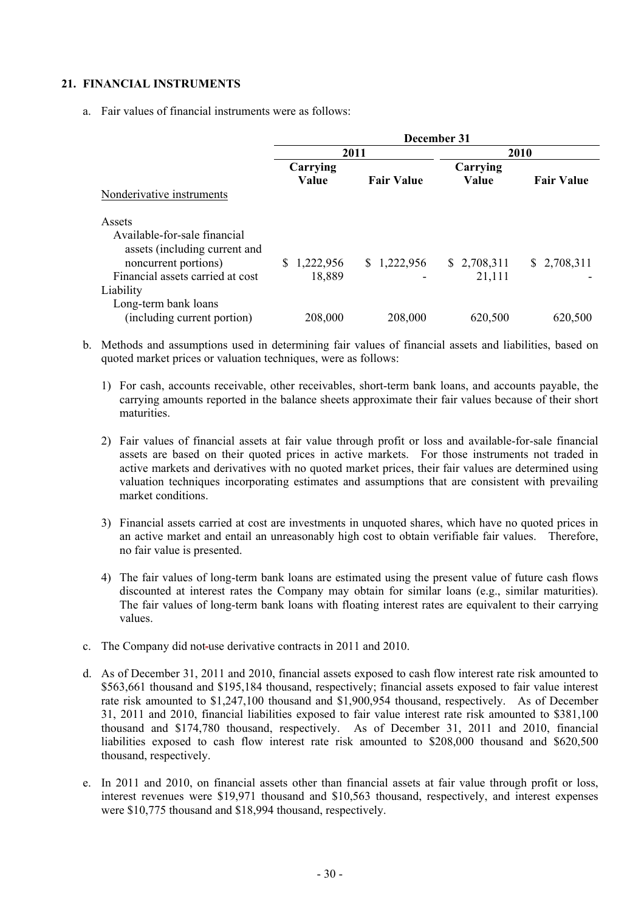## 21. FINANCIAL INSTRUMENTS

a. Fair values of financial instruments were as follows:

| | December 31 | | | |
|---|---|---|---|---|
| | 2011 | | 2010 | |
| | Carrying Value | Fair Value | Carrying Value | Fair Value |
| Nonderivative instruments | | | | |
| Assets | | | | |
| Available-for-sale financial assets (including current and noncurrent portions) | $ 1,222,956 | $ 1,222,956 | $ 2,708,311 | $ 2,708,311 |
| Financial assets carried at cost | 18,889 | - | 21,111 | - |
| Liability | | | | |
| Long-term bank loans (including current portion) | 208,000 | 208,000 | 620,500 | 620,500 |

b. Methods and assumptions used in determining fair values of financial assets and liabilities, based on quoted market prices or valuation techniques, were as follows:

1) For cash, accounts receivable, other receivables, short-term bank loans, and accounts payable, the carrying amounts reported in the balance sheets approximate their fair values because of their short maturities.

2) Fair values of financial assets at fair value through profit or loss and available-for-sale financial assets are based on their quoted prices in active markets. For those instruments not traded in active markets and derivatives with no quoted market prices, their fair values are determined using valuation techniques incorporating estimates and assumptions that are consistent with prevailing market conditions.

3) Financial assets carried at cost are investments in unquoted shares, which have no quoted prices in an active market and entail an unreasonably high cost to obtain verifiable fair values. Therefore, no fair value is presented.

4) The fair values of long-term bank loans are estimated using the present value of future cash flows discounted at interest rates the Company may obtain for similar loans (e.g., similar maturities). The fair values of long-term bank loans with floating interest rates are equivalent to their carrying values.

c. The Company did not use derivative contracts in 2011 and 2010.

d. As of December 31, 2011 and 2010, financial assets exposed to cash flow interest rate risk amounted to $563,661 thousand and $195,184 thousand, respectively; financial assets exposed to fair value interest rate risk amounted to $1,247,100 thousand and $1,900,954 thousand, respectively. As of December 31, 2011 and 2010, financial liabilities exposed to fair value interest rate risk amounted to $381,100 thousand and $174,780 thousand, respectively. As of December 31, 2011 and 2010, financial liabilities exposed to cash flow interest rate risk amounted to $208,000 thousand and $620,500 thousand, respectively.

e. In 2011 and 2010, on financial assets other than financial assets at fair value through profit or loss, interest revenues were $19,971 thousand and $10,563 thousand, respectively, and interest expenses were $10,775 thousand and $18,994 thousand, respectively.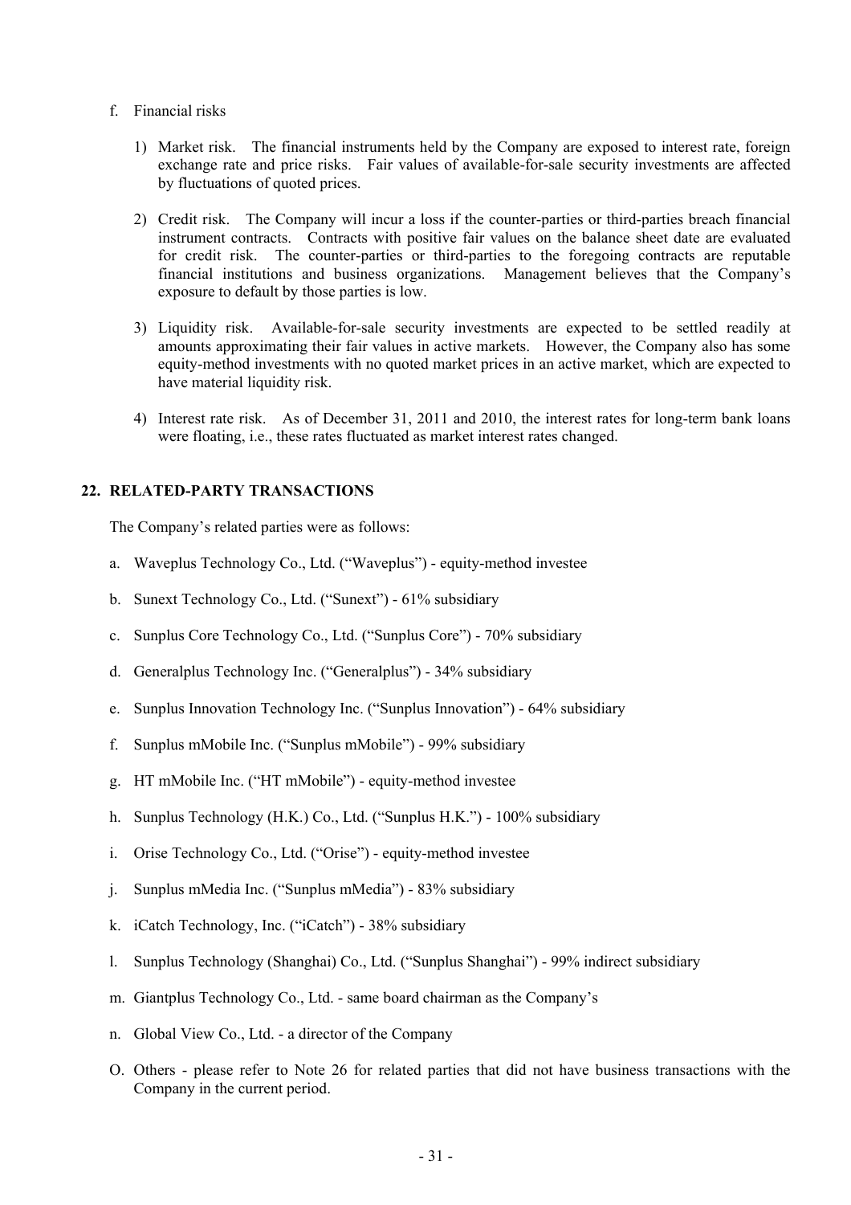f. Financial risks

   1) Market risk. The financial instruments held by the Company are exposed to interest rate, foreign exchange rate and price risks. Fair values of available-for-sale security investments are affected by fluctuations of quoted prices.

   2) Credit risk. The Company will incur a loss if the counter-parties or third-parties breach financial instrument contracts. Contracts with positive fair values on the balance sheet date are evaluated for credit risk. The counter-parties or third-parties to the foregoing contracts are reputable financial institutions and business organizations. Management believes that the Company's exposure to default by those parties is low.

   3) Liquidity risk. Available-for-sale security investments are expected to be settled readily at amounts approximating their fair values in active markets. However, the Company also has some equity-method investments with no quoted market prices in an active market, which are expected to have material liquidity risk.

   4) Interest rate risk. As of December 31, 2011 and 2010, the interest rates for long-term bank loans were floating, i.e., these rates fluctuated as market interest rates changed.

## 22. RELATED-PARTY TRANSACTIONS

The Company's related parties were as follows:

a. Waveplus Technology Co., Ltd. ("Waveplus") - equity-method investee

b. Sunext Technology Co., Ltd. ("Sunext") - 61% subsidiary

c. Sunplus Core Technology Co., Ltd. ("Sunplus Core") - 70% subsidiary

d. Generalplus Technology Inc. ("Generalplus") - 34% subsidiary

e. Sunplus Innovation Technology Inc. ("Sunplus Innovation") - 64% subsidiary

f. Sunplus mMobile Inc. ("Sunplus mMobile") - 99% subsidiary

g. HT mMobile Inc. ("HT mMobile") - equity-method investee

h. Sunplus Technology (H.K.) Co., Ltd. ("Sunplus H.K.") - 100% subsidiary

i. Orise Technology Co., Ltd. ("Orise") - equity-method investee

j. Sunplus mMedia Inc. ("Sunplus mMedia") - 83% subsidiary

k. iCatch Technology, Inc. ("iCatch") - 38% subsidiary

l. Sunplus Technology (Shanghai) Co., Ltd. ("Sunplus Shanghai") - 99% indirect subsidiary

m. Giantplus Technology Co., Ltd. - same board chairman as the Company's

n. Global View Co., Ltd. - a director of the Company

O. Others - please refer to Note 26 for related parties that did not have business transactions with the Company in the current period.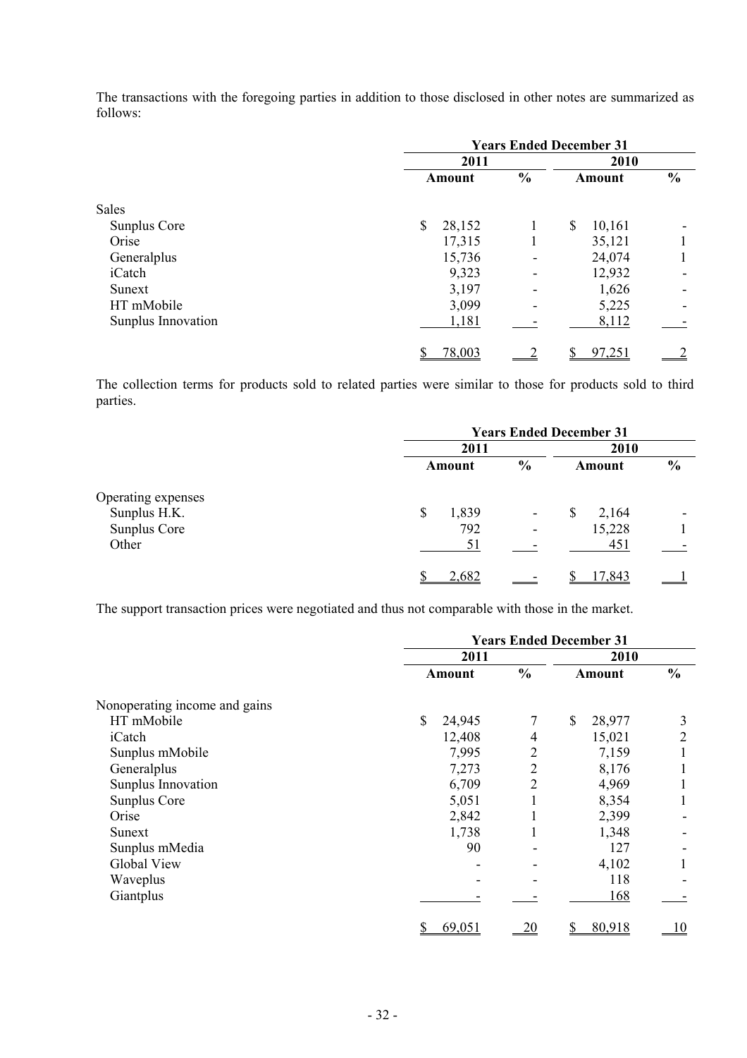The transactions with the foregoing parties in addition to those disclosed in other notes are summarized as follows:

| | Years Ended December 31 | | | |
|---|---|---|---|---|
| | 2011 | | 2010 | |
| | Amount | % | Amount | % |
| Sales | | | | |
| Sunplus Core | $ 28,152 | 1 | $ 10,161 | - |
| Orise | 17,315 | 1 | 35,121 | 1 |
| Generalplus | 15,736 | - | 24,074 | 1 |
| iCatch | 9,323 | - | 12,932 | - |
| Sunext | 3,197 | - | 1,626 | - |
| HT mMobile | 3,099 | - | 5,225 | - |
| Sunplus Innovation | 1,181 | - | 8,112 | - |
| | $ 78,003 | 2 | $ 97,251 | 2 |

The collection terms for products sold to related parties were similar to those for products sold to third parties.

| | Years Ended December 31 | | | |
|---|---|---|---|---|
| | 2011 | | 2010 | |
| | Amount | % | Amount | % |
| Operating expenses | | | | |
| Sunplus H.K. | $ 1,839 | - | $ 2,164 | - |
| Sunplus Core | 792 | - | 15,228 | 1 |
| Other | 51 | - | 451 | - |
| | $ 2,682 | - | $ 17,843 | 1 |

The support transaction prices were negotiated and thus not comparable with those in the market.

| | Years Ended December 31 | | | |
|---|---|---|---|---|
| | 2011 | | 2010 | |
| | Amount | % | Amount | % |
| Nonoperating income and gains | | | | |
| HT mMobile | $ 24,945 | 7 | $ 28,977 | 3 |
| iCatch | 12,408 | 4 | 15,021 | 2 |
| Sunplus mMobile | 7,995 | 2 | 7,159 | 1 |
| Generalplus | 7,273 | 2 | 8,176 | 1 |
| Sunplus Innovation | 6,709 | 2 | 4,969 | 1 |
| Sunplus Core | 5,051 | 1 | 8,354 | 1 |
| Orise | 2,842 | 1 | 2,399 | - |
| Sunext | 1,738 | 1 | 1,348 | - |
| Sunplus mMedia | 90 | - | 127 | - |
| Global View | - | - | 4,102 | 1 |
| Waveplus | - | - | 118 | - |
| Giantplus | - | - | 168 | - |
| | $ 69,051 | 20 | $ 80,918 | 10 |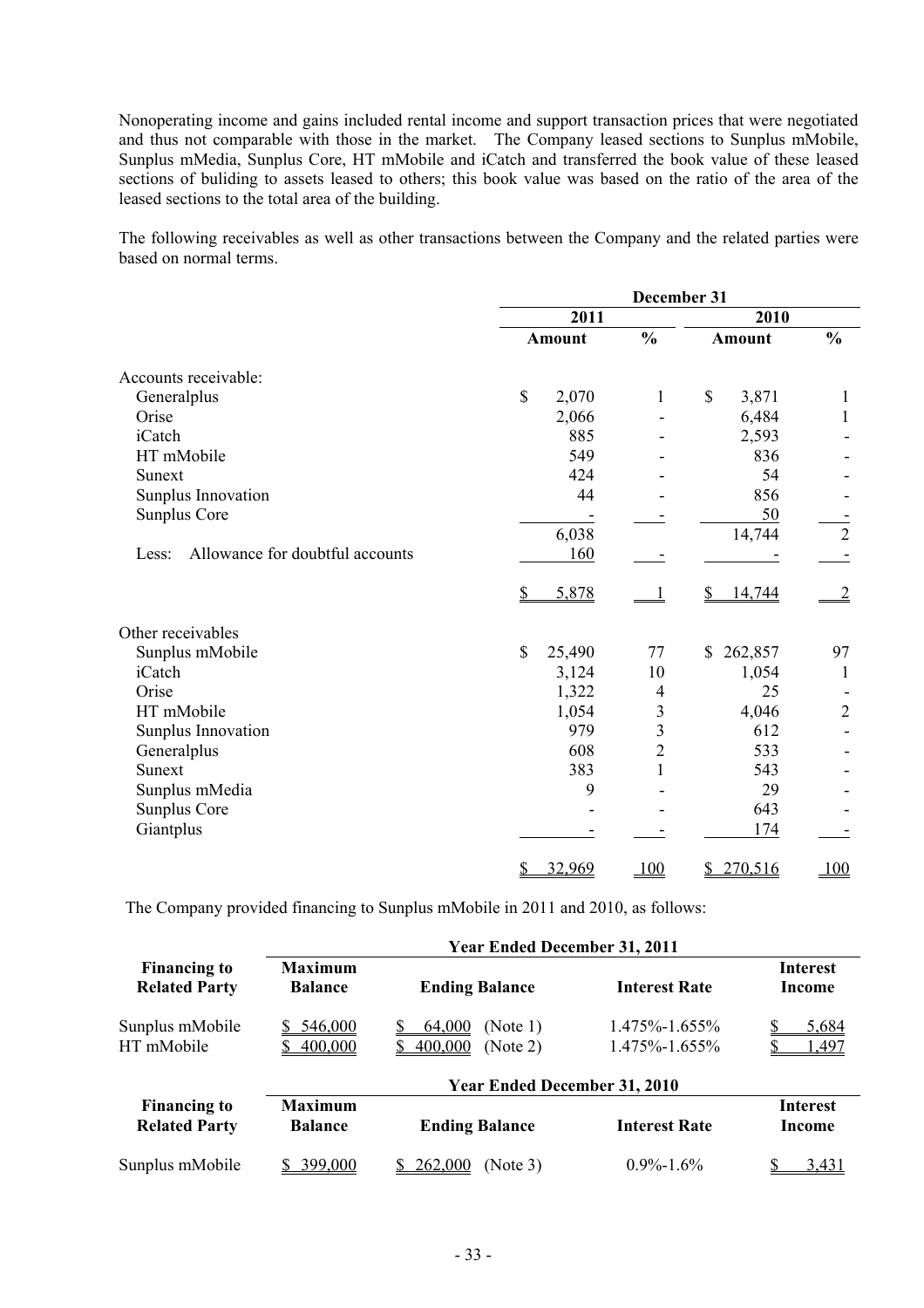Nonoperating income and gains included rental income and support transaction prices that were negotiated and thus not comparable with those in the market. The Company leased sections to Sunplus mMobile, Sunplus mMedia, Sunplus Core, HT mMobile and iCatch and transferred the book value of these leased sections of buliding to assets leased to others; this book value was based on the ratio of the area of the leased sections to the total area of the building.

The following receivables as well as other transactions between the Company and the related parties were based on normal terms.

| | December 31 | | | |
|---|---|---|---|---|
| | 2011 | | 2010 | |
| | Amount | % | Amount | % |
| Accounts receivable: | | | | |
| Generalplus | $ 2,070 | 1 | $ 3,871 | 1 |
| Orise | 2,066 | - | 6,484 | 1 |
| iCatch | 885 | - | 2,593 | - |
| HT mMobile | 549 | - | 836 | - |
| Sunext | 424 | - | 54 | - |
| Sunplus Innovation | 44 | - | 856 | - |
| Sunplus Core | - | - | 50 | - |
| | 6,038 | | 14,744 | 2 |
| Less: Allowance for doubtful accounts | 160 | - | - | - |
| | $ 5,878 | 1 | $ 14,744 | 2 |
| Other receivables | | | | |
| Sunplus mMobile | $ 25,490 | 77 | $ 262,857 | 97 |
| iCatch | 3,124 | 10 | 1,054 | 1 |
| Orise | 1,322 | 4 | 25 | - |
| HT mMobile | 1,054 | 3 | 4,046 | 2 |
| Sunplus Innovation | 979 | 3 | 612 | - |
| Generalplus | 608 | 2 | 533 | - |
| Sunext | 383 | 1 | 543 | - |
| Sunplus mMedia | 9 | - | 29 | - |
| Sunplus Core | - | - | 643 | - |
| Giantplus | - | - | 174 | - |
| | $ 32,969 | 100 | $ 270,516 | 100 |

The Company provided financing to Sunplus mMobile in 2011 and 2010, as follows:

| | Year Ended December 31, 2011 | | | |
|---|---|---|---|---|
| Financing to Related Party | Maximum Balance | Ending Balance | Interest Rate | Interest Income |
| Sunplus mMobile | $ 546,000 | $ 64,000 (Note 1) | 1.475%-1.655% | $ 5,684 |
| HT mMobile | $ 400,000 | $ 400,000 (Note 2) | 1.475%-1.655% | $ 1,497 |

| | Year Ended December 31, 2010 | | | |
|---|---|---|---|---|
| Financing to Related Party | Maximum Balance | Ending Balance | Interest Rate | Interest Income |
| Sunplus mMobile | $ 399,000 | $ 262,000 (Note 3) | 0.9%-1.6% | $ 3,431 |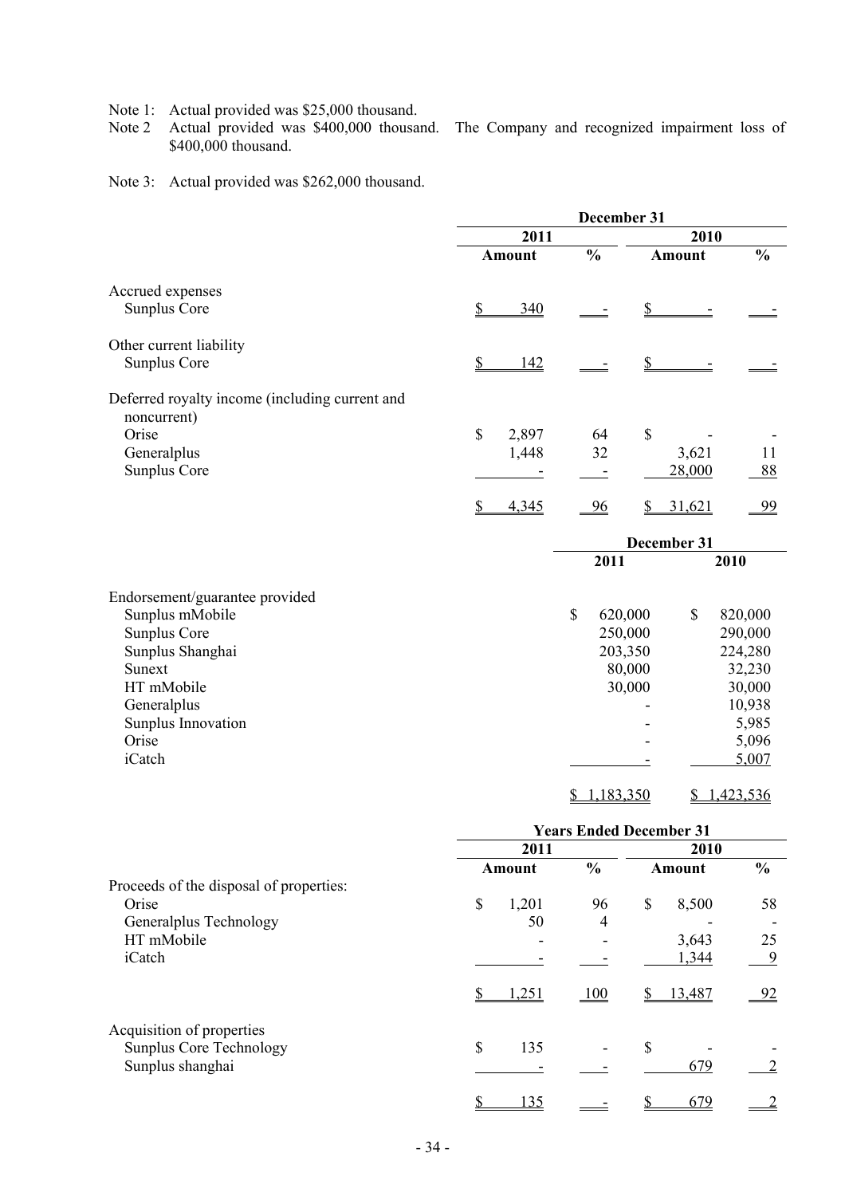Note 1: Actual provided was $25,000 thousand.

Note 2 Actual provided was $400,000 thousand. The Company and recognized impairment loss of $400,000 thousand.

Note 3: Actual provided was $262,000 thousand.

| | December 31 | | | |
|---|---|---|---|---|
| | 2011 | | 2010 | |
| | Amount | % | Amount | % |
| Accrued expenses | | | | |
| Sunplus Core | $ 340 | - | $ - | - |
| Other current liability | | | | |
| Sunplus Core | $ 142 | - | $ - | - |
| Deferred royalty income (including current and noncurrent) | | | | |
| Orise | $ 2,897 | 64 | $ - | - |
| Generalplus | 1,448 | 32 | 3,621 | 11 |
| Sunplus Core | - | - | 28,000 | 88 |
| | $ 4,345 | 96 | $ 31,621 | 99 |

| | December 31 | |
|---|---|---|
| | 2011 | 2010 |
| Endorsement/guarantee provided | | |
| Sunplus mMobile | $ 620,000 | $ 820,000 |
| Sunplus Core | 250,000 | 290,000 |
| Sunplus Shanghai | 203,350 | 224,280 |
| Sunext | 80,000 | 32,230 |
| HT mMobile | 30,000 | 30,000 |
| Generalplus | - | 10,938 |
| Sunplus Innovation | - | 5,985 |
| Orise | - | 5,096 |
| iCatch | - | 5,007 |
| | $ 1,183,350 | $ 1,423,536 |

| | Years Ended December 31 | | | |
|---|---|---|---|---|
| | 2011 | | 2010 | |
| | Amount | % | Amount | % |
| Proceeds of the disposal of properties: | | | | |
| Orise | $ 1,201 | 96 | $ 8,500 | 58 |
| Generalplus Technology | 50 | 4 | - | - |
| HT mMobile | - | - | 3,643 | 25 |
| iCatch | - | - | 1,344 | 9 |
| | $ 1,251 | 100 | $ 13,487 | 92 |
| Acquisition of properties | | | | |
| Sunplus Core Technology | $ 135 | - | $ - | - |
| Sunplus shanghai | - | - | 679 | 2 |
| | $ 135 | - | $ 679 | 2 |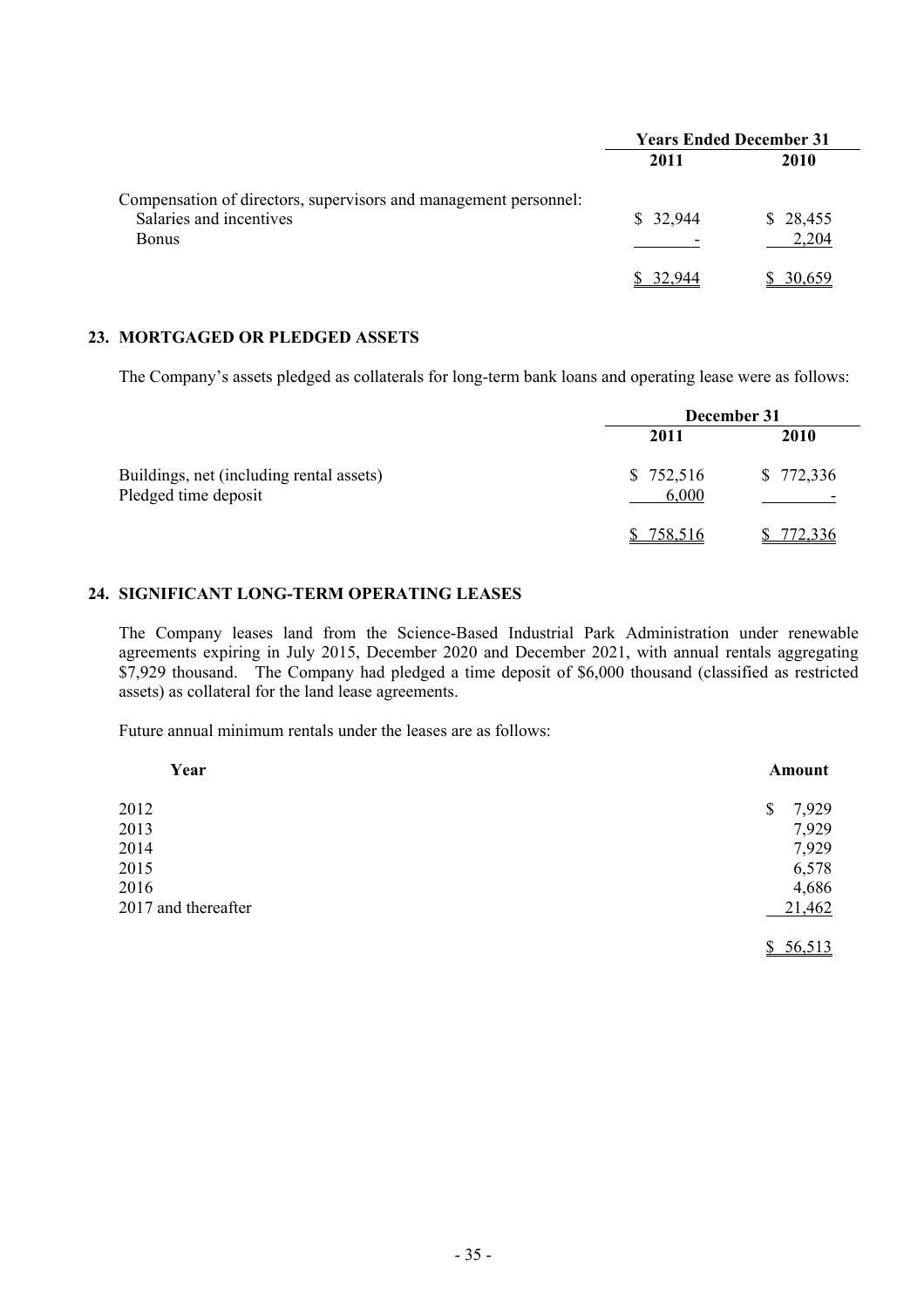| | Years Ended December 31 | |
|---|---|---|
| | 2011 | 2010 |
| Compensation of directors, supervisors and management personnel: | | |
| Salaries and incentives | $ 32,944 | $ 28,455 |
| Bonus | - | 2,204 |
| | $ 32,944 | $ 30,659 |

## 23. MORTGAGED OR PLEDGED ASSETS

The Company's assets pledged as collaterals for long-term bank loans and operating lease were as follows:

| | December 31 | |
|---|---|---|
| | 2011 | 2010 |
| Buildings, net (including rental assets) | $ 752,516 | $ 772,336 |
| Pledged time deposit | 6,000 | - |
| | $ 758,516 | $ 772,336 |

## 24. SIGNIFICANT LONG-TERM OPERATING LEASES

The Company leases land from the Science-Based Industrial Park Administration under renewable agreements expiring in July 2015, December 2020 and December 2021, with annual rentals aggregating $7,929 thousand. The Company had pledged a time deposit of $6,000 thousand (classified as restricted assets) as collateral for the land lease agreements.

Future annual minimum rentals under the leases are as follows:

| Year | Amount |
|---|---|
| 2012 | $ 7,929 |
| 2013 | 7,929 |
| 2014 | 7,929 |
| 2015 | 6,578 |
| 2016 | 4,686 |
| 2017 and thereafter | 21,462 |
| | $ 56,513 |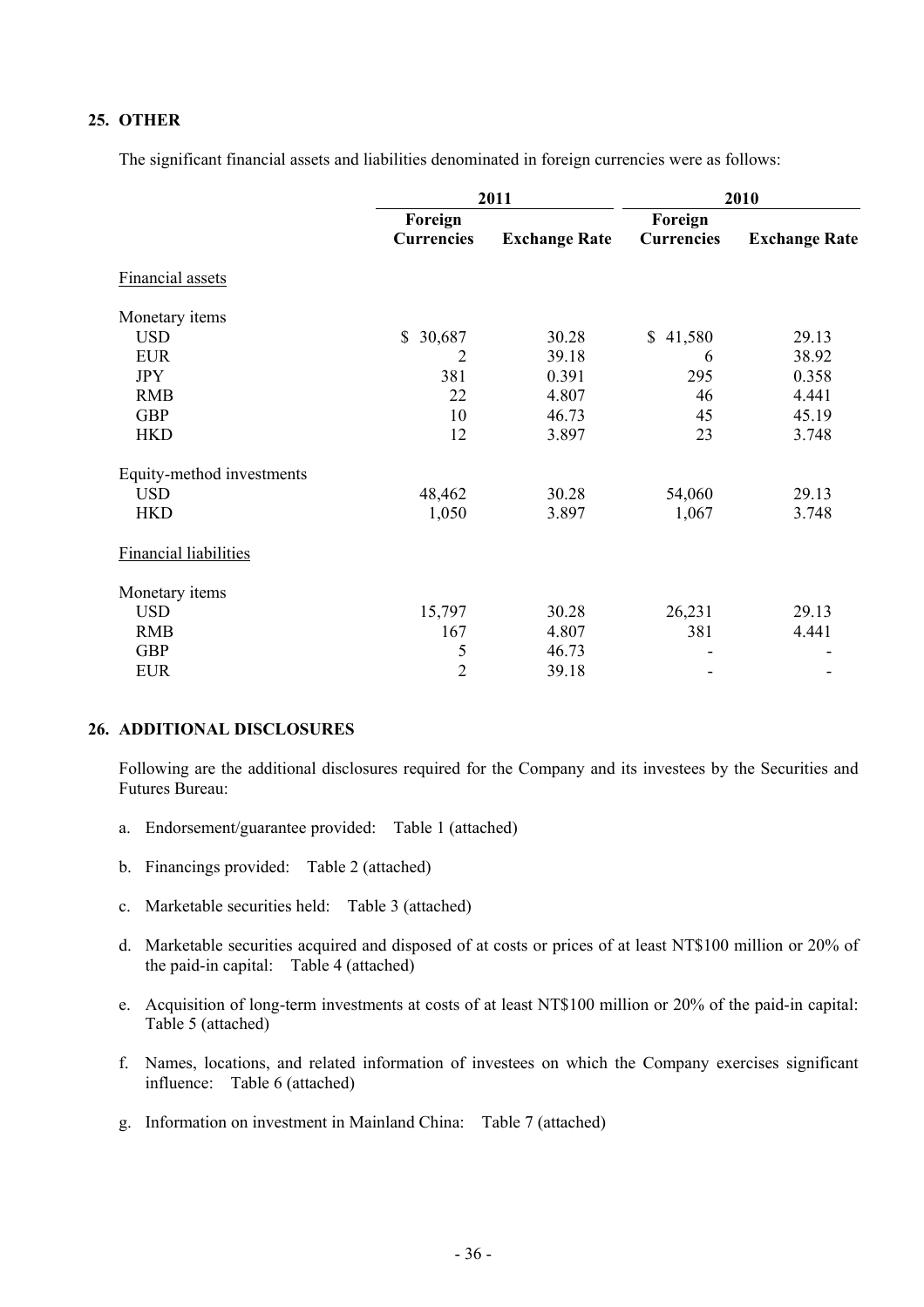## 25. OTHER

The significant financial assets and liabilities denominated in foreign currencies were as follows:

| | 2011 | | 2010 | |
|---|---|---|---|---|
| | Foreign Currencies | Exchange Rate | Foreign Currencies | Exchange Rate |
| Financial assets | | | | |
| Monetary items | | | | |
| USD | $ 30,687 | 30.28 | $ 41,580 | 29.13 |
| EUR | 2 | 39.18 | 6 | 38.92 |
| JPY | 381 | 0.391 | 295 | 0.358 |
| RMB | 22 | 4.807 | 46 | 4.441 |
| GBP | 10 | 46.73 | 45 | 45.19 |
| HKD | 12 | 3.897 | 23 | 3.748 |
| Equity-method investments | | | | |
| USD | 48,462 | 30.28 | 54,060 | 29.13 |
| HKD | 1,050 | 3.897 | 1,067 | 3.748 |
| Financial liabilities | | | | |
| Monetary items | | | | |
| USD | 15,797 | 30.28 | 26,231 | 29.13 |
| RMB | 167 | 4.807 | 381 | 4.441 |
| GBP | 5 | 46.73 | - | - |
| EUR | 2 | 39.18 | - | - |

## 26. ADDITIONAL DISCLOSURES

Following are the additional disclosures required for the Company and its investees by the Securities and Futures Bureau:

a. Endorsement/guarantee provided: Table 1 (attached)

b. Financings provided: Table 2 (attached)

c. Marketable securities held: Table 3 (attached)

d. Marketable securities acquired and disposed of at costs or prices of at least NT$100 million or 20% of the paid-in capital: Table 4 (attached)

e. Acquisition of long-term investments at costs of at least NT$100 million or 20% of the paid-in capital: Table 5 (attached)

f. Names, locations, and related information of investees on which the Company exercises significant influence: Table 6 (attached)

g. Information on investment in Mainland China: Table 7 (attached)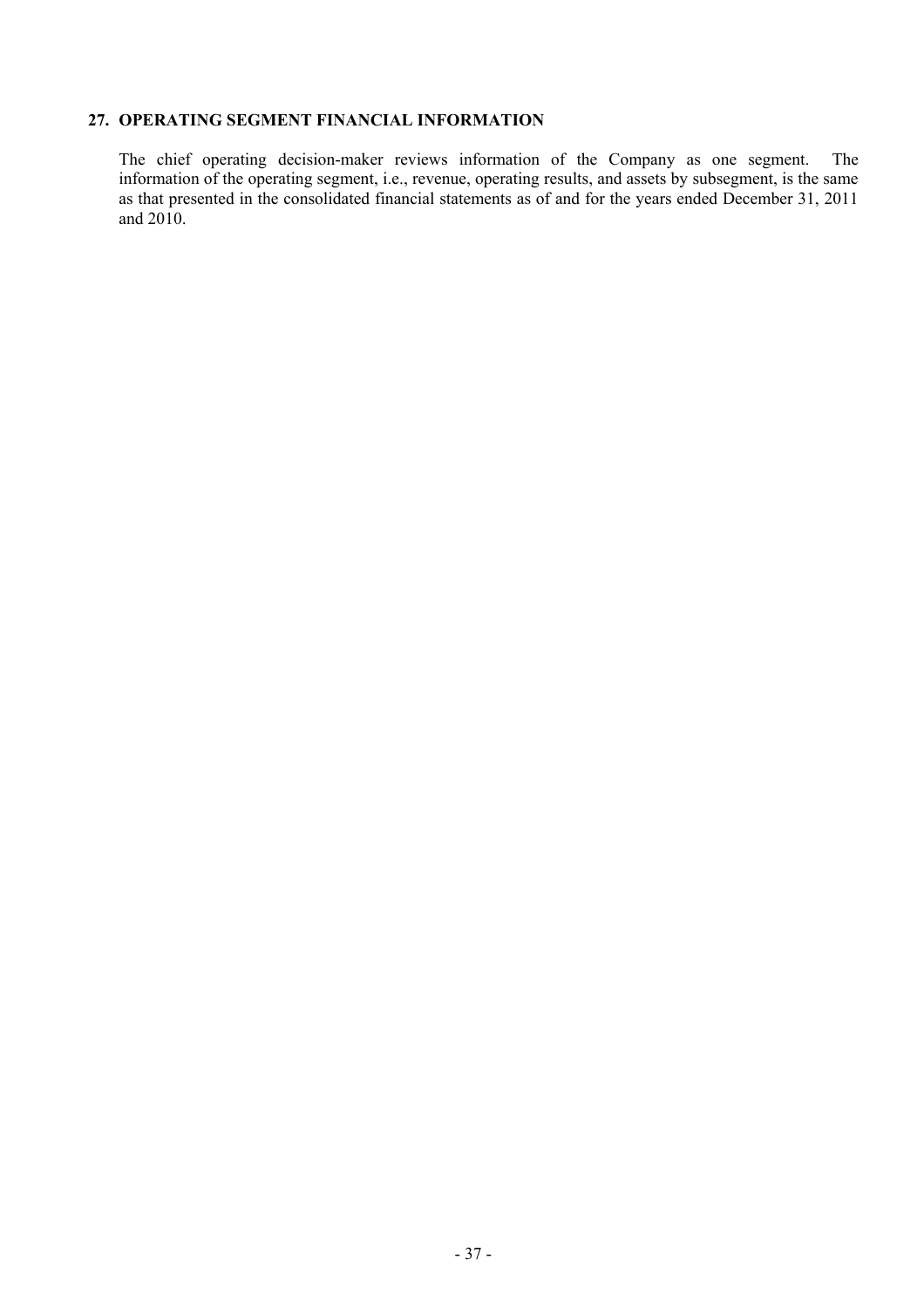## 27. OPERATING SEGMENT FINANCIAL INFORMATION

The chief operating decision-maker reviews information of the Company as one segment. The information of the operating segment, i.e., revenue, operating results, and assets by subsegment, is the same as that presented in the consolidated financial statements as of and for the years ended December 31, 2011 and 2010.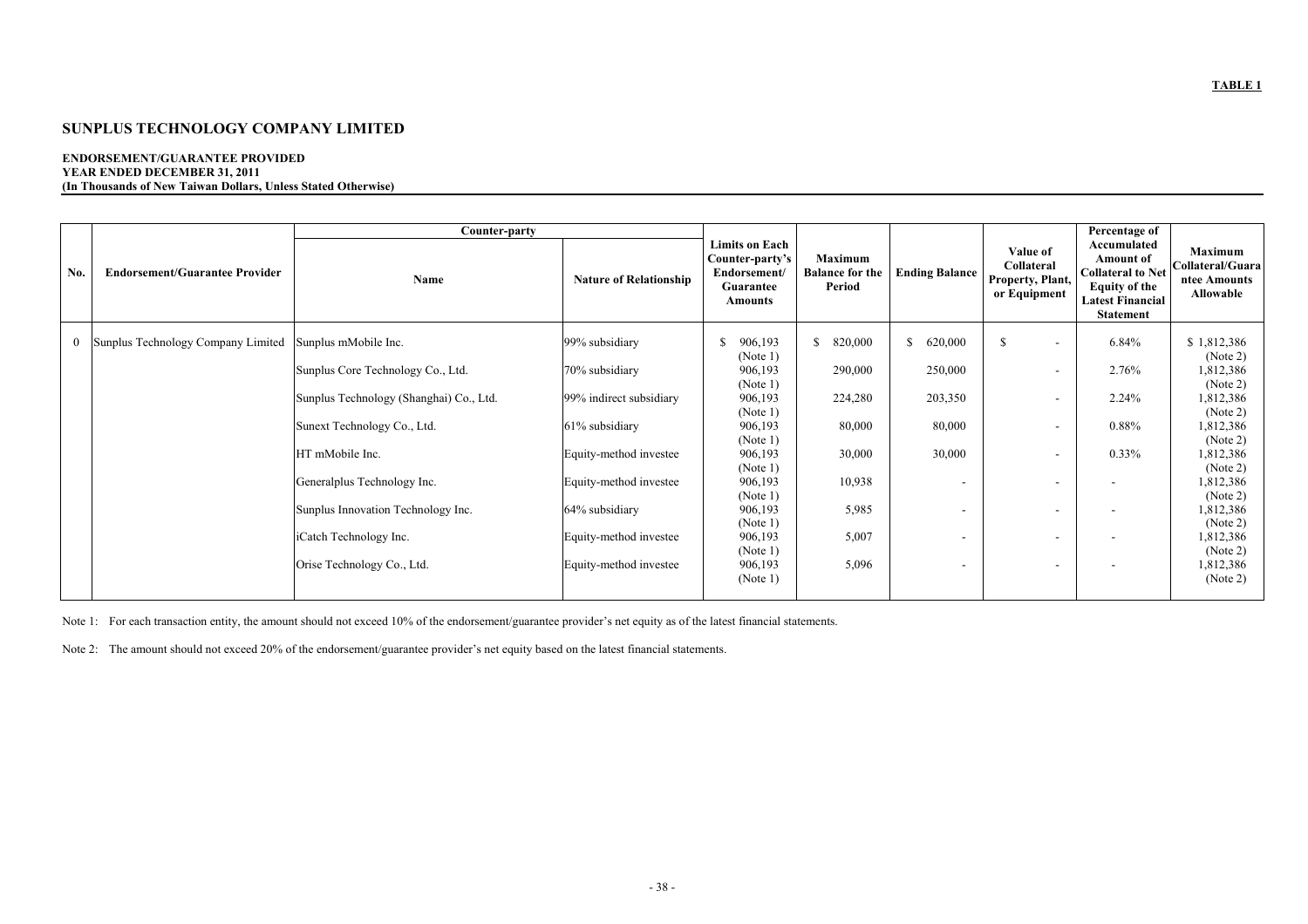**TABLE 1**

# SUNPLUS TECHNOLOGY COMPANY LIMITED

**ENDORSEMENT/GUARANTEE PROVIDED**
**YEAR ENDED DECEMBER 31, 2011**
**(In Thousands of New Taiwan Dollars, Unless Stated Otherwise)**

| No. | Endorsement/Guarantee Provider | Counter-party | | Limits on Each Counter-party's Endorsement/ Guarantee Amounts | Maximum Balance for the Period | Ending Balance | Value of Collateral Property, Plant, or Equipment | Percentage of Accumulated Amount of Collateral to Net Equity of the Latest Financial Statement | Maximum Collateral/Guarantee Amounts Allowable |
|---|---|---|---|---|---|---|---|---|---|
| | | Name | Nature of Relationship | | | | | | |
| 0 | Sunplus Technology Company Limited | Sunplus mMobile Inc. | 99% subsidiary | $ 906,193 (Note 1) | $ 820,000 | $ 620,000 | $ - | 6.84% | $ 1,812,386 (Note 2) |
| | | Sunplus Core Technology Co., Ltd. | 70% subsidiary | 906,193 (Note 1) | 290,000 | 250,000 | - | 2.76% | 1,812,386 (Note 2) |
| | | Sunplus Technology (Shanghai) Co., Ltd. | 99% indirect subsidiary | 906,193 (Note 1) | 224,280 | 203,350 | - | 2.24% | 1,812,386 (Note 2) |
| | | Sunext Technology Co., Ltd. | 61% subsidiary | 906,193 (Note 1) | 80,000 | 80,000 | - | 0.88% | 1,812,386 (Note 2) |
| | | HT mMobile Inc. | Equity-method investee | 906,193 (Note 1) | 30,000 | 30,000 | - | 0.33% | 1,812,386 (Note 2) |
| | | Generalplus Technology Inc. | Equity-method investee | 906,193 (Note 1) | 10,938 | - | - | - | 1,812,386 (Note 2) |
| | | Sunplus Innovation Technology Inc. | 64% subsidiary | 906,193 (Note 1) | 5,985 | - | - | - | 1,812,386 (Note 2) |
| | | iCatch Technology Inc. | Equity-method investee | 906,193 (Note 1) | 5,007 | - | - | - | 1,812,386 (Note 2) |
| | | Orise Technology Co., Ltd. | Equity-method investee | 906,193 (Note 1) | 5,096 | - | - | - | 1,812,386 (Note 2) |

Note 1: For each transaction entity, the amount should not exceed 10% of the endorsement/guarantee provider's net equity as of the latest financial statements.

Note 2: The amount should not exceed 20% of the endorsement/guarantee provider's net equity based on the latest financial statements.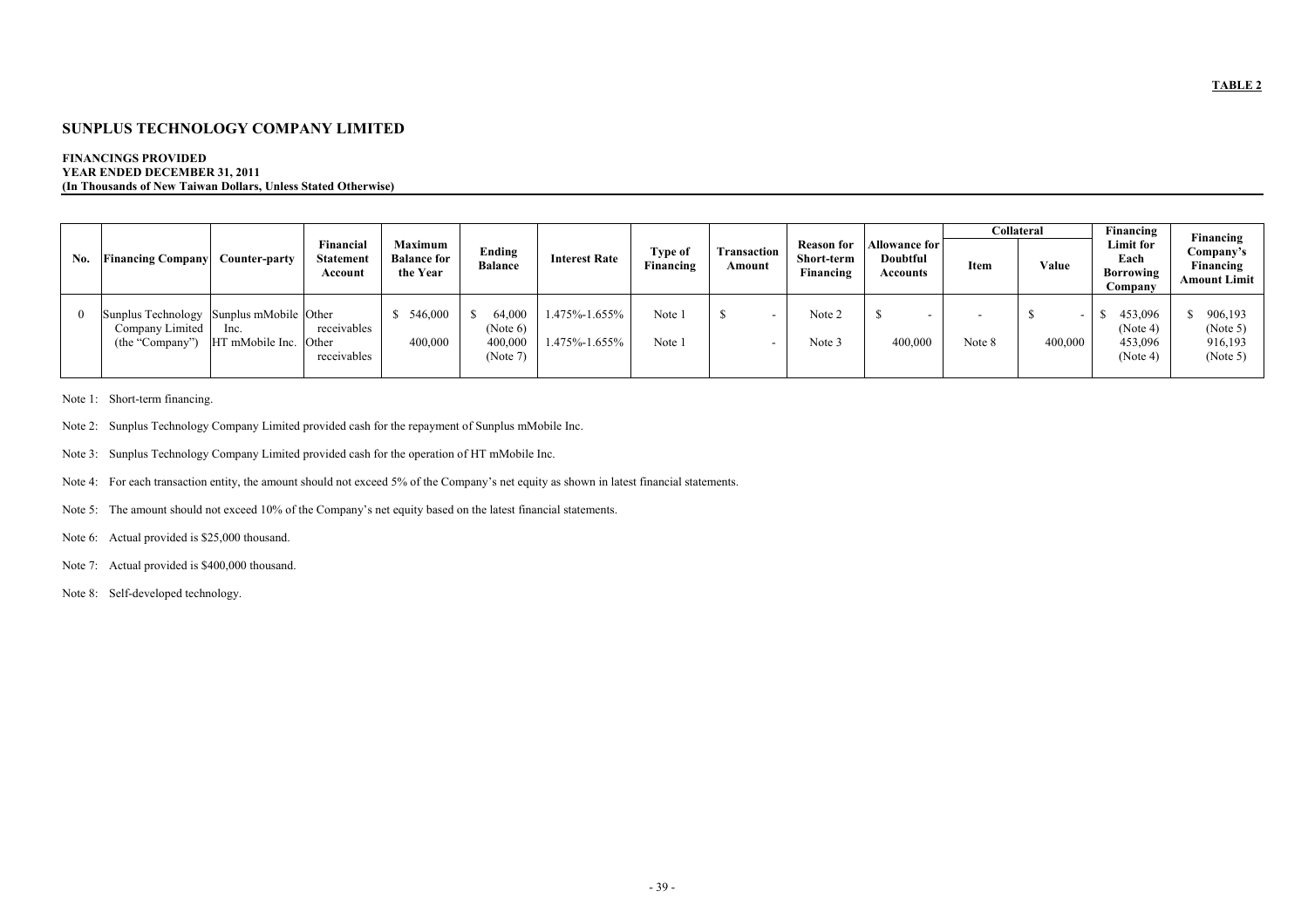**TABLE 2**

# SUNPLUS TECHNOLOGY COMPANY LIMITED

**FINANCINGS PROVIDED**
**YEAR ENDED DECEMBER 31, 2011**
**(In Thousands of New Taiwan Dollars, Unless Stated Otherwise)**

| No. | Financing Company | Counter-party | Financial Statement Account | Maximum Balance for the Year | Ending Balance | Interest Rate | Type of Financing | Transaction Amount | Reason for Short-term Financing | Allowance for Doubtful Accounts | Collateral | | Financing Limit for Each Borrowing Company | Financing Company's Financing Amount Limit |
|---|---|---|---|---|---|---|---|---|---|---|---|---|---|---|
| | | | | | | | | | | | Item | Value | | |
| 0 | Sunplus Technology Company Limited (the "Company") | Sunplus mMobile Inc. | Other receivables | $ 546,000 | $ 64,000 (Note 6) | 1.475%-1.655% | Note 1 | $ - | Note 2 | $ - | - | $ - | $ 453,096 (Note 4) | $ 906,193 (Note 5) |
| | | HT mMobile Inc. | Other receivables | 400,000 | 400,000 (Note 7) | 1.475%-1.655% | Note 1 | - | Note 3 | 400,000 | Note 8 | 400,000 | 453,096 (Note 4) | 916,193 (Note 5) |

Note 1: Short-term financing.

Note 2: Sunplus Technology Company Limited provided cash for the repayment of Sunplus mMobile Inc.

Note 3: Sunplus Technology Company Limited provided cash for the operation of HT mMobile Inc.

Note 4: For each transaction entity, the amount should not exceed 5% of the Company's net equity as shown in latest financial statements.

Note 5: The amount should not exceed 10% of the Company's net equity based on the latest financial statements.

Note 6: Actual provided is $25,000 thousand.

Note 7: Actual provided is $400,000 thousand.

Note 8: Self-developed technology.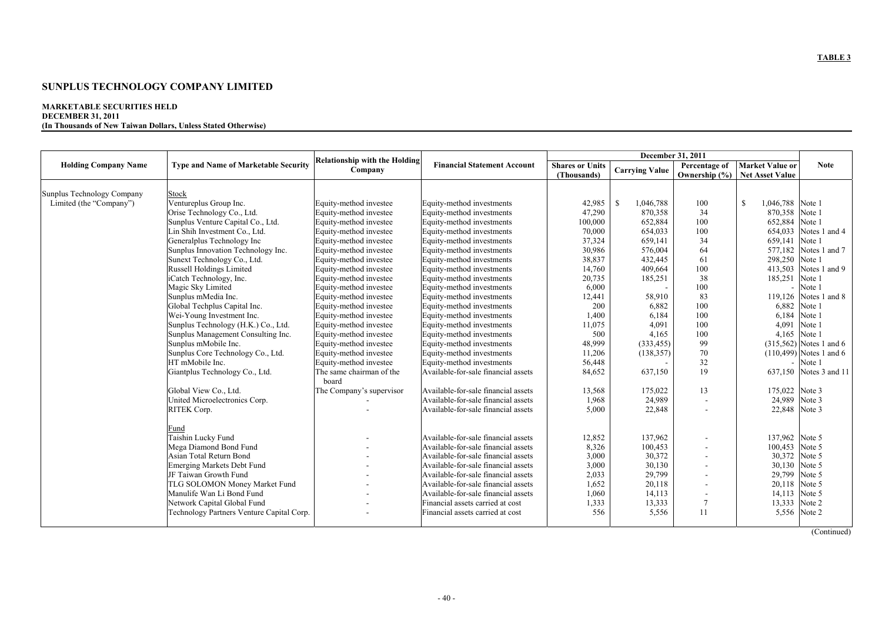**TABLE 3**

# SUNPLUS TECHNOLOGY COMPANY LIMITED

**MARKETABLE SECURITIES HELD**
**DECEMBER 31, 2011**
**(In Thousands of New Taiwan Dollars, Unless Stated Otherwise)**

| Holding Company Name | Type and Name of Marketable Security | Relationship with the Holding Company | Financial Statement Account | December 31, 2011 | | | | Note |
|---|---|---|---|---|---|---|---|---|
| | | | | Shares or Units (Thousands) | Carrying Value | Percentage of Ownership (%) | Market Value or Net Asset Value | |
| Sunplus Technology Company Limited (the "Company") | Stock | | | | | | | |
| | Ventureplus Group Inc. | Equity-method investee | Equity-method investments | 42,985 | $ 1,046,788 | 100 | $ 1,046,788 | Note 1 |
| | Orise Technology Co., Ltd. | Equity-method investee | Equity-method investments | 47,290 | 870,358 | 34 | 870,358 | Note 1 |
| | Sunplus Venture Capital Co., Ltd. | Equity-method investee | Equity-method investments | 100,000 | 652,884 | 100 | 652,884 | Note 1 |
| | Lin Shih Investment Co., Ltd. | Equity-method investee | Equity-method investments | 70,000 | 654,033 | 100 | 654,033 | Notes 1 and 4 |
| | Generalplus Technology Inc | Equity-method investee | Equity-method investments | 37,324 | 659,141 | 34 | 659,141 | Note 1 |
| | Sunplus Innovation Technology Inc. | Equity-method investee | Equity-method investments | 30,986 | 576,004 | 64 | 577,182 | Notes 1 and 7 |
| | Sunext Technology Co., Ltd. | Equity-method investee | Equity-method investments | 38,837 | 432,445 | 61 | 298,250 | Note 1 |
| | Russell Holdings Limited | Equity-method investee | Equity-method investments | 14,760 | 409,664 | 100 | 413,503 | Notes 1 and 9 |
| | iCatch Technology, Inc. | Equity-method investee | Equity-method investments | 20,735 | 185,251 | 38 | 185,251 | Note 1 |
| | Magic Sky Limited | Equity-method investee | Equity-method investments | 6,000 | - | 100 | - | Note 1 |
| | Sunplus mMedia Inc. | Equity-method investee | Equity-method investments | 12,441 | 58,910 | 83 | 119,126 | Notes 1 and 8 |
| | Global Techplus Capital Inc. | Equity-method investee | Equity-method investments | 200 | 6,882 | 100 | 6,882 | Note 1 |
| | Wei-Young Investment Inc. | Equity-method investee | Equity-method investments | 1,400 | 6,184 | 100 | 6,184 | Note 1 |
| | Sunplus Technology (H.K.) Co., Ltd. | Equity-method investee | Equity-method investments | 11,075 | 4,091 | 100 | 4,091 | Note 1 |
| | Sunplus Management Consulting Inc. | Equity-method investee | Equity-method investments | 500 | 4,165 | 100 | 4,165 | Note 1 |
| | Sunplus mMobile Inc. | Equity-method investee | Equity-method investments | 48,999 | (333,455) | 99 | (315,562) | Notes 1 and 6 |
| | Sunplus Core Technology Co., Ltd. | Equity-method investee | Equity-method investments | 11,206 | (138,357) | 70 | (110,499) | Notes 1 and 6 |
| | HT mMobile Inc. | Equity-method investee | Equity-method investments | 56,448 | - | 32 | - | Note 1 |
| | Giantplus Technology Co., Ltd. | The same chairman of the board | Available-for-sale financial assets | 84,652 | 637,150 | 19 | 637,150 | Notes 3 and 11 |
| | Global View Co., Ltd. | The Company's supervisor | Available-for-sale financial assets | 13,568 | 175,022 | 13 | 175,022 | Note 3 |
| | United Microelectronics Corp. | - | Available-for-sale financial assets | 1,968 | 24,989 | - | 24,989 | Note 3 |
| | RITEK Corp. | - | Available-for-sale financial assets | 5,000 | 22,848 | - | 22,848 | Note 3 |
| | Fund | | | | | | | |
| | Taishin Lucky Fund | - | Available-for-sale financial assets | 12,852 | 137,962 | - | 137,962 | Note 5 |
| | Mega Diamond Bond Fund | - | Available-for-sale financial assets | 8,326 | 100,453 | - | 100,453 | Note 5 |
| | Asian Total Return Bond | - | Available-for-sale financial assets | 3,000 | 30,372 | - | 30,372 | Note 5 |
| | Emerging Markets Debt Fund | - | Available-for-sale financial assets | 3,000 | 30,130 | - | 30,130 | Note 5 |
| | JF Taiwan Growth Fund | - | Available-for-sale financial assets | 2,033 | 29,799 | - | 29,799 | Note 5 |
| | TLG SOLOMON Money Market Fund | - | Available-for-sale financial assets | 1,652 | 20,118 | - | 20,118 | Note 5 |
| | Manulife Wan Li Bond Fund | - | Available-for-sale financial assets | 1,060 | 14,113 | - | 14,113 | Note 5 |
| | Network Capital Global Fund | - | Financial assets carried at cost | 1,333 | 13,333 | 7 | 13,333 | Note 2 |
| | Technology Partners Venture Capital Corp. | - | Financial assets carried at cost | 556 | 5,556 | 11 | 5,556 | Note 2 |

(Continued)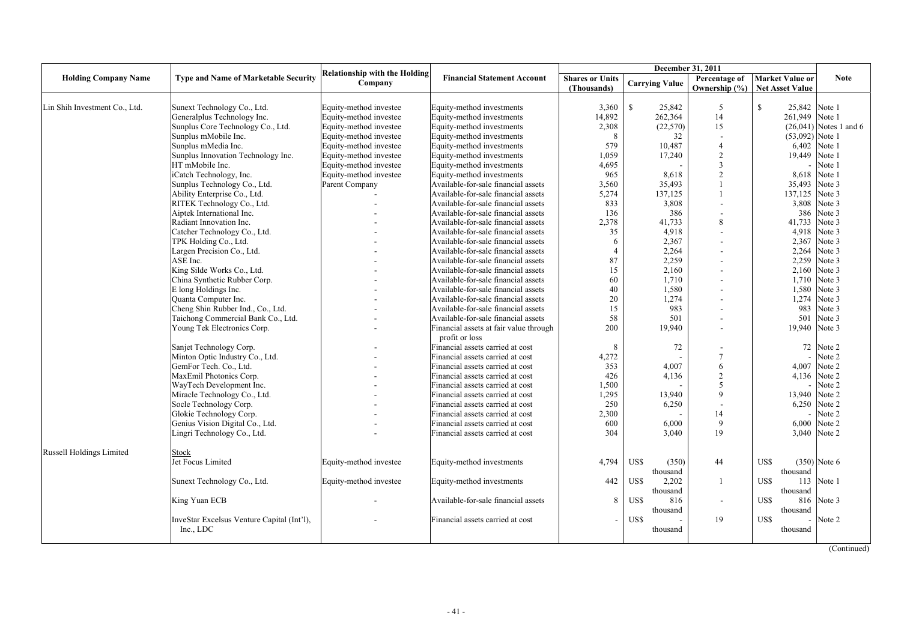| Holding Company Name | Type and Name of Marketable Security | Relationship with the Holding Company | Financial Statement Account | December 31, 2011 | | | | Note |
|---|---|---|---|---|---|---|---|---|
| | | | | Shares or Units (Thousands) | Carrying Value | Percentage of Ownership (%) | Market Value or Net Asset Value | |
| Lin Shih Investment Co., Ltd. | Sunext Technology Co., Ltd. | Equity-method investee | Equity-method investments | 3,360 | $ 25,842 | 5 | $ 25,842 | Note 1 |
| | Generalplus Technology Inc. | Equity-method investee | Equity-method investments | 14,892 | 262,364 | 14 | 261,949 | Note 1 |
| | Sunplus Core Technology Co., Ltd. | Equity-method investee | Equity-method investments | 2,308 | (22,570) | 15 | (26,041) | Notes 1 and 6 |
| | Sunplus mMobile Inc. | Equity-method investee | Equity-method investments | 8 | 32 | - | (53,092) | Note 1 |
| | Sunplus mMedia Inc. | Equity-method investee | Equity-method investments | 579 | 10,487 | 4 | 6,402 | Note 1 |
| | Sunplus Innovation Technology Inc. | Equity-method investee | Equity-method investments | 1,059 | 17,240 | 2 | 19,449 | Note 1 |
| | HT mMobile Inc. | Equity-method investee | Equity-method investments | 4,695 | - | 3 | - | Note 1 |
| | iCatch Technology, Inc. | Equity-method investee | Equity-method investments | 965 | 8,618 | 2 | 8,618 | Note 1 |
| | Sunplus Technology Co., Ltd. | Parent Company | Available-for-sale financial assets | 3,560 | 35,493 | 1 | 35,493 | Note 3 |
| | Ability Enterprise Co., Ltd. | - | Available-for-sale financial assets | 5,274 | 137,125 | 1 | 137,125 | Note 3 |
| | RITEK Technology Co., Ltd. | - | Available-for-sale financial assets | 833 | 3,808 | - | 3,808 | Note 3 |
| | Aiptek International Inc. | - | Available-for-sale financial assets | 136 | 386 | - | 386 | Note 3 |
| | Radiant Innovation Inc. | - | Available-for-sale financial assets | 2,378 | 41,733 | 8 | 41,733 | Note 3 |
| | Catcher Technology Co., Ltd. | - | Available-for-sale financial assets | 35 | 4,918 | - | 4,918 | Note 3 |
| | TPK Holding Co., Ltd. | - | Available-for-sale financial assets | 6 | 2,367 | - | 2,367 | Note 3 |
| | Largen Precision Co., Ltd. | - | Available-for-sale financial assets | 4 | 2,264 | - | 2,264 | Note 3 |
| | ASE Inc. | - | Available-for-sale financial assets | 87 | 2,259 | - | 2,259 | Note 3 |
| | King Silde Works Co., Ltd. | - | Available-for-sale financial assets | 15 | 2,160 | - | 2,160 | Note 3 |
| | China Synthetic Rubber Corp. | - | Available-for-sale financial assets | 60 | 1,710 | - | 1,710 | Note 3 |
| | E long Holdings Inc. | - | Available-for-sale financial assets | 40 | 1,580 | - | 1,580 | Note 3 |
| | Quanta Computer Inc. | - | Available-for-sale financial assets | 20 | 1,274 | - | 1,274 | Note 3 |
| | Cheng Shin Rubber Ind., Co., Ltd. | - | Available-for-sale financial assets | 15 | 983 | - | 983 | Note 3 |
| | Taichong Commercial Bank Co., Ltd. | - | Available-for-sale financial assets | 58 | 501 | - | 501 | Note 3 |
| | Young Tek Electronics Corp. | - | Financial assets at fair value through profit or loss | 200 | 19,940 | - | 19,940 | Note 3 |
| | Sanjet Technology Corp. | - | Financial assets carried at cost | 8 | 72 | - | 72 | Note 2 |
| | Minton Optic Industry Co., Ltd. | - | Financial assets carried at cost | 4,272 | - | 7 | - | Note 2 |
| | GemFor Tech. Co., Ltd. | - | Financial assets carried at cost | 353 | 4,007 | 6 | 4,007 | Note 2 |
| | MaxEmil Photonics Corp. | - | Financial assets carried at cost | 426 | 4,136 | 2 | 4,136 | Note 2 |
| | WayTech Development Inc. | - | Financial assets carried at cost | 1,500 | - | 5 | - | Note 2 |
| | Miracle Technology Co., Ltd. | - | Financial assets carried at cost | 1,295 | 13,940 | 9 | 13,940 | Note 2 |
| | Socle Technology Corp. | - | Financial assets carried at cost | 250 | 6,250 | - | 6,250 | Note 2 |
| | Glokie Technology Corp. | - | Financial assets carried at cost | 2,300 | - | 14 | - | Note 2 |
| | Genius Vision Digital Co., Ltd. | - | Financial assets carried at cost | 600 | 6,000 | 9 | 6,000 | Note 2 |
| | Lingri Technology Co., Ltd. | - | Financial assets carried at cost | 304 | 3,040 | 19 | 3,040 | Note 2 |
| Russell Holdings Limited | Stock | | | | | | | |
| | Jet Focus Limited | Equity-method investee | Equity-method investments | 4,794 | US$ (350) thousand | 44 | US$ (350) thousand | Note 6 |
| | Sunext Technology Co., Ltd. | Equity-method investee | Equity-method investments | 442 | US$ 2,202 thousand | 1 | US$ 113 thousand | Note 1 |
| | King Yuan ECB | - | Available-for-sale financial assets | 8 | US$ 816 thousand | - | US$ 816 thousand | Note 3 |
| | InveStar Excelsus Venture Capital (Int'l), Inc., LDC | - | Financial assets carried at cost | - | US$ - thousand | 19 | US$ - thousand | Note 2 |

(Continued)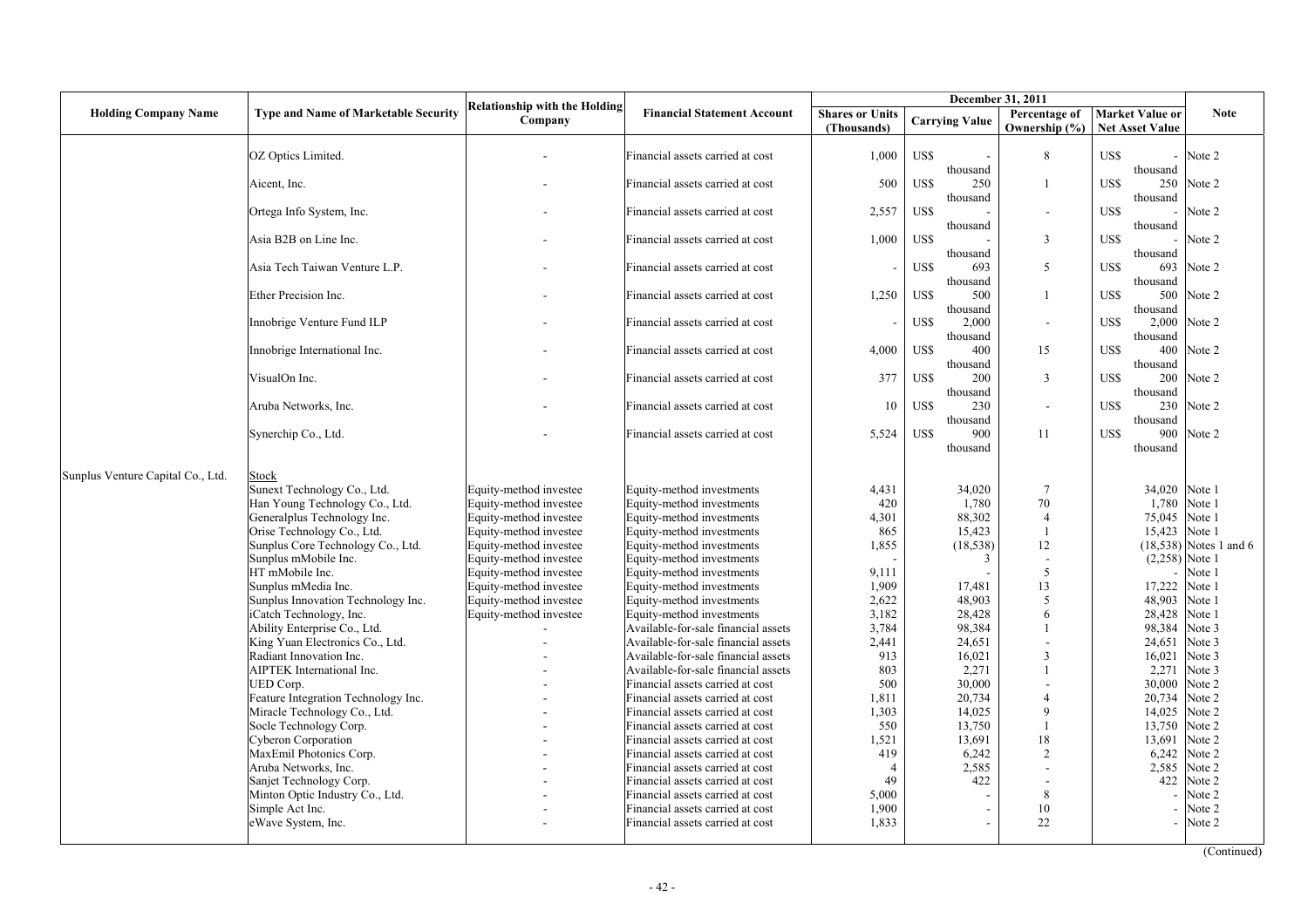| Holding Company Name | Type and Name of Marketable Security | Relationship with the Holding Company | Financial Statement Account | December 31, 2011 | | | | Note |
|---|---|---|---|---|---|---|---|---|
| | | | | Shares or Units (Thousands) | Carrying Value | Percentage of Ownership (%) | Market Value or Net Asset Value | |
| | OZ Optics Limited. | - | Financial assets carried at cost | 1,000 | US$ - thousand | 8 | US$ - thousand | Note 2 |
| | Aicent, Inc. | - | Financial assets carried at cost | 500 | US$ 250 thousand | 1 | US$ 250 thousand | Note 2 |
| | Ortega Info System, Inc. | - | Financial assets carried at cost | 2,557 | US$ - thousand | - | US$ - thousand | Note 2 |
| | Asia B2B on Line Inc. | - | Financial assets carried at cost | 1,000 | US$ - thousand | 3 | US$ - thousand | Note 2 |
| | Asia Tech Taiwan Venture L.P. | - | Financial assets carried at cost | - | US$ 693 thousand | 5 | US$ 693 thousand | Note 2 |
| | Ether Precision Inc. | - | Financial assets carried at cost | 1,250 | US$ 500 thousand | 1 | US$ 500 thousand | Note 2 |
| | Innobrige Venture Fund ILP | - | Financial assets carried at cost | - | US$ 2,000 thousand | - | US$ 2,000 thousand | Note 2 |
| | Innobrige International Inc. | - | Financial assets carried at cost | 4,000 | US$ 400 thousand | 15 | US$ 400 thousand | Note 2 |
| | VisualOn Inc. | - | Financial assets carried at cost | 377 | US$ 200 thousand | 3 | US$ 200 thousand | Note 2 |
| | Aruba Networks, Inc. | - | Financial assets carried at cost | 10 | US$ 230 thousand | - | US$ 230 thousand | Note 2 |
| | Synerchip Co., Ltd. | - | Financial assets carried at cost | 5,524 | US$ 900 thousand | 11 | US$ 900 thousand | Note 2 |
| Sunplus Venture Capital Co., Ltd. | Stock | | | | | | | |
| | Sunext Technology Co., Ltd. | Equity-method investee | Equity-method investments | 4,431 | 34,020 | 7 | 34,020 | Note 1 |
| | Han Young Technology Co., Ltd. | Equity-method investee | Equity-method investments | 420 | 1,780 | 70 | 1,780 | Note 1 |
| | Generalplus Technology Inc. | Equity-method investee | Equity-method investments | 4,301 | 88,302 | 4 | 75,045 | Note 1 |
| | Orise Technology Co., Ltd. | Equity-method investee | Equity-method investments | 865 | 15,423 | 1 | 15,423 | Note 1 |
| | Sunplus Core Technology Co., Ltd. | Equity-method investee | Equity-method investments | 1,855 | (18,538) | 12 | (18,538) | Notes 1 and 6 |
| | Sunplus mMobile Inc. | Equity-method investee | Equity-method investments | - | 3 | - | (2,258) | Note 1 |
| | HT mMobile Inc. | Equity-method investee | Equity-method investments | 9,111 | - | 5 | - | Note 1 |
| | Sunplus mMedia Inc. | Equity-method investee | Equity-method investments | 1,909 | 17,481 | 13 | 17,222 | Note 1 |
| | Sunplus Innovation Technology Inc. | Equity-method investee | Equity-method investments | 2,622 | 48,903 | 5 | 48,903 | Note 1 |
| | iCatch Technology, Inc. | Equity-method investee | Equity-method investments | 3,182 | 28,428 | 6 | 28,428 | Note 1 |
| | Ability Enterprise Co., Ltd. | - | Available-for-sale financial assets | 3,784 | 98,384 | 1 | 98,384 | Note 3 |
| | King Yuan Electronics Co., Ltd. | - | Available-for-sale financial assets | 2,441 | 24,651 | - | 24,651 | Note 3 |
| | Radiant Innovation Inc. | - | Available-for-sale financial assets | 913 | 16,021 | 3 | 16,021 | Note 3 |
| | AIPTEK International Inc. | - | Available-for-sale financial assets | 803 | 2,271 | 1 | 2,271 | Note 3 |
| | UED Corp. | - | Financial assets carried at cost | 500 | 30,000 | - | 30,000 | Note 2 |
| | Feature Integration Technology Inc. | - | Financial assets carried at cost | 1,811 | 20,734 | 4 | 20,734 | Note 2 |
| | Miracle Technology Co., Ltd. | - | Financial assets carried at cost | 1,303 | 14,025 | 9 | 14,025 | Note 2 |
| | Socle Technology Corp. | - | Financial assets carried at cost | 550 | 13,750 | 1 | 13,750 | Note 2 |
| | Cyberon Corporation | - | Financial assets carried at cost | 1,521 | 13,691 | 18 | 13,691 | Note 2 |
| | MaxEmil Photonics Corp. | - | Financial assets carried at cost | 419 | 6,242 | 2 | 6,242 | Note 2 |
| | Aruba Networks, Inc. | - | Financial assets carried at cost | 4 | 2,585 | - | 2,585 | Note 2 |
| | Sanjet Technology Corp. | - | Financial assets carried at cost | 49 | 422 | - | 422 | Note 2 |
| | Minton Optic Industry Co., Ltd. | - | Financial assets carried at cost | 5,000 | - | 8 | - | Note 2 |
| | Simple Act Inc. | - | Financial assets carried at cost | 1,900 | - | 10 | - | Note 2 |
| | eWave System, Inc. | - | Financial assets carried at cost | 1,833 | - | 22 | - | Note 2 |

(Continued)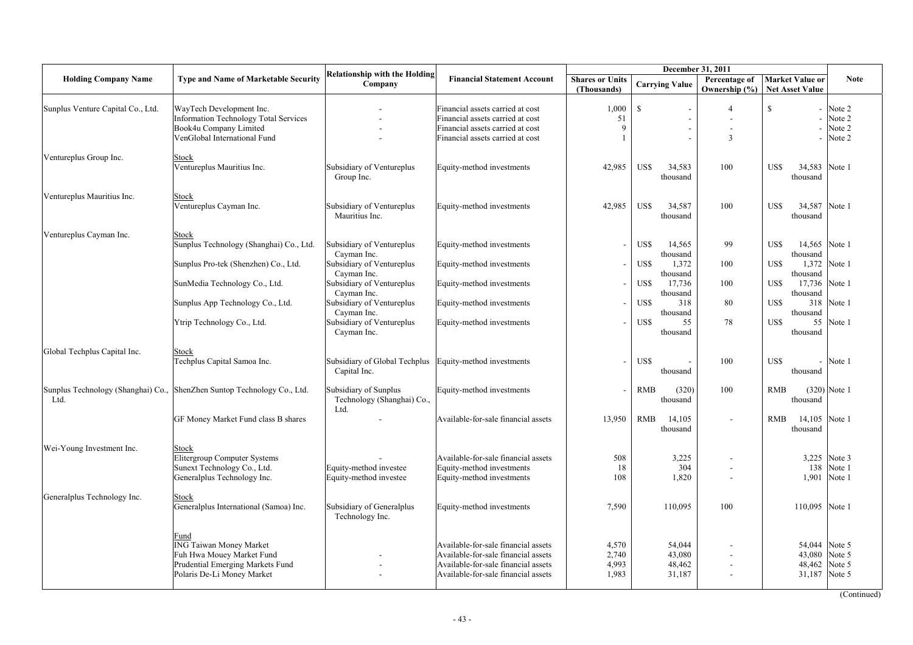| Holding Company Name | Type and Name of Marketable Security | Relationship with the Holding Company | Financial Statement Account | December 31, 2011 | | | | Note |
|---|---|---|---|---|---|---|---|---|
| | | | | Shares or Units (Thousands) | Carrying Value | Percentage of Ownership (%) | Market Value or Net Asset Value | |
| Sunplus Venture Capital Co., Ltd. | WayTech Development Inc. | - | Financial assets carried at cost | 1,000 | $ - | 4 | $ - | Note 2 |
| | Information Technology Total Services | - | Financial assets carried at cost | 51 | - | - | - | Note 2 |
| | Book4u Company Limited | - | Financial assets carried at cost | 9 | - | - | - | Note 2 |
| | VenGlobal International Fund | - | Financial assets carried at cost | 1 | - | 3 | - | Note 2 |
| Ventureplus Group Inc. | Stock | | | | | | | |
| | Ventureplus Mauritius Inc. | Subsidiary of Ventureplus Group Inc. | Equity-method investments | 42,985 | US$ 34,583 thousand | 100 | US$ 34,583 thousand | Note 1 |
| Ventureplus Mauritius Inc. | Stock | | | | | | | |
| | Ventureplus Cayman Inc. | Subsidiary of Ventureplus Mauritius Inc. | Equity-method investments | 42,985 | US$ 34,587 thousand | 100 | US$ 34,587 thousand | Note 1 |
| Ventureplus Cayman Inc. | Stock | | | | | | | |
| | Sunplus Technology (Shanghai) Co., Ltd. | Subsidiary of Ventureplus Cayman Inc. | Equity-method investments | - | US$ 14,565 thousand | 99 | US$ 14,565 thousand | Note 1 |
| | Sunplus Pro-tek (Shenzhen) Co., Ltd. | Subsidiary of Ventureplus Cayman Inc. | Equity-method investments | - | US$ 1,372 thousand | 100 | US$ 1,372 thousand | Note 1 |
| | SunMedia Technology Co., Ltd. | Subsidiary of Ventureplus Cayman Inc. | Equity-method investments | - | US$ 17,736 thousand | 100 | US$ 17,736 thousand | Note 1 |
| | Sunplus App Technology Co., Ltd. | Subsidiary of Ventureplus Cayman Inc. | Equity-method investments | - | US$ 318 thousand | 80 | US$ 318 thousand | Note 1 |
| | Ytrip Technology Co., Ltd. | Subsidiary of Ventureplus Cayman Inc. | Equity-method investments | - | US$ 55 thousand | 78 | US$ 55 thousand | Note 1 |
| Global Techplus Capital Inc. | Stock | | | | | | | |
| | Techplus Capital Samoa Inc. | Subsidiary of Global Techplus Capital Inc. | Equity-method investments | - | US$ - thousand | 100 | US$ - thousand | Note 1 |
| Sunplus Technology (Shanghai) Co., Ltd. | ShenZhen Suntop Technology Co., Ltd. | Subsidiary of Sunplus Technology (Shanghai) Co., Ltd. | Equity-method investments | - | RMB (320) thousand | 100 | RMB (320) thousand | Note 1 |
| | GF Money Market Fund class B shares | - | Available-for-sale financial assets | 13,950 | RMB 14,105 thousand | - | RMB 14,105 thousand | Note 1 |
| Wei-Young Investment Inc. | Stock | | | | | | | |
| | Elitergroup Computer Systems | - | Available-for-sale financial assets | 508 | 3,225 | - | 3,225 | Note 3 |
| | Sunext Technology Co., Ltd. | Equity-method investee | Equity-method investments | 18 | 304 | - | 138 | Note 1 |
| | Generalplus Technology Inc. | Equity-method investee | Equity-method investments | 108 | 1,820 | - | 1,901 | Note 1 |
| Generalplus Technology Inc. | Stock | | | | | | | |
| | Generalplus International (Samoa) Inc. | Subsidiary of Generalplus Technology Inc. | Equity-method investments | 7,590 | 110,095 | 100 | 110,095 | Note 1 |
| | Fund | | | | | | | |
| | ING Taiwan Money Market | | Available-for-sale financial assets | 4,570 | 54,044 | - | 54,044 | Note 5 |
| | Fuh Hwa Mouey Market Fund | - | Available-for-sale financial assets | 2,740 | 43,080 | - | 43,080 | Note 5 |
| | Prudential Emerging Markets Fund | - | Available-for-sale financial assets | 4,993 | 48,462 | - | 48,462 | Note 5 |
| | Polaris De-Li Money Market | - | Available-for-sale financial assets | 1,983 | 31,187 | - | 31,187 | Note 5 |

(Continued)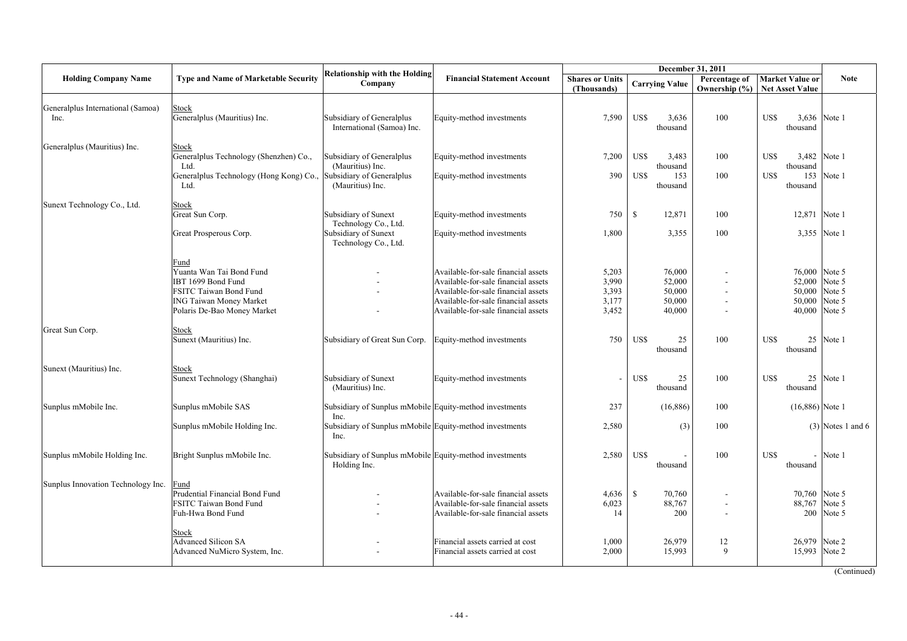| Holding Company Name | Type and Name of Marketable Security | Relationship with the Holding Company | Financial Statement Account | December 31, 2011 | | | | Note |
|---|---|---|---|---|---|---|---|---|
| | | | | Shares or Units (Thousands) | Carrying Value | Percentage of Ownership (%) | Market Value or Net Asset Value | |
| Generalplus International (Samoa) Inc. | Stock | | | | | | | |
| | Generalplus (Mauritius) Inc. | Subsidiary of Generalplus International (Samoa) Inc. | Equity-method investments | 7,590 | US$ 3,636 thousand | 100 | US$ 3,636 thousand | Note 1 |
| Generalplus (Mauritius) Inc. | Stock | | | | | | | |
| | Generalplus Technology (Shenzhen) Co., Ltd. | Subsidiary of Generalplus (Mauritius) Inc. | Equity-method investments | 7,200 | US$ 3,483 thousand | 100 | US$ 3,482 thousand | Note 1 |
| | Generalplus Technology (Hong Kong) Co., Ltd. | Subsidiary of Generalplus (Mauritius) Inc. | Equity-method investments | 390 | US$ 153 thousand | 100 | US$ 153 thousand | Note 1 |
| Sunext Technology Co., Ltd. | Stock | | | | | | | |
| | Great Sun Corp. | Subsidiary of Sunext Technology Co., Ltd. | Equity-method investments | 750 | $ 12,871 | 100 | 12,871 | Note 1 |
| | Great Prosperous Corp. | Subsidiary of Sunext Technology Co., Ltd. | Equity-method investments | 1,800 | 3,355 | 100 | 3,355 | Note 1 |
| | Fund | | | | | | | |
| | Yuanta Wan Tai Bond Fund | - | Available-for-sale financial assets | 5,203 | 76,000 | - | 76,000 | Note 5 |
| | IBT 1699 Bond Fund | - | Available-for-sale financial assets | 3,990 | 52,000 | - | 52,000 | Note 5 |
| | FSITC Taiwan Bond Fund | - | Available-for-sale financial assets | 3,393 | 50,000 | - | 50,000 | Note 5 |
| | ING Taiwan Money Market | | Available-for-sale financial assets | 3,177 | 50,000 | - | 50,000 | Note 5 |
| | Polaris De-Bao Money Market | - | Available-for-sale financial assets | 3,452 | 40,000 | - | 40,000 | Note 5 |
| Great Sun Corp. | Stock | | | | | | | |
| | Sunext (Mauritius) Inc. | Subsidiary of Great Sun Corp. | Equity-method investments | 750 | US$ 25 thousand | 100 | US$ 25 thousand | Note 1 |
| Sunext (Mauritius) Inc. | Stock | | | | | | | |
| | Sunext Technology (Shanghai) | Subsidiary of Sunext (Mauritius) Inc. | Equity-method investments | - | US$ 25 thousand | 100 | US$ 25 thousand | Note 1 |
| Sunplus mMobile Inc. | Sunplus mMobile SAS | Subsidiary of Sunplus mMobile Inc. | Equity-method investments | 237 | (16,886) | 100 | (16,886) | Note 1 |
| | Sunplus mMobile Holding Inc. | Subsidiary of Sunplus mMobile Inc. | Equity-method investments | 2,580 | (3) | 100 | (3) | Notes 1 and 6 |
| Sunplus mMobile Holding Inc. | Bright Sunplus mMobile Inc. | Subsidiary of Sunplus mMobile Holding Inc. | Equity-method investments | 2,580 | US$ - thousand | 100 | US$ - thousand | Note 1 |
| Sunplus Innovation Technology Inc. | Fund | | | | | | | |
| | Prudential Financial Bond Fund | - | Available-for-sale financial assets | 4,636 | $ 70,760 | - | 70,760 | Note 5 |
| | FSITC Taiwan Bond Fund | - | Available-for-sale financial assets | 6,023 | 88,767 | - | 88,767 | Note 5 |
| | Fuh-Hwa Bond Fund | - | Available-for-sale financial assets | 14 | 200 | - | 200 | Note 5 |
| | Stock | | | | | | | |
| | Advanced Silicon SA | - | Financial assets carried at cost | 1,000 | 26,979 | 12 | 26,979 | Note 2 |
| | Advanced NuMicro System, Inc. | - | Financial assets carried at cost | 2,000 | 15,993 | 9 | 15,993 | Note 2 |

(Continued)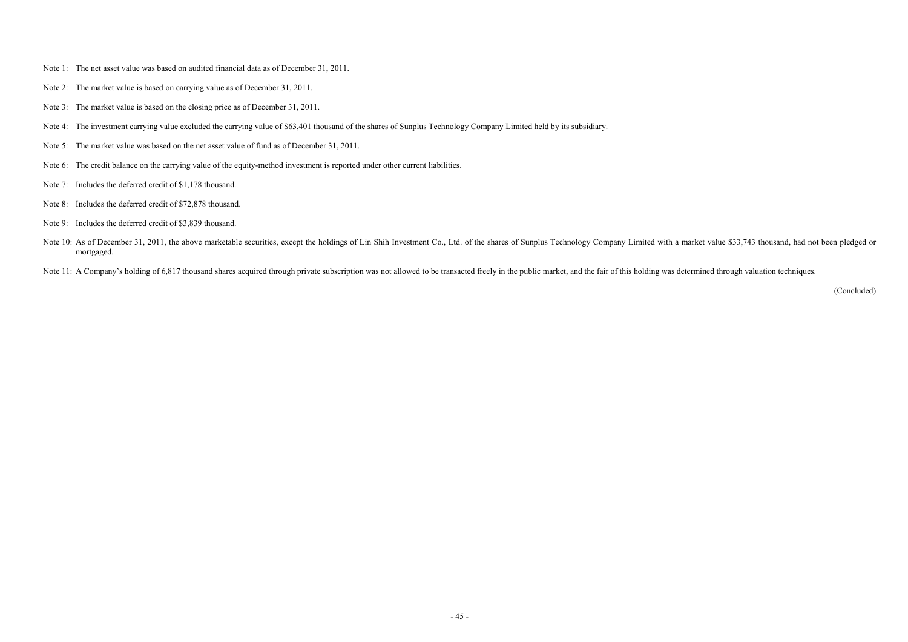Note 1: The net asset value was based on audited financial data as of December 31, 2011.

Note 2: The market value is based on carrying value as of December 31, 2011.

Note 3: The market value is based on the closing price as of December 31, 2011.

Note 4: The investment carrying value excluded the carrying value of $63,401 thousand of the shares of Sunplus Technology Company Limited held by its subsidiary.

Note 5: The market value was based on the net asset value of fund as of December 31, 2011.

Note 6: The credit balance on the carrying value of the equity-method investment is reported under other current liabilities.

Note 7: Includes the deferred credit of $1,178 thousand.

Note 8: Includes the deferred credit of $72,878 thousand.

Note 9: Includes the deferred credit of $3,839 thousand.

Note 10: As of December 31, 2011, the above marketable securities, except the holdings of Lin Shih Investment Co., Ltd. of the shares of Sunplus Technology Company Limited with a market value $33,743 thousand, had not been pledged or mortgaged.

Note 11: A Company's holding of 6,817 thousand shares acquired through private subscription was not allowed to be transacted freely in the public market, and the fair of this holding was determined through valuation techniques.

(Concluded)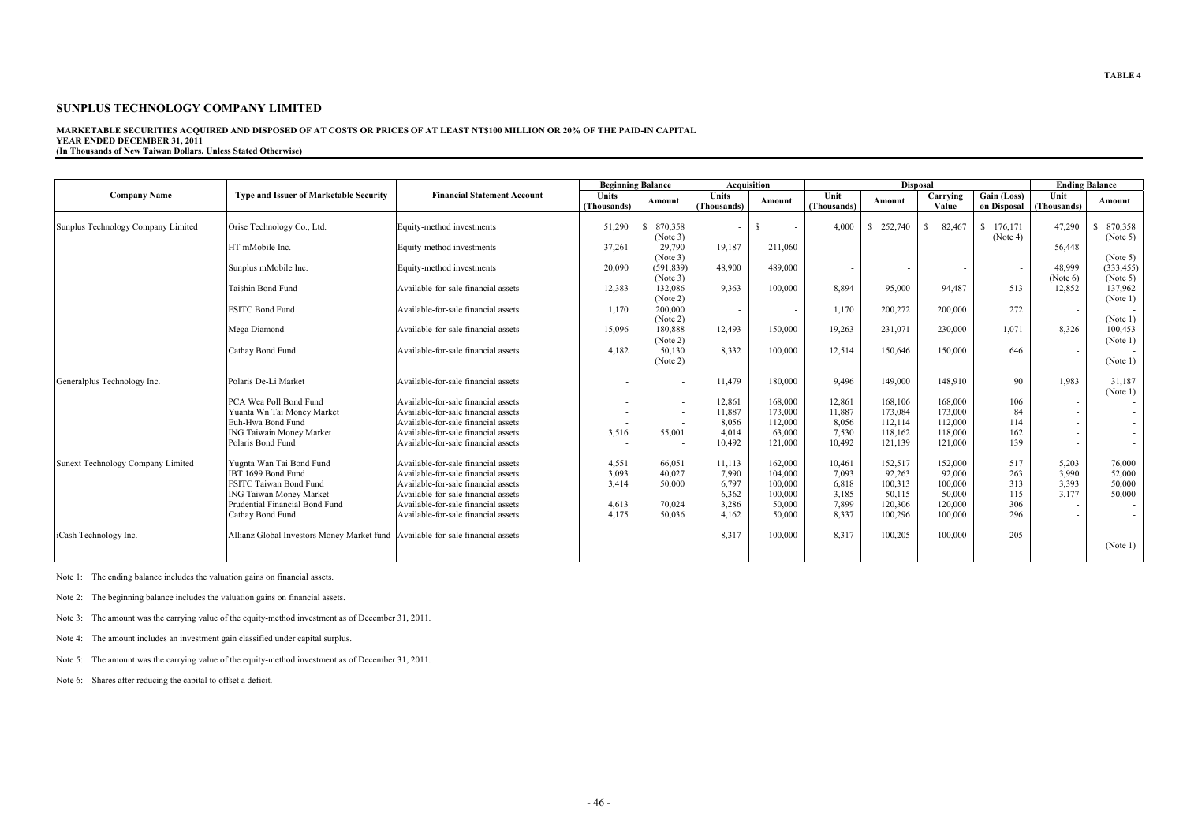**TABLE 4**

## SUNPLUS TECHNOLOGY COMPANY LIMITED

**MARKETABLE SECURITIES ACQUIRED AND DISPOSED OF AT COSTS OR PRICES OF AT LEAST NT$100 MILLION OR 20% OF THE PAID-IN CAPITAL**
**YEAR ENDED DECEMBER 31, 2011**
**(In Thousands of New Taiwan Dollars, Unless Stated Otherwise)**

| Company Name | Type and Issuer of Marketable Security | Financial Statement Account | Beginning Balance | | Acquisition | | Disposal | | | | Ending Balance | |
|---|---|---|---|---|---|---|---|---|---|---|---|---|
| | | | Units (Thousands) | Amount | Units (Thousands) | Amount | Unit (Thousands) | Amount | Carrying Value | Gain (Loss) on Disposal | Unit (Thousands) | Amount |
| Sunplus Technology Company Limited | Orise Technology Co., Ltd. | Equity-method investments | 51,290 | $ 870,358 (Note 3) | - | $ - | 4,000 | $ 252,740 | $ 82,467 | $ 176,171 (Note 4) | 47,290 | $ 870,358 (Note 5) |
| | HT mMobile Inc. | Equity-method investments | 37,261 | 29,790 (Note 3) | 19,187 | 211,060 | - | - | - | - | 56,448 | - (Note 5) |
| | Sunplus mMobile Inc. | Equity-method investments | 20,090 | (591,839) (Note 3) | 48,900 | 489,000 | - | - | - | - | 48,999 (Note 6) | (333,455) (Note 5) |
| | Taishin Bond Fund | Available-for-sale financial assets | 12,383 | 132,086 (Note 2) | 9,363 | 100,000 | 8,894 | 95,000 | 94,487 | 513 | 12,852 | 137,962 (Note 1) |
| | FSITC Bond Fund | Available-for-sale financial assets | 1,170 | 200,000 (Note 2) | - | - | 1,170 | 200,272 | 200,000 | 272 | - | - (Note 1) |
| | Mega Diamond | Available-for-sale financial assets | 15,096 | 180,888 (Note 2) | 12,493 | 150,000 | 19,263 | 231,071 | 230,000 | 1,071 | 8,326 | 100,453 (Note 1) |
| | Cathay Bond Fund | Available-for-sale financial assets | 4,182 | 50,130 (Note 2) | 8,332 | 100,000 | 12,514 | 150,646 | 150,000 | 646 | - | - (Note 1) |
| Generalplus Technology Inc. | Polaris De-Li Market | Available-for-sale financial assets | - | - | 11,479 | 180,000 | 9,496 | 149,000 | 148,910 | 90 | 1,983 | 31,187 (Note 1) |
| | PCA Wea Poll Bond Fund | Available-for-sale financial assets | - | - | 12,861 | 168,000 | 12,861 | 168,106 | 168,000 | 106 | - | - |
| | Yuanta Wn Tai Money Market | Available-for-sale financial assets | - | - | 11,887 | 173,000 | 11,887 | 173,084 | 173,000 | 84 | - | - |
| | Euh-Hwa Bond Fund | Available-for-sale financial assets | - | - | 8,056 | 112,000 | 8,056 | 112,114 | 112,000 | 114 | - | - |
| | ING Taiwain Money Market | Available-for-sale financial assets | 3,516 | 55,001 | 4,014 | 63,000 | 7,530 | 118,162 | 118,000 | 162 | - | - |
| | Polaris Bond Fund | Available-for-sale financial assets | - | - | 10,492 | 121,000 | 10,492 | 121,139 | 121,000 | 139 | - | - |
| Sunext Technology Company Limited | Yugnta Wan Tai Bond Fund | Available-for-sale financial assets | 4,551 | 66,051 | 11,113 | 162,000 | 10,461 | 152,517 | 152,000 | 517 | 5,203 | 76,000 |
| | IBT 1699 Bond Fund | Available-for-sale financial assets | 3,093 | 40,027 | 7,990 | 104,000 | 7,093 | 92,263 | 92,000 | 263 | 3,990 | 52,000 |
| | FSITC Taiwan Bond Fund | Available-for-sale financial assets | 3,414 | 50,000 | 6,797 | 100,000 | 6,818 | 100,313 | 100,000 | 313 | 3,393 | 50,000 |
| | ING Taiwan Money Market | Available-for-sale financial assets | - | - | 6,362 | 100,000 | 3,185 | 50,115 | 50,000 | 115 | 3,177 | 50,000 |
| | Prudential Financial Bond Fund | Available-for-sale financial assets | 4,613 | 70,024 | 3,286 | 50,000 | 7,899 | 120,306 | 120,000 | 306 | - | - |
| | Cathay Bond Fund | Available-for-sale financial assets | 4,175 | 50,036 | 4,162 | 50,000 | 8,337 | 100,296 | 100,000 | 296 | - | - |
| iCash Technology Inc. | Allianz Global Investors Money Market fund | Available-for-sale financial assets | - | - | 8,317 | 100,000 | 8,317 | 100,205 | 100,000 | 205 | - | - (Note 1) |

Note 1: The ending balance includes the valuation gains on financial assets.

Note 2: The beginning balance includes the valuation gains on financial assets.

Note 3: The amount was the carrying value of the equity-method investment as of December 31, 2011.

Note 4: The amount includes an investment gain classified under capital surplus.

Note 5: The amount was the carrying value of the equity-method investment as of December 31, 2011.

Note 6: Shares after reducing the capital to offset a deficit.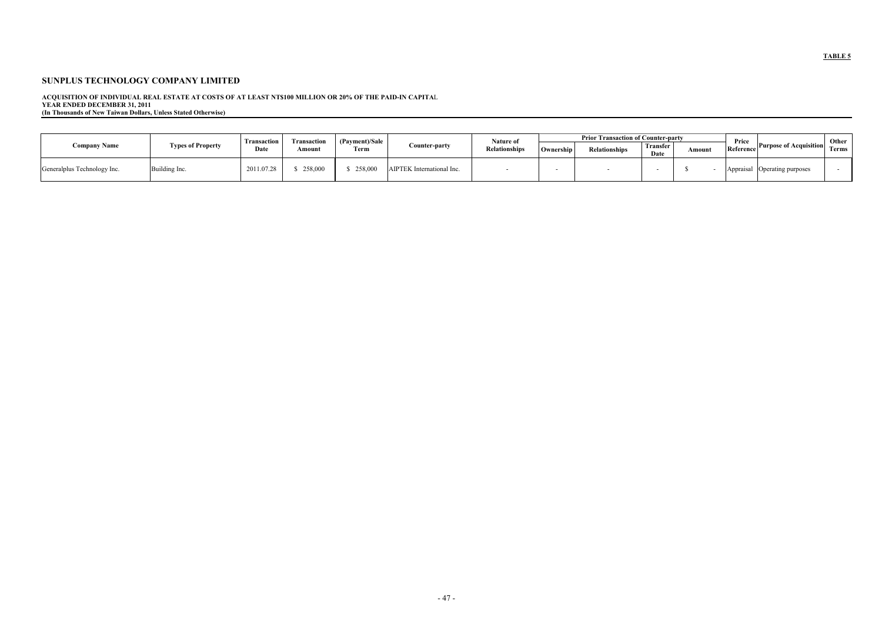**TABLE 5**

## SUNPLUS TECHNOLOGY COMPANY LIMITED

**ACQUISITION OF INDIVIDUAL REAL ESTATE AT COSTS OF AT LEAST NT$100 MILLION OR 20% OF THE PAID-IN CAPITAL**
**YEAR ENDED DECEMBER 31, 2011**
**(In Thousands of New Taiwan Dollars, Unless Stated Otherwise)**

| Company Name | Types of Property | Transaction Date | Transaction Amount | (Payment)/Sale Term | Counter-party | Nature of Relationships | Prior Transaction of Counter-party | | | | Price Reference | Purpose of Acquisition | Other Terms |
|---|---|---|---|---|---|---|---|---|---|---|---|---|---|
| | | | | | | | Ownership | Relationships | Transfer Date | Amount | | | |
| Generalplus Technology Inc. | Building Inc. | 2011.07.28 | $ 258,000 | $ 258,000 | AIPTEK International Inc. | - | - | - | - | $ - | Appraisal | Operating purposes | - |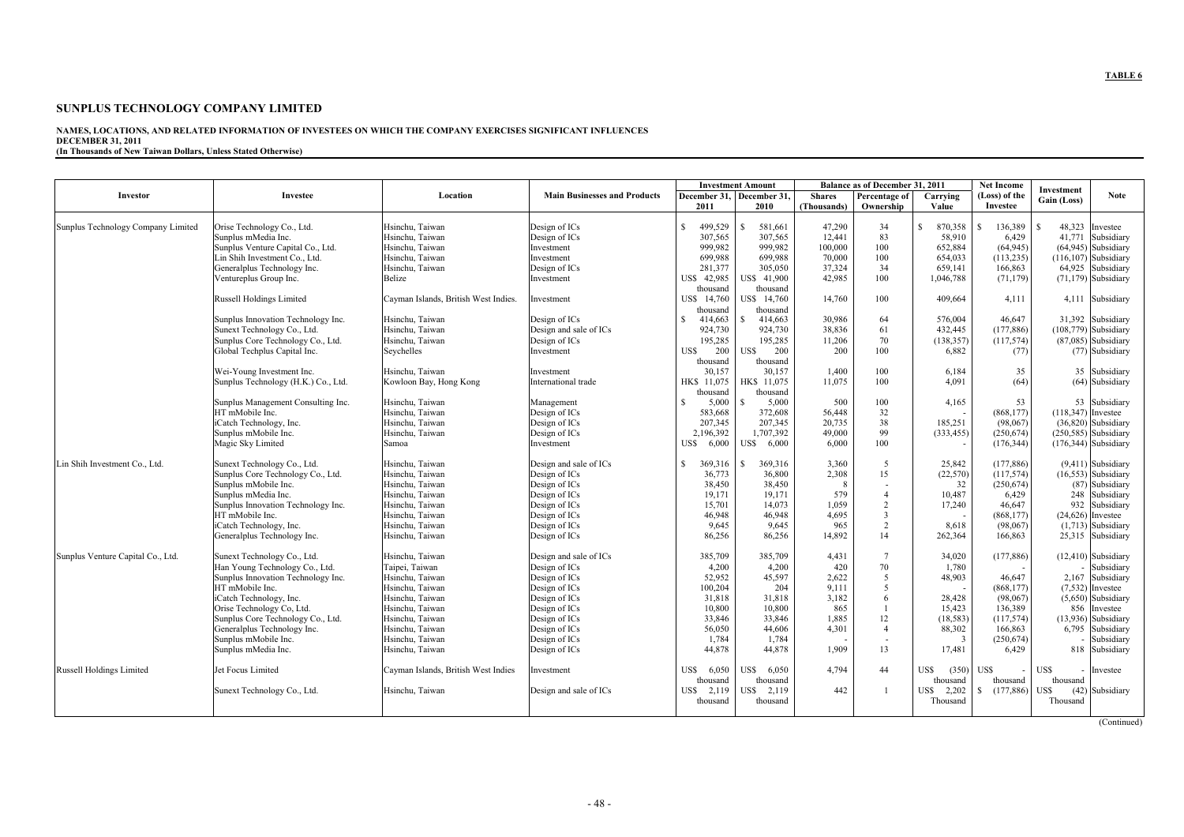**TABLE 6**

# SUNPLUS TECHNOLOGY COMPANY LIMITED

**NAMES, LOCATIONS, AND RELATED INFORMATION OF INVESTEES ON WHICH THE COMPANY EXERCISES SIGNIFICANT INFLUENCES**
**DECEMBER 31, 2011**
**(In Thousands of New Taiwan Dollars, Unless Stated Otherwise)**

| Investor | Investee | Location | Main Businesses and Products | Investment Amount | | Balance as of December 31, 2011 | | | Net Income (Loss) of the Investee | Investment Gain (Loss) | Note |
|---|---|---|---|---|---|---|---|---|---|---|---|
| | | | | December 31, 2011 | December 31, 2010 | Shares (Thousands) | Percentage of Ownership | Carrying Value | | | |
| Sunplus Technology Company Limited | Orise Technology Co., Ltd. | Hsinchu, Taiwan | Design of ICs | $ 499,529 | $ 581,661 | 47,290 | 34 | $ 870,358 | $ 136,389 | $ 48,323 | Investee |
| | Sunplus mMedia Inc. | Hsinchu, Taiwan | Design of ICs | 307,565 | 307,565 | 12,441 | 83 | 58,910 | 6,429 | 41,771 | Subsidiary |
| | Sunplus Venture Capital Co., Ltd. | Hsinchu, Taiwan | Investment | 999,982 | 999,982 | 100,000 | 100 | 652,884 | (64,945) | (64,945) | Subsidiary |
| | Lin Shih Investment Co., Ltd. | Hsinchu, Taiwan | Investment | 699,988 | 699,988 | 70,000 | 100 | 654,033 | (113,235) | (116,107) | Subsidiary |
| | Generalplus Technology Inc. | Hsinchu, Taiwan | Design of ICs | 281,377 | 305,050 | 37,324 | 34 | 659,141 | 166,863 | 64,925 | Subsidiary |
| | Ventureplus Group Inc. | Belize | Investment | US$ 42,985 thousand | US$ 41,900 thousand | 42,985 | 100 | 1,046,788 | (71,179) | (71,179) | Subsidiary |
| | Russell Holdings Limited | Cayman Islands, British West Indies. | Investment | US$ 14,760 thousand | US$ 14,760 thousand | 14,760 | 100 | 409,664 | 4,111 | 4,111 | Subsidiary |
| | Sunplus Innovation Technology Inc. | Hsinchu, Taiwan | Design of ICs | $ 414,663 | $ 414,663 | 30,986 | 64 | 576,004 | 46,647 | 31,392 | Subsidiary |
| | Sunext Technology Co., Ltd. | Hsinchu, Taiwan | Design and sale of ICs | 924,730 | 924,730 | 38,836 | 61 | 432,445 | (177,886) | (108,779) | Subsidiary |
| | Sunplus Core Technology Co., Ltd. | Hsinchu, Taiwan | Design of ICs | 195,285 | 195,285 | 11,206 | 70 | (138,357) | (117,574) | (87,085) | Subsidiary |
| | Global Techplus Capital Inc. | Seychelles | Investment | US$ 200 thousand | US$ 200 thousand | 200 | 100 | 6,882 | (77) | (77) | Subsidiary |
| | Wei-Young Investment Inc. | Hsinchu, Taiwan | Investment | 30,157 | 30,157 | 1,400 | 100 | 6,184 | 35 | 35 | Subsidiary |
| | Sunplus Technology (H.K.) Co., Ltd. | Kowloon Bay, Hong Kong | International trade | HK$ 11,075 thousand | HK$ 11,075 thousand | 11,075 | 100 | 4,091 | (64) | (64) | Subsidiary |
| | Sunplus Management Consulting Inc. | Hsinchu, Taiwan | Management | $ 5,000 | $ 5,000 | 500 | 100 | 4,165 | 53 | 53 | Subsidiary |
| | HT mMobile Inc. | Hsinchu, Taiwan | Design of ICs | 583,668 | 372,608 | 56,448 | 32 | - | (868,177) | (118,347) | Investee |
| | iCatch Technology, Inc. | Hsinchu, Taiwan | Design of ICs | 207,345 | 207,345 | 20,735 | 38 | 185,251 | (98,067) | (36,820) | Subsidiary |
| | Sunplus mMobile Inc. | Hsinchu, Taiwan | Design of ICs | 2,196,392 | 1,707,392 | 49,000 | 99 | (333,455) | (250,674) | (250,585) | Subsidiary |
| | Magic Sky Limited | Samoa | Investment | US$ 6,000 | US$ 6,000 | 6,000 | 100 | - | (176,344) | (176,344) | Subsidiary |
| Lin Shih Investment Co., Ltd. | Sunext Technology Co., Ltd. | Hsinchu, Taiwan | Design and sale of ICs | $ 369,316 | $ 369,316 | 3,360 | 5 | 25,842 | (177,886) | (9,411) | Subsidiary |
| | Sunplus Core Technology Co., Ltd. | Hsinchu, Taiwan | Design of ICs | 36,773 | 36,800 | 2,308 | 15 | (22,570) | (117,574) | (16,553) | Subsidiary |
| | Sunplus mMobile Inc. | Hsinchu, Taiwan | Design of ICs | 38,450 | 38,450 | 8 | - | 32 | (250,674) | (87) | Subsidiary |
| | Sunplus mMedia Inc. | Hsinchu, Taiwan | Design of ICs | 19,171 | 19,171 | 579 | 4 | 10,487 | 6,429 | 248 | Subsidiary |
| | Sunplus Innovation Technology Inc. | Hsinchu, Taiwan | Design of ICs | 15,701 | 14,073 | 1,059 | 2 | 17,240 | 46,647 | 932 | Subsidiary |
| | HT mMobile Inc. | Hsinchu, Taiwan | Design of ICs | 46,948 | 46,948 | 4,695 | 3 | - | (868,177) | (24,626) | Investee |
| | iCatch Technology, Inc. | Hsinchu, Taiwan | Design of ICs | 9,645 | 9,645 | 965 | 2 | 8,618 | (98,067) | (1,713) | Subsidiary |
| | Generalplus Technology Inc. | Hsinchu, Taiwan | Design of ICs | 86,256 | 86,256 | 14,892 | 14 | 262,364 | 166,863 | 25,315 | Subsidiary |
| Sunplus Venture Capital Co., Ltd. | Sunext Technology Co., Ltd. | Hsinchu, Taiwan | Design and sale of ICs | 385,709 | 385,709 | 4,431 | 7 | 34,020 | (177,886) | (12,410) | Subsidiary |
| | Han Young Technology Co., Ltd. | Taipei, Taiwan | Design of ICs | 4,200 | 4,200 | 420 | 70 | 1,780 | - | - | Subsidiary |
| | Sunplus Innovation Technology Inc. | Hsinchu, Taiwan | Design of ICs | 52,952 | 45,597 | 2,622 | 5 | 48,903 | 46,647 | 2,167 | Subsidiary |
| | HT mMobile Inc. | Hsinchu, Taiwan | Design of ICs | 100,204 | 204 | 9,111 | 5 | - | (868,177) | (7,532) | Investee |
| | iCatch Technology, Inc. | Hsinchu, Taiwan | Design of ICs | 31,818 | 31,818 | 3,182 | 6 | 28,428 | (98,067) | (5,650) | Subsidiary |
| | Orise Technology Co, Ltd. | Hsinchu, Taiwan | Design of ICs | 10,800 | 10,800 | 865 | 1 | 15,423 | 136,389 | 856 | Investee |
| | Sunplus Core Technology Co., Ltd. | Hsinchu, Taiwan | Design of ICs | 33,846 | 33,846 | 1,885 | 12 | (18,583) | (117,574) | (13,936) | Subsidiary |
| | Generalplus Technology Inc. | Hsinchu, Taiwan | Design of ICs | 56,050 | 44,606 | 4,301 | 4 | 88,302 | 166,863 | 6,795 | Subsidiary |
| | Sunplus mMobile Inc. | Hsinchu, Taiwan | Design of ICs | 1,784 | 1,784 | - | - | 3 | (250,674) | - | Subsidiary |
| | Sunplus mMedia Inc. | Hsinchu, Taiwan | Design of ICs | 44,878 | 44,878 | 1,909 | 13 | 17,481 | 6,429 | 818 | Subsidiary |
| Russell Holdings Limited | Jet Focus Limited | Cayman Islands, British West Indies | Investment | US$ 6,050 thousand | US$ 6,050 thousand | 4,794 | 44 | US$ (350) thousand | US$ - thousand | US$ - thousand | Investee |
| | Sunext Technology Co., Ltd. | Hsinchu, Taiwan | Design and sale of ICs | US$ 2,119 thousand | US$ 2,119 thousand | 442 | 1 | US$ 2,202 Thousand | $ (177,886) | US$ (42) Thousand | Subsidiary |

(Continued)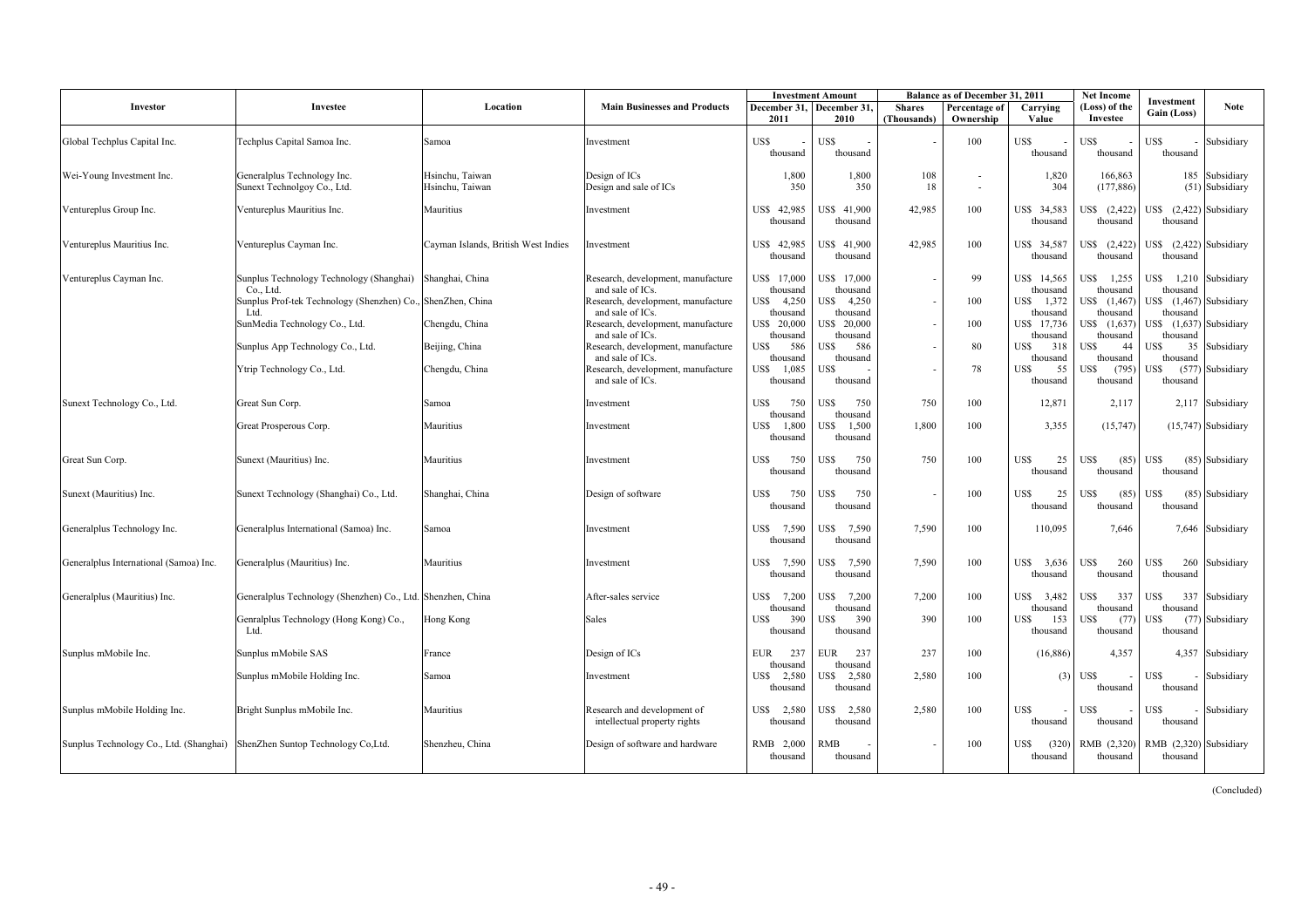| Investor | Investee | Location | Main Businesses and Products | Investment Amount | | Balance as of December 31, 2011 | | | Net Income (Loss) of the Investee | Investment Gain (Loss) | Note |
|---|---|---|---|---|---|---|---|---|---|---|---|
| | | | | December 31, 2011 | December 31, 2010 | Shares (Thousands) | Percentage of Ownership | Carrying Value | | | |
| Global Techplus Capital Inc. | Techplus Capital Samoa Inc. | Samoa | Investment | US$ - thousand | US$ - thousand | - | 100 | US$ - thousand | US$ - thousand | US$ - thousand | Subsidiary |
| Wei-Young Investment Inc. | Generalplus Technology Inc. | Hsinchu, Taiwan | Design of ICs | 1,800 | 1,800 | 108 | - | 1,820 | 166,863 | 185 | Subsidiary |
| | Sunext Technolgoy Co., Ltd. | Hsinchu, Taiwan | Design and sale of ICs | 350 | 350 | 18 | - | 304 | (177,886) | (51) | Subsidiary |
| Ventureplus Group Inc. | Ventureplus Mauritius Inc. | Mauritius | Investment | US$ 42,985 thousand | US$ 41,900 thousand | 42,985 | 100 | US$ 34,583 thousand | US$ (2,422) thousand | US$ (2,422) thousand | Subsidiary |
| Ventureplus Mauritius Inc. | Ventureplus Cayman Inc. | Cayman Islands, British West Indies | Investment | US$ 42,985 thousand | US$ 41,900 thousand | 42,985 | 100 | US$ 34,587 thousand | US$ (2,422) thousand | US$ (2,422) thousand | Subsidiary |
| Ventureplus Cayman Inc. | Sunplus Technology Technology (Shanghai) Co., Ltd. | Shanghai, China | Research, development, manufacture and sale of ICs. | US$ 17,000 thousand | US$ 17,000 thousand | - | 99 | US$ 14,565 thousand | US$ 1,255 thousand | US$ 1,210 thousand | Subsidiary |
| | Sunplus Prof-tek Technology (Shenzhen) Co., Ltd. | ShenZhen, China | Research, development, manufacture and sale of ICs. | US$ 4,250 thousand | US$ 4,250 thousand | - | 100 | US$ 1,372 thousand | US$ (1,467) thousand | US$ (1,467) thousand | Subsidiary |
| | SunMedia Technology Co., Ltd. | Chengdu, China | Research, development, manufacture and sale of ICs. | US$ 20,000 thousand | US$ 20,000 thousand | - | 100 | US$ 17,736 thousand | US$ (1,637) thousand | US$ (1,637) thousand | Subsidiary |
| | Sunplus App Technology Co., Ltd. | Beijing, China | Research, development, manufacture and sale of ICs. | US$ 586 thousand | US$ 586 thousand | - | 80 | US$ 318 thousand | US$ 44 thousand | US$ 35 thousand | Subsidiary |
| | Ytrip Technology Co., Ltd. | Chengdu, China | Research, development, manufacture and sale of ICs. | US$ 1,085 thousand | US$ - thousand | - | 78 | US$ 55 thousand | US$ (795) thousand | US$ (577) thousand | Subsidiary |
| Sunext Technology Co., Ltd. | Great Sun Corp. | Samoa | Investment | US$ 750 thousand | US$ 750 thousand | 750 | 100 | 12,871 | 2,117 | 2,117 | Subsidiary |
| | Great Prosperous Corp. | Mauritius | Investment | US$ 1,800 thousand | US$ 1,500 thousand | 1,800 | 100 | 3,355 | (15,747) | (15,747) | Subsidiary |
| Great Sun Corp. | Sunext (Mauritius) Inc. | Mauritius | Investment | US$ 750 thousand | US$ 750 thousand | 750 | 100 | US$ 25 thousand | US$ (85) thousand | US$ (85) thousand | Subsidiary |
| Sunext (Mauritius) Inc. | Sunext Technology (Shanghai) Co., Ltd. | Shanghai, China | Design of software | US$ 750 thousand | US$ 750 thousand | - | 100 | US$ 25 thousand | US$ (85) thousand | US$ (85) thousand | Subsidiary |
| Generalplus Technology Inc. | Generalplus International (Samoa) Inc. | Samoa | Investment | US$ 7,590 thousand | US$ 7,590 thousand | 7,590 | 100 | 110,095 | 7,646 | 7,646 | Subsidiary |
| Generalplus International (Samoa) Inc. | Generalplus (Mauritius) Inc. | Mauritius | Investment | US$ 7,590 thousand | US$ 7,590 thousand | 7,590 | 100 | US$ 3,636 thousand | US$ 260 thousand | US$ 260 thousand | Subsidiary |
| Generalplus (Mauritius) Inc. | Generalplus Technology (Shenzhen) Co., Ltd. | Shenzhen, China | After-sales service | US$ 7,200 thousand | US$ 7,200 thousand | 7,200 | 100 | US$ 3,482 thousand | US$ 337 thousand | US$ 337 thousand | Subsidiary |
| | Genralplus Technology (Hong Kong) Co., Ltd. | Hong Kong | Sales | US$ 390 thousand | US$ 390 thousand | 390 | 100 | US$ 153 thousand | US$ (77) thousand | US$ (77) thousand | Subsidiary |
| Sunplus mMobile Inc. | Sunplus mMobile SAS | France | Design of ICs | EUR 237 thousand | EUR 237 thousand | 237 | 100 | (16,886) | 4,357 | 4,357 | Subsidiary |
| | Sunplus mMobile Holding Inc. | Samoa | Investment | US$ 2,580 thousand | US$ 2,580 thousand | 2,580 | 100 | (3) | US$ - thousand | US$ - thousand | Subsidiary |
| Sunplus mMobile Holding Inc. | Bright Sunplus mMobile Inc. | Mauritius | Research and development of intellectual property rights | US$ 2,580 thousand | US$ 2,580 thousand | 2,580 | 100 | US$ - thousand | US$ - thousand | US$ - thousand | Subsidiary |
| Sunplus Technology Co., Ltd. (Shanghai) | ShenZhen Suntop Technology Co,Ltd. | Shenzheu, China | Design of software and hardware | RMB 2,000 thousand | RMB - thousand | - | 100 | US$ (320) thousand | RMB (2,320) thousand | RMB (2,320) thousand | Subsidiary |

(Concluded)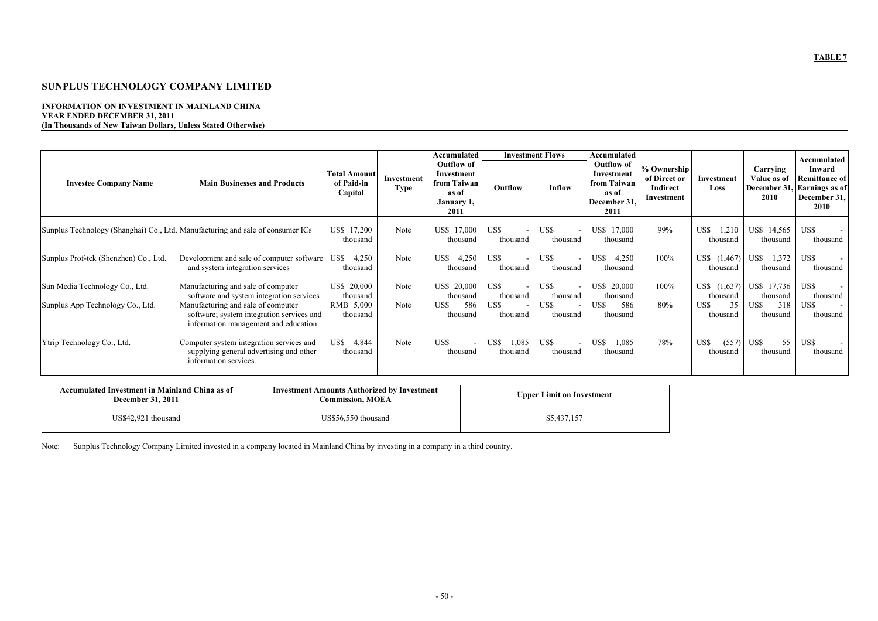**TABLE 7**

## SUNPLUS TECHNOLOGY COMPANY LIMITED

**INFORMATION ON INVESTMENT IN MAINLAND CHINA**
**YEAR ENDED DECEMBER 31, 2011**
**(In Thousands of New Taiwan Dollars, Unless Stated Otherwise)**

| Investee Company Name | Main Businesses and Products | Total Amount of Paid-in Capital | Investment Type | Accumulated Outflow of Investment from Taiwan as of January 1, 2011 | Investment Flows | | Accumulated Outflow of Investment from Taiwan as of December 31, 2011 | % Ownership of Direct or Indirect Investment | Investment Loss | Carrying Value as of December 31, 2010 | Accumulated Inward Remittance of Earnings as of December 31, 2010 |
|---|---|---|---|---|---|---|---|---|---|---|---|
| | | | | | Outflow | Inflow | | | | | |
| Sunplus Technology (Shanghai) Co., Ltd. | Manufacturing and sale of consumer ICs | US$ 17,200 thousand | Note | US$ 17,000 thousand | US$ - thousand | US$ - thousand | US$ 17,000 thousand | 99% | US$ 1,210 thousand | US$ 14,565 thousand | US$ - thousand |
| Sunplus Prof-tek (Shenzhen) Co., Ltd. | Development and sale of computer software and system integration services | US$ 4,250 thousand | Note | US$ 4,250 thousand | US$ - thousand | US$ - thousand | US$ 4,250 thousand | 100% | US$ (1,467) thousand | US$ 1,372 thousand | US$ - thousand |
| Sun Media Technology Co., Ltd. | Manufacturing and sale of computer software and system integration services | US$ 20,000 thousand | Note | US$ 20,000 thousand | US$ - thousand | US$ - thousand | US$ 20,000 thousand | 100% | US$ (1,637) thousand | US$ 17,736 thousand | US$ - thousand |
| Sunplus App Technology Co., Ltd. | Manufacturing and sale of computer software; system integration services and information management and education | RMB 5,000 thousand | Note | US$ 586 thousand | US$ - thousand | US$ - thousand | US$ 586 thousand | 80% | US$ 35 thousand | US$ 318 thousand | US$ - thousand |
| Ytrip Technology Co., Ltd. | Computer system integration services and supplying general advertising and other information services. | US$ 4,844 thousand | Note | US$ - thousand | US$ 1,085 thousand | US$ - thousand | US$ 1,085 thousand | 78% | US$ (557) thousand | US$ 55 thousand | US$ - thousand |

| Accumulated Investment in Mainland China as of December 31, 2011 | Investment Amounts Authorized by Investment Commission, MOEA | Upper Limit on Investment |
|---|---|---|
| US$42,921 thousand | US$56,550 thousand | $5,437,157 |

Note: Sunplus Technology Company Limited invested in a company located in Mainland China by investing in a company in a third country.